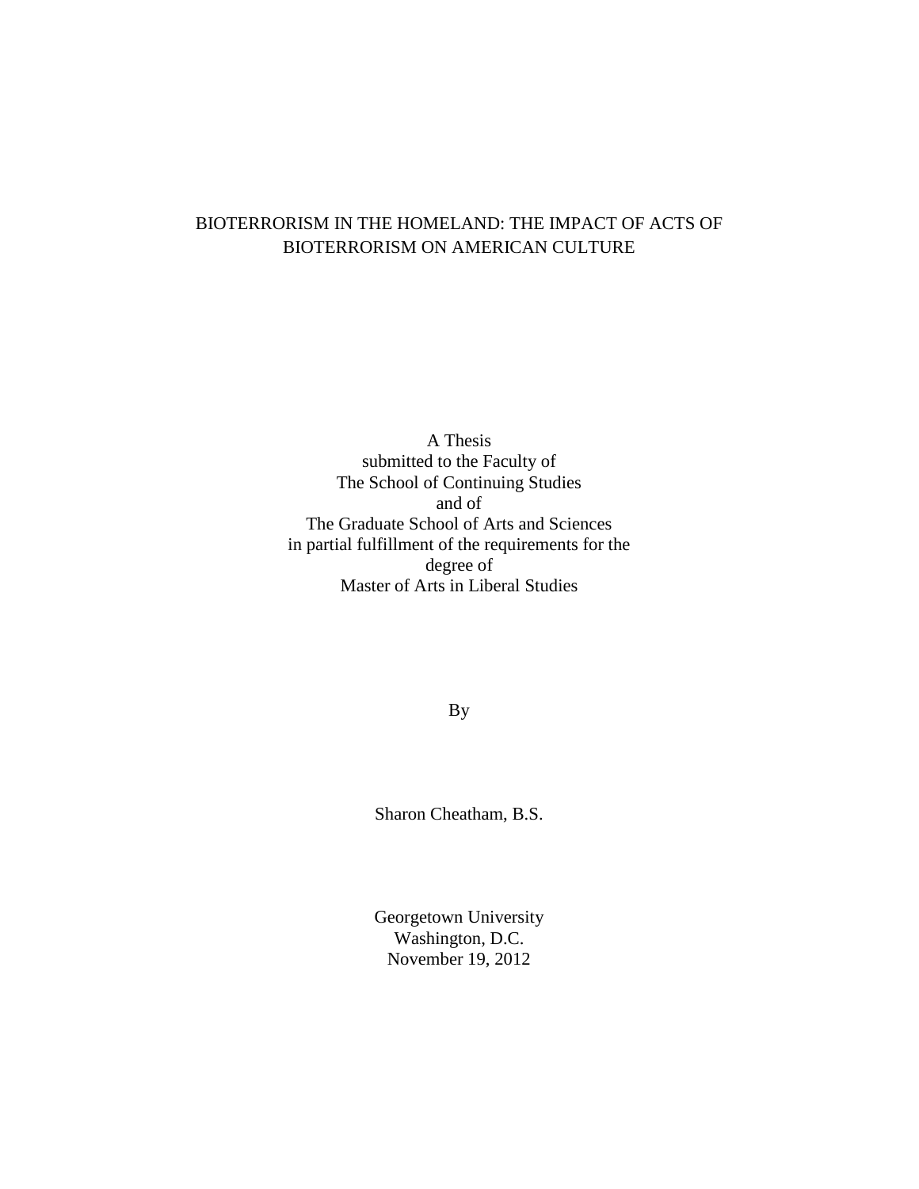# BIOTERRORISM IN THE HOMELAND: THE IMPACT OF ACTS OF BIOTERRORISM ON AMERICAN CULTURE

A Thesis
submitted to the Faculty of
The School of Continuing Studies
and of
The Graduate School of Arts and Sciences
in partial fulfillment of the requirements for the
degree of
Master of Arts in Liberal Studies

By

Sharon Cheatham, B.S.

Georgetown University
Washington, D.C.
November 19, 2012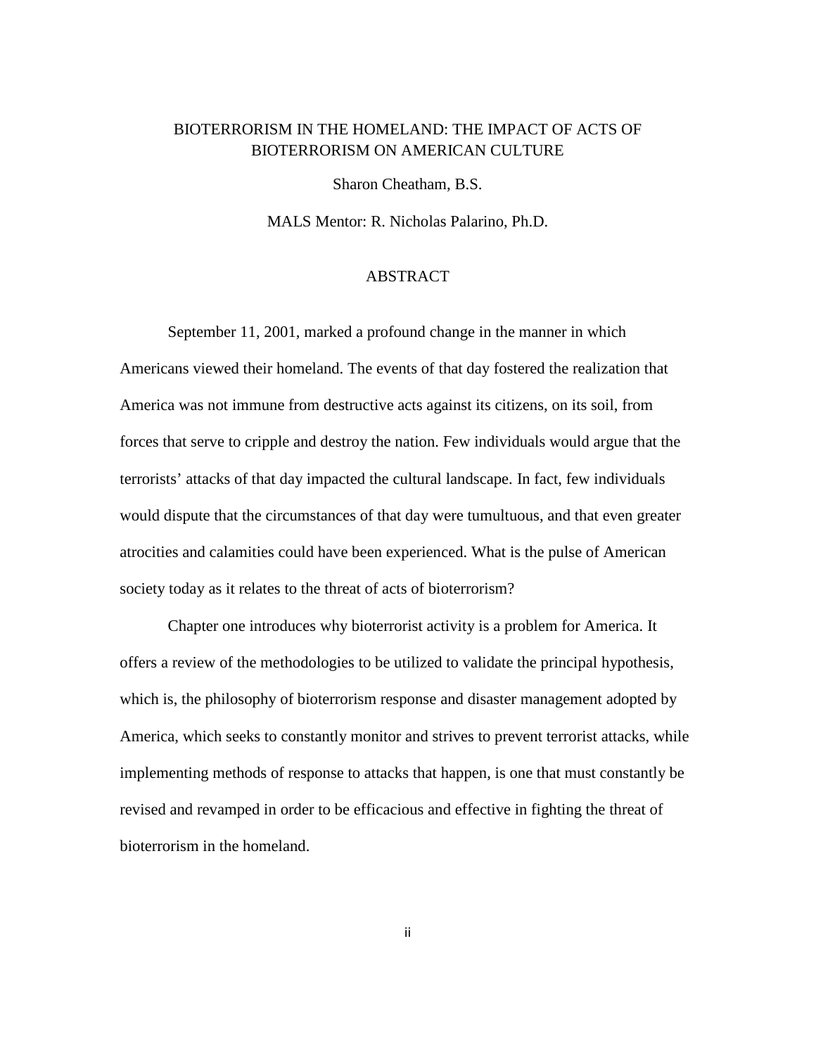# BIOTERRORISM IN THE HOMELAND: THE IMPACT OF ACTS OF BIOTERRORISM ON AMERICAN CULTURE

Sharon Cheatham, B.S.

MALS Mentor: R. Nicholas Palarino, Ph.D.

## ABSTRACT

September 11, 2001, marked a profound change in the manner in which Americans viewed their homeland. The events of that day fostered the realization that America was not immune from destructive acts against its citizens, on its soil, from forces that serve to cripple and destroy the nation. Few individuals would argue that the terrorists' attacks of that day impacted the cultural landscape. In fact, few individuals would dispute that the circumstances of that day were tumultuous, and that even greater atrocities and calamities could have been experienced. What is the pulse of American society today as it relates to the threat of acts of bioterrorism?

Chapter one introduces why bioterrorist activity is a problem for America. It offers a review of the methodologies to be utilized to validate the principal hypothesis, which is, the philosophy of bioterrorism response and disaster management adopted by America, which seeks to constantly monitor and strives to prevent terrorist attacks, while implementing methods of response to attacks that happen, is one that must constantly be revised and revamped in order to be efficacious and effective in fighting the threat of bioterrorism in the homeland.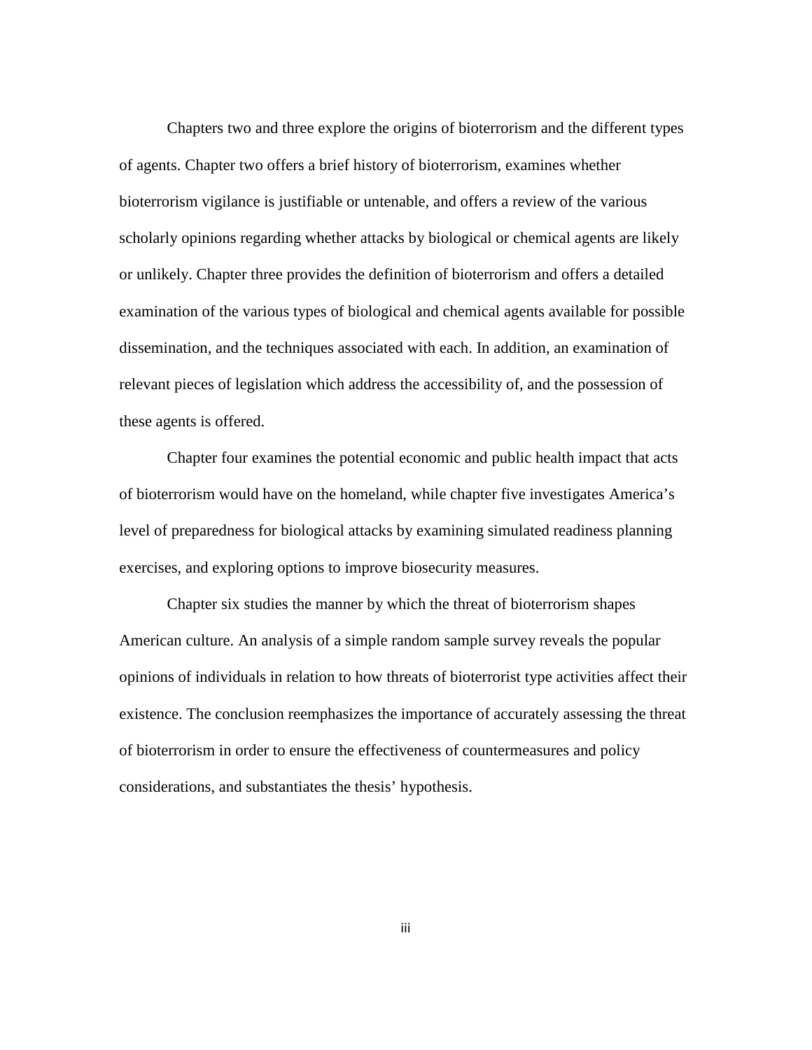Chapters two and three explore the origins of bioterrorism and the different types of agents. Chapter two offers a brief history of bioterrorism, examines whether bioterrorism vigilance is justifiable or untenable, and offers a review of the various scholarly opinions regarding whether attacks by biological or chemical agents are likely or unlikely. Chapter three provides the definition of bioterrorism and offers a detailed examination of the various types of biological and chemical agents available for possible dissemination, and the techniques associated with each. In addition, an examination of relevant pieces of legislation which address the accessibility of, and the possession of these agents is offered.

Chapter four examines the potential economic and public health impact that acts of bioterrorism would have on the homeland, while chapter five investigates America's level of preparedness for biological attacks by examining simulated readiness planning exercises, and exploring options to improve biosecurity measures.

Chapter six studies the manner by which the threat of bioterrorism shapes American culture. An analysis of a simple random sample survey reveals the popular opinions of individuals in relation to how threats of bioterrorist type activities affect their existence. The conclusion reemphasizes the importance of accurately assessing the threat of bioterrorism in order to ensure the effectiveness of countermeasures and policy considerations, and substantiates the thesis' hypothesis.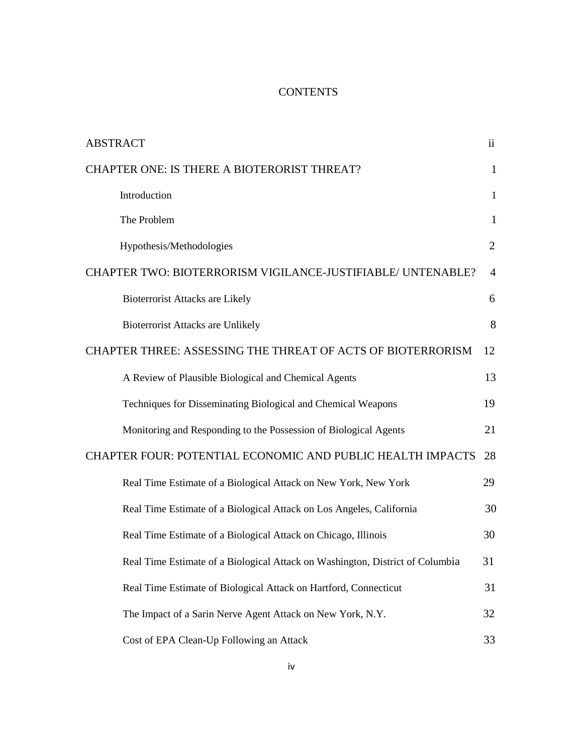# CONTENTS

| | |
|---|---|
| ABSTRACT | ii |
| CHAPTER ONE: IS THERE A BIOTERORIST THREAT? | 1 |
| Introduction | 1 |
| The Problem | 1 |
| Hypothesis/Methodologies | 2 |
| CHAPTER TWO: BIOTERRORISM VIGILANCE-JUSTIFIABLE/ UNTENABLE? | 4 |
| Bioterrorist Attacks are Likely | 6 |
| Bioterrorist Attacks are Unlikely | 8 |
| CHAPTER THREE: ASSESSING THE THREAT OF ACTS OF BIOTERRORISM | 12 |
| A Review of Plausible Biological and Chemical Agents | 13 |
| Techniques for Disseminating Biological and Chemical Weapons | 19 |
| Monitoring and Responding to the Possession of Biological Agents | 21 |
| CHAPTER FOUR: POTENTIAL ECONOMIC AND PUBLIC HEALTH IMPACTS | 28 |
| Real Time Estimate of a Biological Attack on New York, New York | 29 |
| Real Time Estimate of a Biological Attack on Los Angeles, California | 30 |
| Real Time Estimate of a Biological Attack on Chicago, Illinois | 30 |
| Real Time Estimate of a Biological Attack on Washington, District of Columbia | 31 |
| Real Time Estimate of Biological Attack on Hartford, Connecticut | 31 |
| The Impact of a Sarin Nerve Agent Attack on New York, N.Y. | 32 |
| Cost of EPA Clean-Up Following an Attack | 33 |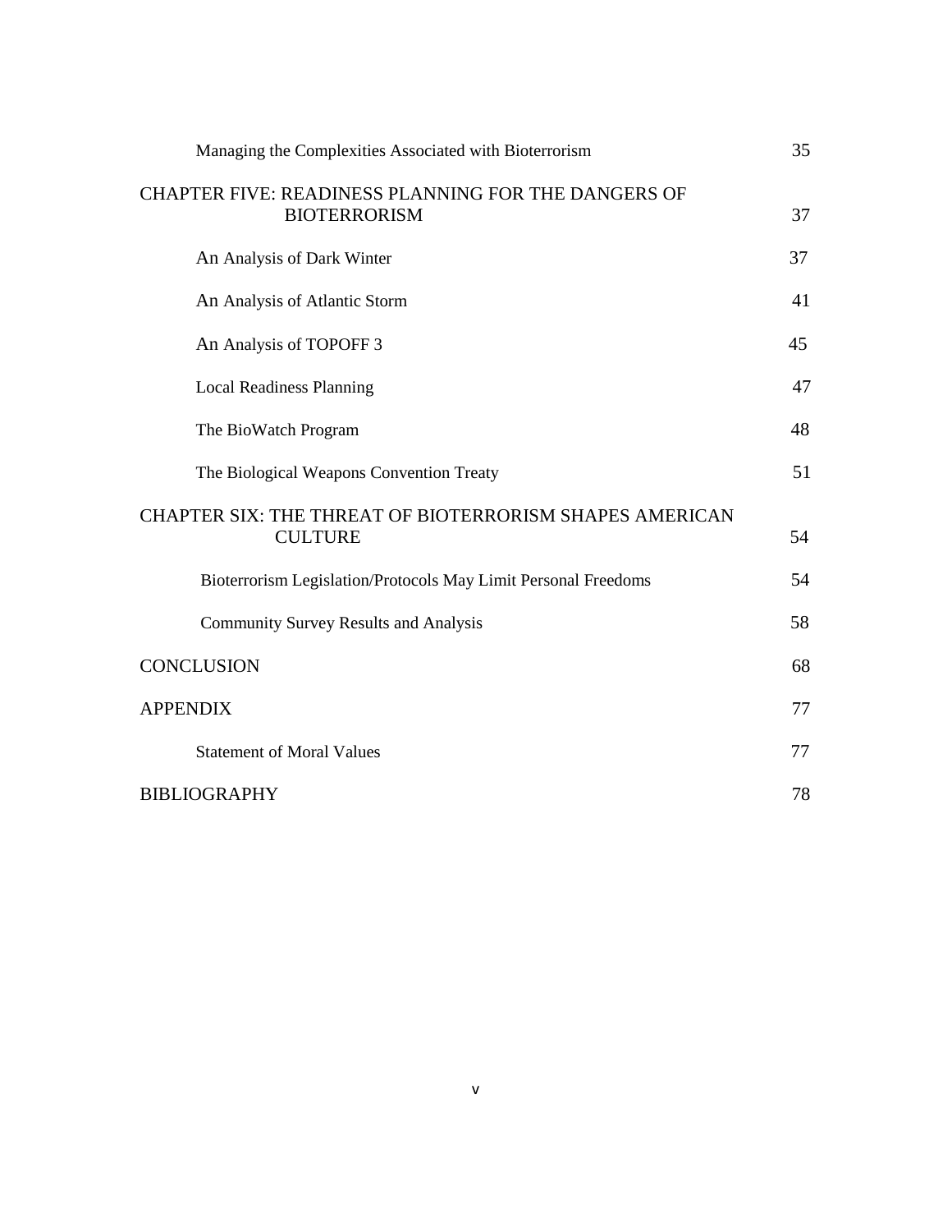| | |
|---|---|
| Managing the Complexities Associated with Bioterrorism | 35 |
| CHAPTER FIVE: READINESS PLANNING FOR THE DANGERS OF BIOTERRORISM | 37 |
| An Analysis of Dark Winter | 37 |
| An Analysis of Atlantic Storm | 41 |
| An Analysis of TOPOFF 3 | 45 |
| Local Readiness Planning | 47 |
| The BioWatch Program | 48 |
| The Biological Weapons Convention Treaty | 51 |
| CHAPTER SIX: THE THREAT OF BIOTERRORISM SHAPES AMERICAN CULTURE | 54 |
| Bioterrorism Legislation/Protocols May Limit Personal Freedoms | 54 |
| Community Survey Results and Analysis | 58 |
| CONCLUSION | 68 |
| APPENDIX | 77 |
| Statement of Moral Values | 77 |
| BIBLIOGRAPHY | 78 |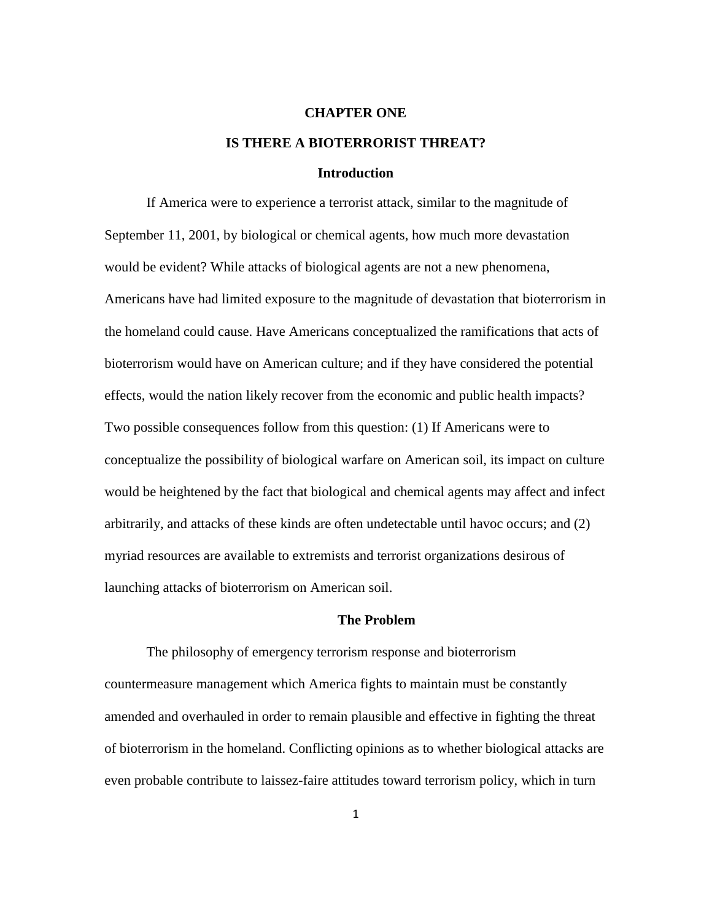# CHAPTER ONE

# IS THERE A BIOTERRORIST THREAT?

## Introduction

If America were to experience a terrorist attack, similar to the magnitude of September 11, 2001, by biological or chemical agents, how much more devastation would be evident? While attacks of biological agents are not a new phenomena, Americans have had limited exposure to the magnitude of devastation that bioterrorism in the homeland could cause. Have Americans conceptualized the ramifications that acts of bioterrorism would have on American culture; and if they have considered the potential effects, would the nation likely recover from the economic and public health impacts? Two possible consequences follow from this question: (1) If Americans were to conceptualize the possibility of biological warfare on American soil, its impact on culture would be heightened by the fact that biological and chemical agents may affect and infect arbitrarily, and attacks of these kinds are often undetectable until havoc occurs; and (2) myriad resources are available to extremists and terrorist organizations desirous of launching attacks of bioterrorism on American soil.

## The Problem

The philosophy of emergency terrorism response and bioterrorism countermeasure management which America fights to maintain must be constantly amended and overhauled in order to remain plausible and effective in fighting the threat of bioterrorism in the homeland. Conflicting opinions as to whether biological attacks are even probable contribute to laissez-faire attitudes toward terrorism policy, which in turn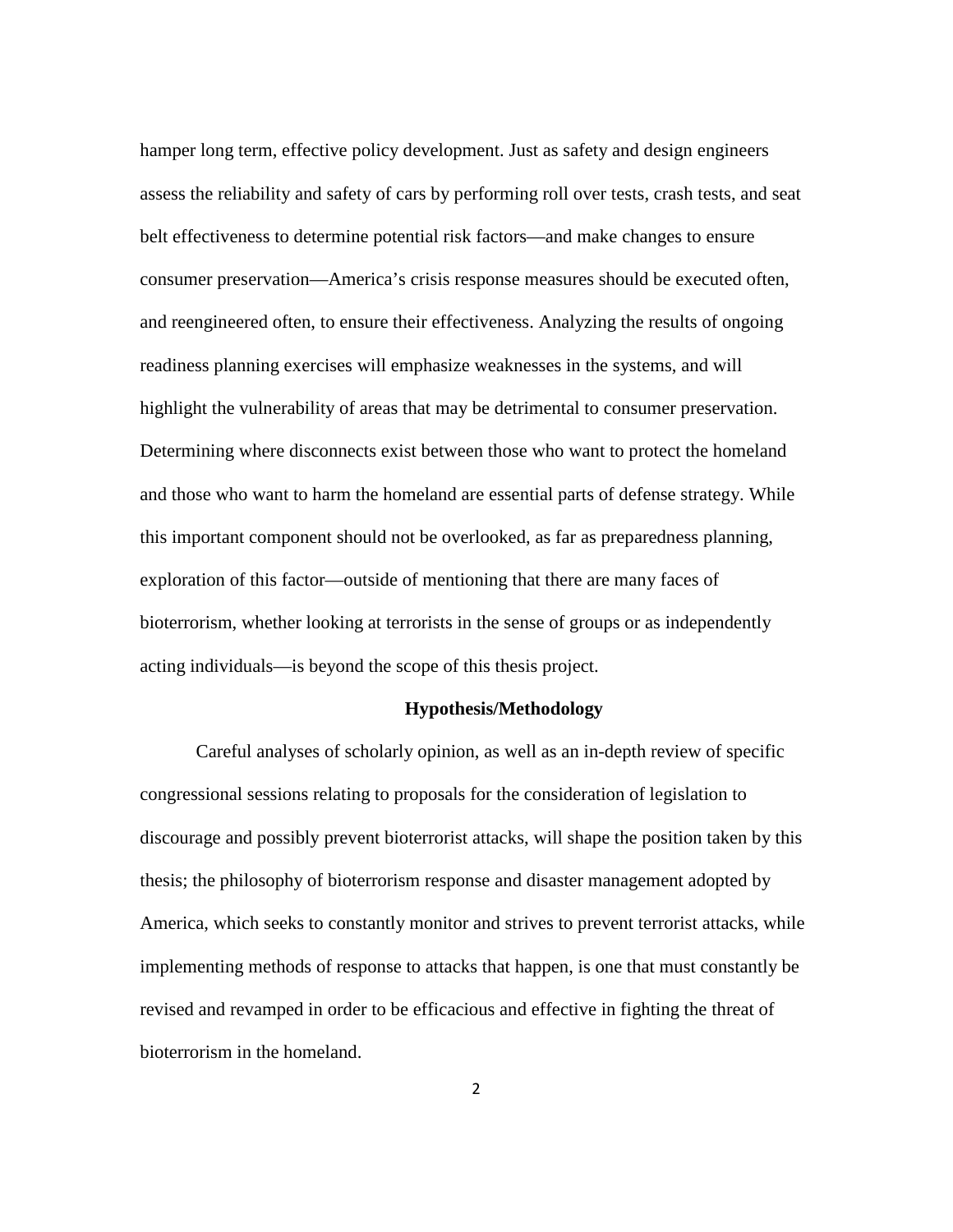hamper long term, effective policy development. Just as safety and design engineers assess the reliability and safety of cars by performing roll over tests, crash tests, and seat belt effectiveness to determine potential risk factors—and make changes to ensure consumer preservation—America's crisis response measures should be executed often, and reengineered often, to ensure their effectiveness. Analyzing the results of ongoing readiness planning exercises will emphasize weaknesses in the systems, and will highlight the vulnerability of areas that may be detrimental to consumer preservation. Determining where disconnects exist between those who want to protect the homeland and those who want to harm the homeland are essential parts of defense strategy. While this important component should not be overlooked, as far as preparedness planning, exploration of this factor—outside of mentioning that there are many faces of bioterrorism, whether looking at terrorists in the sense of groups or as independently acting individuals—is beyond the scope of this thesis project.

## Hypothesis/Methodology

Careful analyses of scholarly opinion, as well as an in-depth review of specific congressional sessions relating to proposals for the consideration of legislation to discourage and possibly prevent bioterrorist attacks, will shape the position taken by this thesis; the philosophy of bioterrorism response and disaster management adopted by America, which seeks to constantly monitor and strives to prevent terrorist attacks, while implementing methods of response to attacks that happen, is one that must constantly be revised and revamped in order to be efficacious and effective in fighting the threat of bioterrorism in the homeland.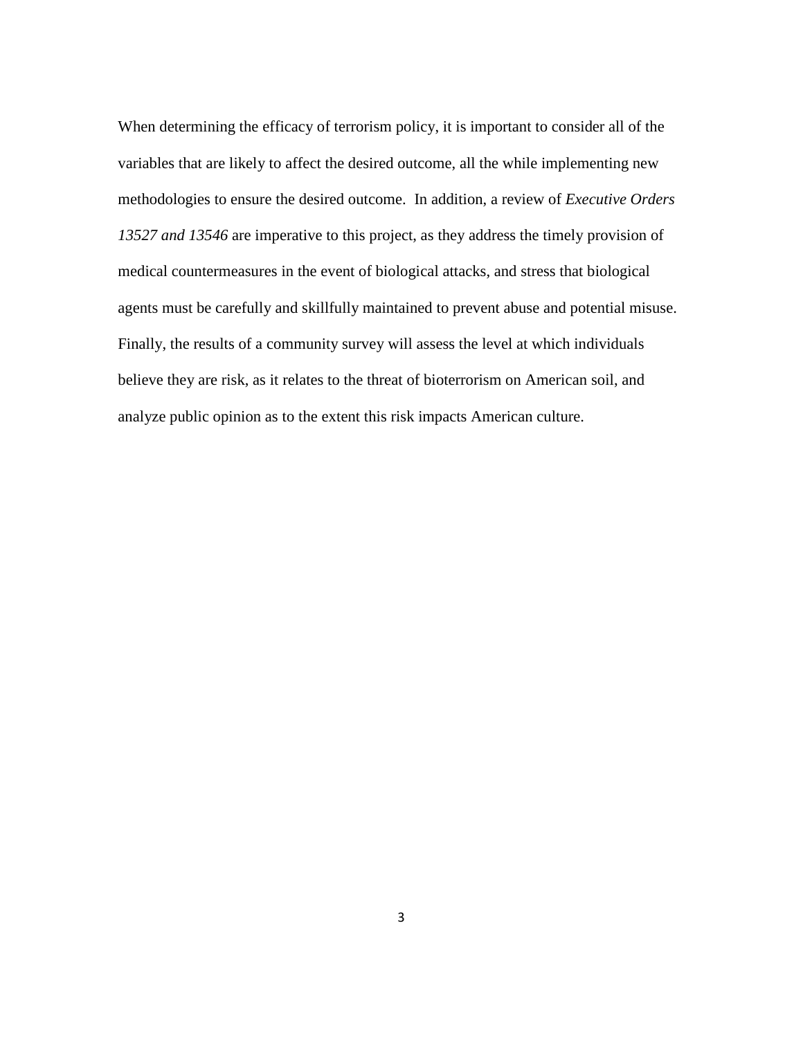When determining the efficacy of terrorism policy, it is important to consider all of the variables that are likely to affect the desired outcome, all the while implementing new methodologies to ensure the desired outcome. In addition, a review of *Executive Orders 13527 and 13546* are imperative to this project, as they address the timely provision of medical countermeasures in the event of biological attacks, and stress that biological agents must be carefully and skillfully maintained to prevent abuse and potential misuse. Finally, the results of a community survey will assess the level at which individuals believe they are risk, as it relates to the threat of bioterrorism on American soil, and analyze public opinion as to the extent this risk impacts American culture.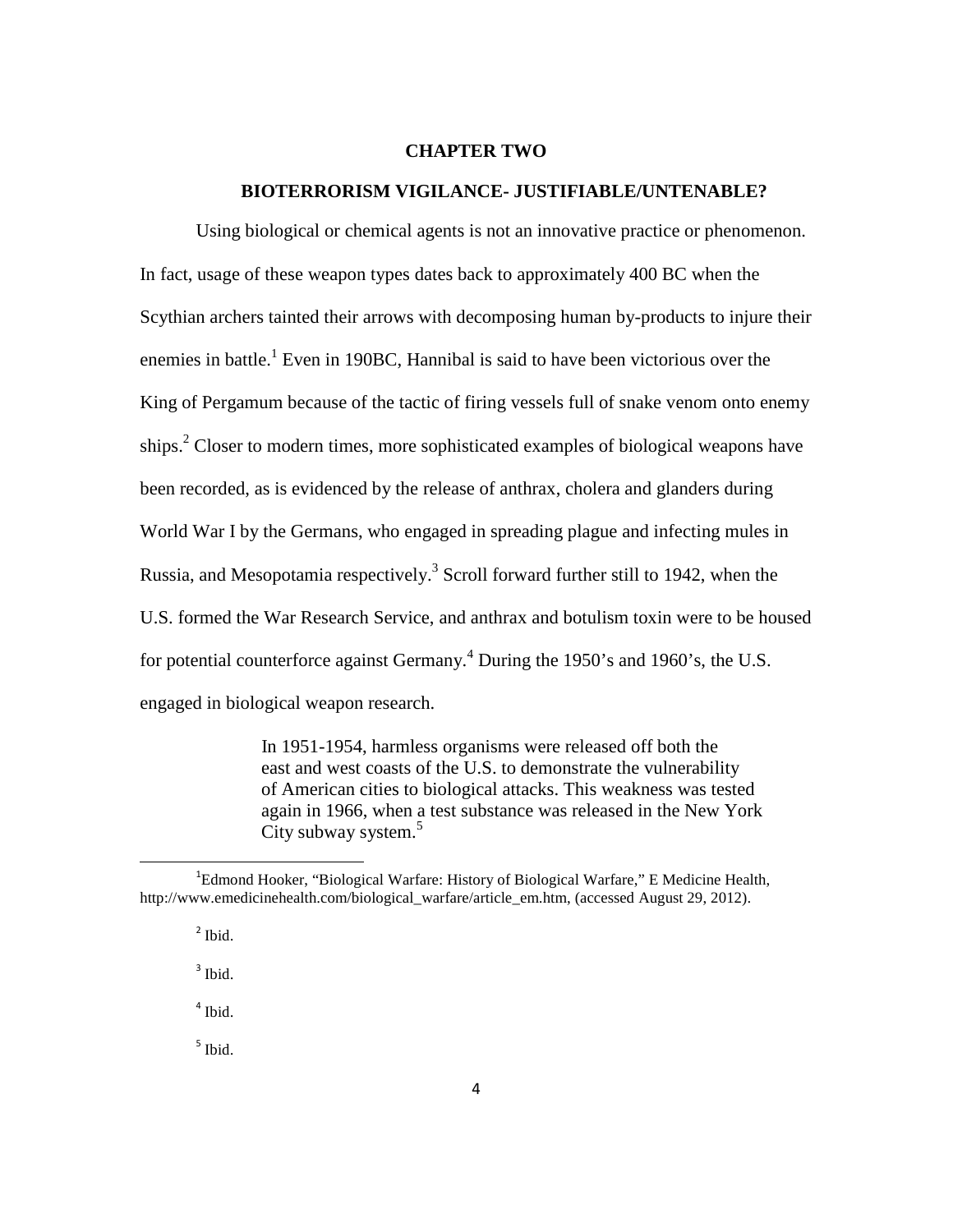# CHAPTER TWO

## BIOTERRORISM VIGILANCE- JUSTIFIABLE/UNTENABLE?

Using biological or chemical agents is not an innovative practice or phenomenon. In fact, usage of these weapon types dates back to approximately 400 BC when the Scythian archers tainted their arrows with decomposing human by-products to injure their enemies in battle.[1] Even in 190BC, Hannibal is said to have been victorious over the King of Pergamum because of the tactic of firing vessels full of snake venom onto enemy ships.[2] Closer to modern times, more sophisticated examples of biological weapons have been recorded, as is evidenced by the release of anthrax, cholera and glanders during World War I by the Germans, who engaged in spreading plague and infecting mules in Russia, and Mesopotamia respectively.[3] Scroll forward further still to 1942, when the U.S. formed the War Research Service, and anthrax and botulism toxin were to be housed for potential counterforce against Germany.[4] During the 1950's and 1960's, the U.S. engaged in biological weapon research.

> In 1951-1954, harmless organisms were released off both the east and west coasts of the U.S. to demonstrate the vulnerability of American cities to biological attacks. This weakness was tested again in 1966, when a test substance was released in the New York City subway system.[5]

---

[1] Edmond Hooker, "Biological Warfare: History of Biological Warfare," E Medicine Health, http://www.emedicinehealth.com/biological_warfare/article_em.htm, (accessed August 29, 2012).

[2] Ibid.

[3] Ibid.

[4] Ibid.

[5] Ibid.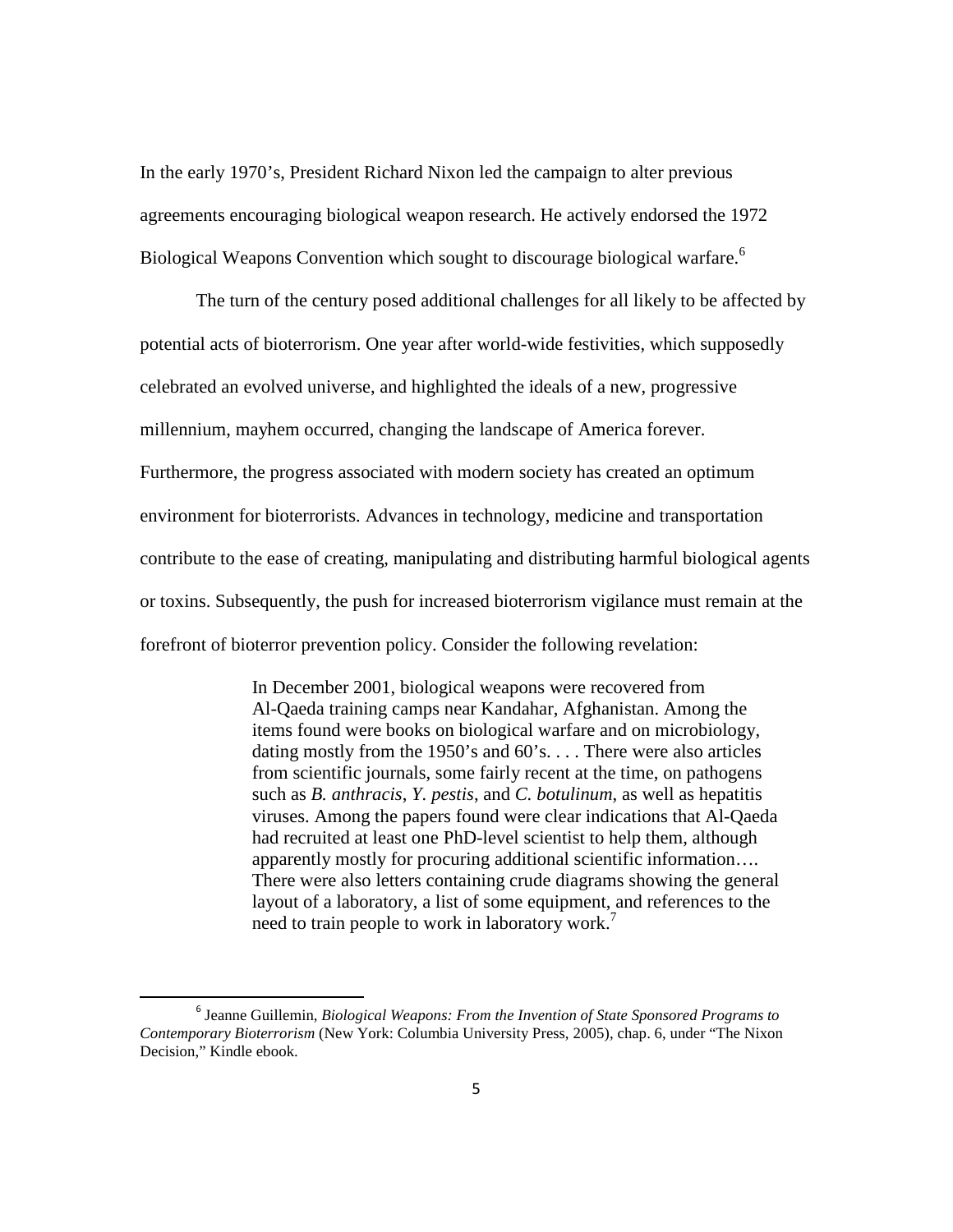In the early 1970's, President Richard Nixon led the campaign to alter previous agreements encouraging biological weapon research. He actively endorsed the 1972 Biological Weapons Convention which sought to discourage biological warfare.[6]

The turn of the century posed additional challenges for all likely to be affected by potential acts of bioterrorism. One year after world-wide festivities, which supposedly celebrated an evolved universe, and highlighted the ideals of a new, progressive millennium, mayhem occurred, changing the landscape of America forever. Furthermore, the progress associated with modern society has created an optimum environment for bioterrorists. Advances in technology, medicine and transportation contribute to the ease of creating, manipulating and distributing harmful biological agents or toxins. Subsequently, the push for increased bioterrorism vigilance must remain at the forefront of bioterror prevention policy. Consider the following revelation:

> In December 2001, biological weapons were recovered from Al-Qaeda training camps near Kandahar, Afghanistan. Among the items found were books on biological warfare and on microbiology, dating mostly from the 1950's and 60's. . . . There were also articles from scientific journals, some fairly recent at the time, on pathogens such as *B. anthracis*, *Y. pestis*, and *C. botulinum*, as well as hepatitis viruses. Among the papers found were clear indications that Al-Qaeda had recruited at least one PhD-level scientist to help them, although apparently mostly for procuring additional scientific information…. There were also letters containing crude diagrams showing the general layout of a laboratory, a list of some equipment, and references to the need to train people to work in laboratory work.[7]

[6] Jeanne Guillemin, *Biological Weapons: From the Invention of State Sponsored Programs to Contemporary Bioterrorism* (New York: Columbia University Press, 2005), chap. 6, under "The Nixon Decision," Kindle ebook.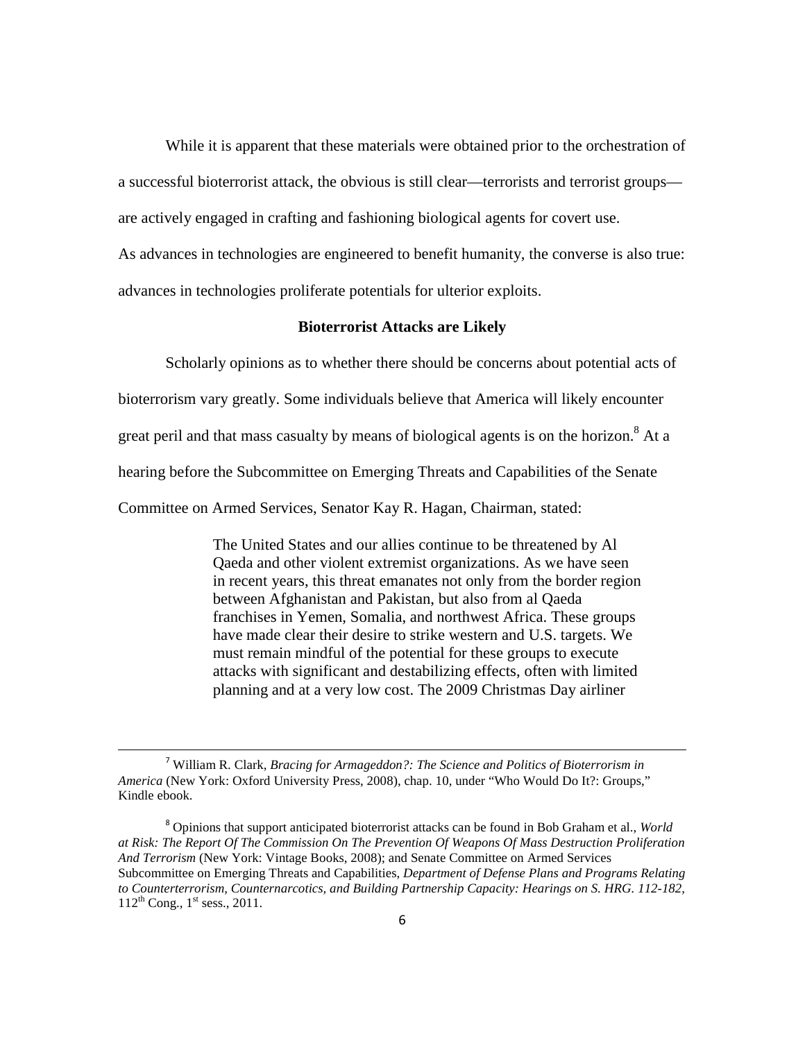While it is apparent that these materials were obtained prior to the orchestration of a successful bioterrorist attack, the obvious is still clear—terrorists and terrorist groups—are actively engaged in crafting and fashioning biological agents for covert use.
As advances in technologies are engineered to benefit humanity, the converse is also true: advances in technologies proliferate potentials for ulterior exploits.

**Bioterrorist Attacks are Likely**

Scholarly opinions as to whether there should be concerns about potential acts of bioterrorism vary greatly. Some individuals believe that America will likely encounter great peril and that mass casualty by means of biological agents is on the horizon.[8] At a hearing before the Subcommittee on Emerging Threats and Capabilities of the Senate Committee on Armed Services, Senator Kay R. Hagan, Chairman, stated:

> The United States and our allies continue to be threatened by Al Qaeda and other violent extremist organizations. As we have seen in recent years, this threat emanates not only from the border region between Afghanistan and Pakistan, but also from al Qaeda franchises in Yemen, Somalia, and northwest Africa. These groups have made clear their desire to strike western and U.S. targets. We must remain mindful of the potential for these groups to execute attacks with significant and destabilizing effects, often with limited planning and at a very low cost. The 2009 Christmas Day airliner

---

[7] William R. Clark, *Bracing for Armageddon?: The Science and Politics of Bioterrorism in America* (New York: Oxford University Press, 2008), chap. 10, under "Who Would Do It?: Groups," Kindle ebook.

[8] Opinions that support anticipated bioterrorist attacks can be found in Bob Graham et al., *World at Risk: The Report Of The Commission On The Prevention Of Weapons Of Mass Destruction Proliferation And Terrorism* (New York: Vintage Books, 2008); and Senate Committee on Armed Services Subcommittee on Emerging Threats and Capabilities, *Department of Defense Plans and Programs Relating to Counterterrorism, Counternarcotics, and Building Partnership Capacity: Hearings on S. HRG. 112-182*, 112th Cong., 1st sess., 2011.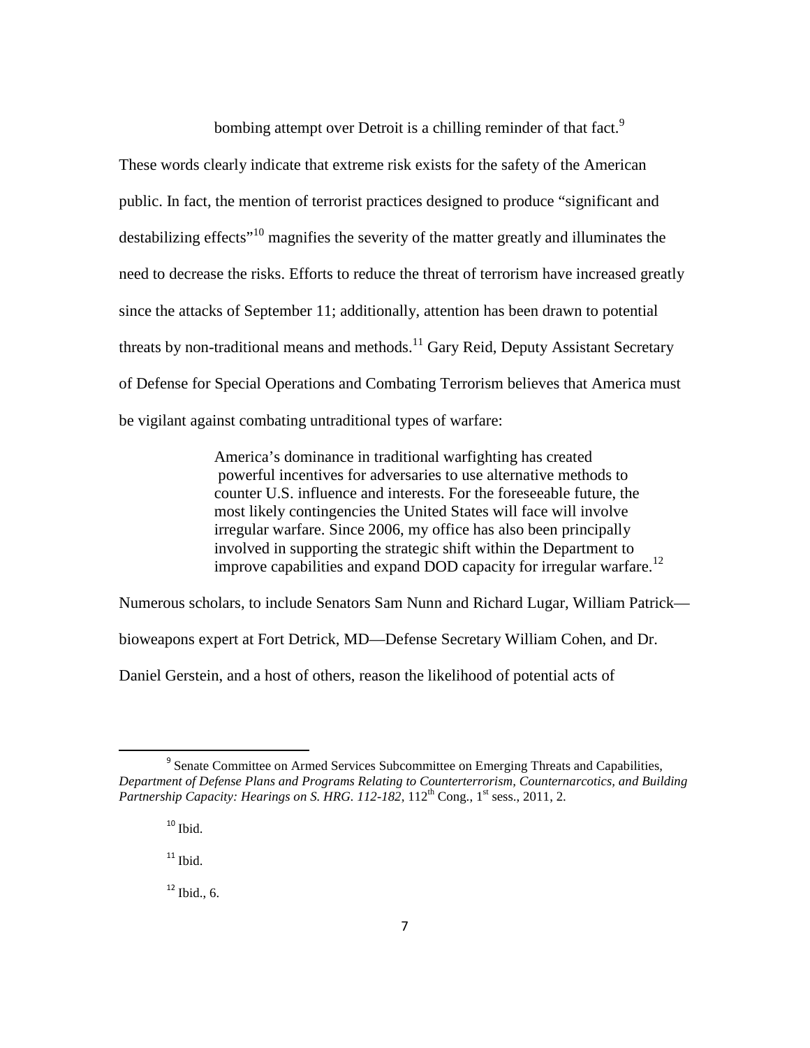bombing attempt over Detroit is a chilling reminder of that fact.[9]

These words clearly indicate that extreme risk exists for the safety of the American public. In fact, the mention of terrorist practices designed to produce "significant and destabilizing effects"[10] magnifies the severity of the matter greatly and illuminates the need to decrease the risks. Efforts to reduce the threat of terrorism have increased greatly since the attacks of September 11; additionally, attention has been drawn to potential threats by non-traditional means and methods.[11] Gary Reid, Deputy Assistant Secretary of Defense for Special Operations and Combating Terrorism believes that America must be vigilant against combating untraditional types of warfare:

> America's dominance in traditional warfighting has created powerful incentives for adversaries to use alternative methods to counter U.S. influence and interests. For the foreseeable future, the most likely contingencies the United States will face will involve irregular warfare. Since 2006, my office has also been principally involved in supporting the strategic shift within the Department to improve capabilities and expand DOD capacity for irregular warfare.[12]

Numerous scholars, to include Senators Sam Nunn and Richard Lugar, William Patrick—bioweapons expert at Fort Detrick, MD—Defense Secretary William Cohen, and Dr. Daniel Gerstein, and a host of others, reason the likelihood of potential acts of

---

[9] Senate Committee on Armed Services Subcommittee on Emerging Threats and Capabilities, *Department of Defense Plans and Programs Relating to Counterterrorism, Counternarcotics, and Building Partnership Capacity: Hearings on S. HRG. 112-182*, 112th Cong., 1st sess., 2011, 2.

[10] Ibid.

[11] Ibid.

[12] Ibid., 6.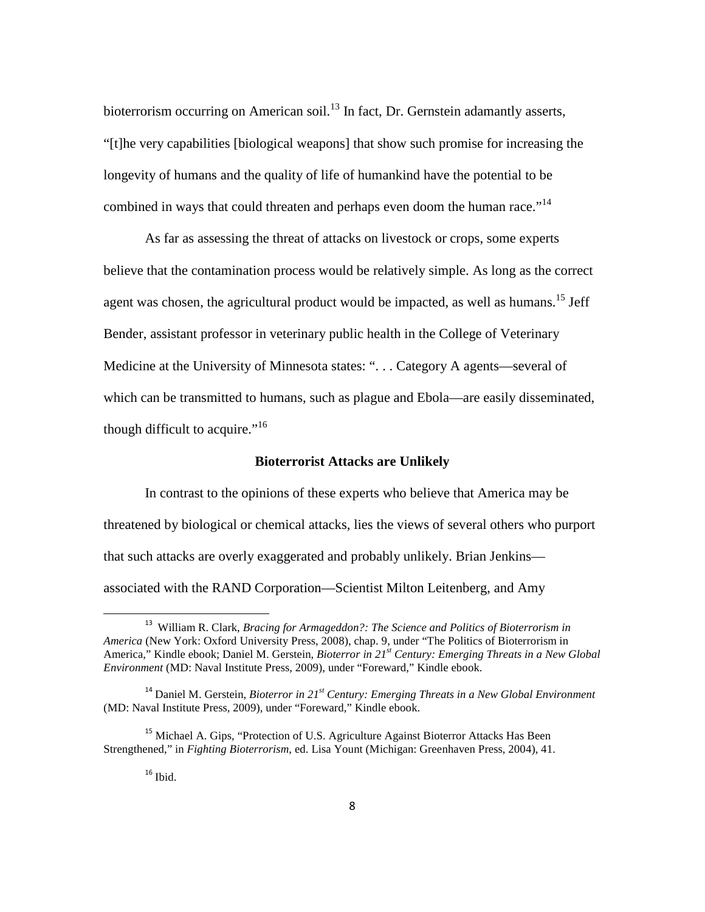bioterrorism occurring on American soil.[13] In fact, Dr. Gernstein adamantly asserts, "[t]he very capabilities [biological weapons] that show such promise for increasing the longevity of humans and the quality of life of humankind have the potential to be combined in ways that could threaten and perhaps even doom the human race."[14]

As far as assessing the threat of attacks on livestock or crops, some experts believe that the contamination process would be relatively simple. As long as the correct agent was chosen, the agricultural product would be impacted, as well as humans.[15] Jeff Bender, assistant professor in veterinary public health in the College of Veterinary Medicine at the University of Minnesota states: ". . . Category A agents—several of which can be transmitted to humans, such as plague and Ebola—are easily disseminated, though difficult to acquire."[16]

**Bioterrorist Attacks are Unlikely**

In contrast to the opinions of these experts who believe that America may be threatened by biological or chemical attacks, lies the views of several others who purport that such attacks are overly exaggerated and probably unlikely. Brian Jenkins—associated with the RAND Corporation—Scientist Milton Leitenberg, and Amy

---

[13] William R. Clark, *Bracing for Armageddon?: The Science and Politics of Bioterrorism in America* (New York: Oxford University Press, 2008), chap. 9, under "The Politics of Bioterrorism in America," Kindle ebook; Daniel M. Gerstein, *Bioterror in 21st Century: Emerging Threats in a New Global Environment* (MD: Naval Institute Press, 2009), under "Foreward," Kindle ebook.

[14] Daniel M. Gerstein, *Bioterror in 21st Century: Emerging Threats in a New Global Environment* (MD: Naval Institute Press, 2009), under "Foreward," Kindle ebook.

[15] Michael A. Gips, "Protection of U.S. Agriculture Against Bioterror Attacks Has Been Strengthened," in *Fighting Bioterrorism*, ed. Lisa Yount (Michigan: Greenhaven Press, 2004), 41.

[16] Ibid.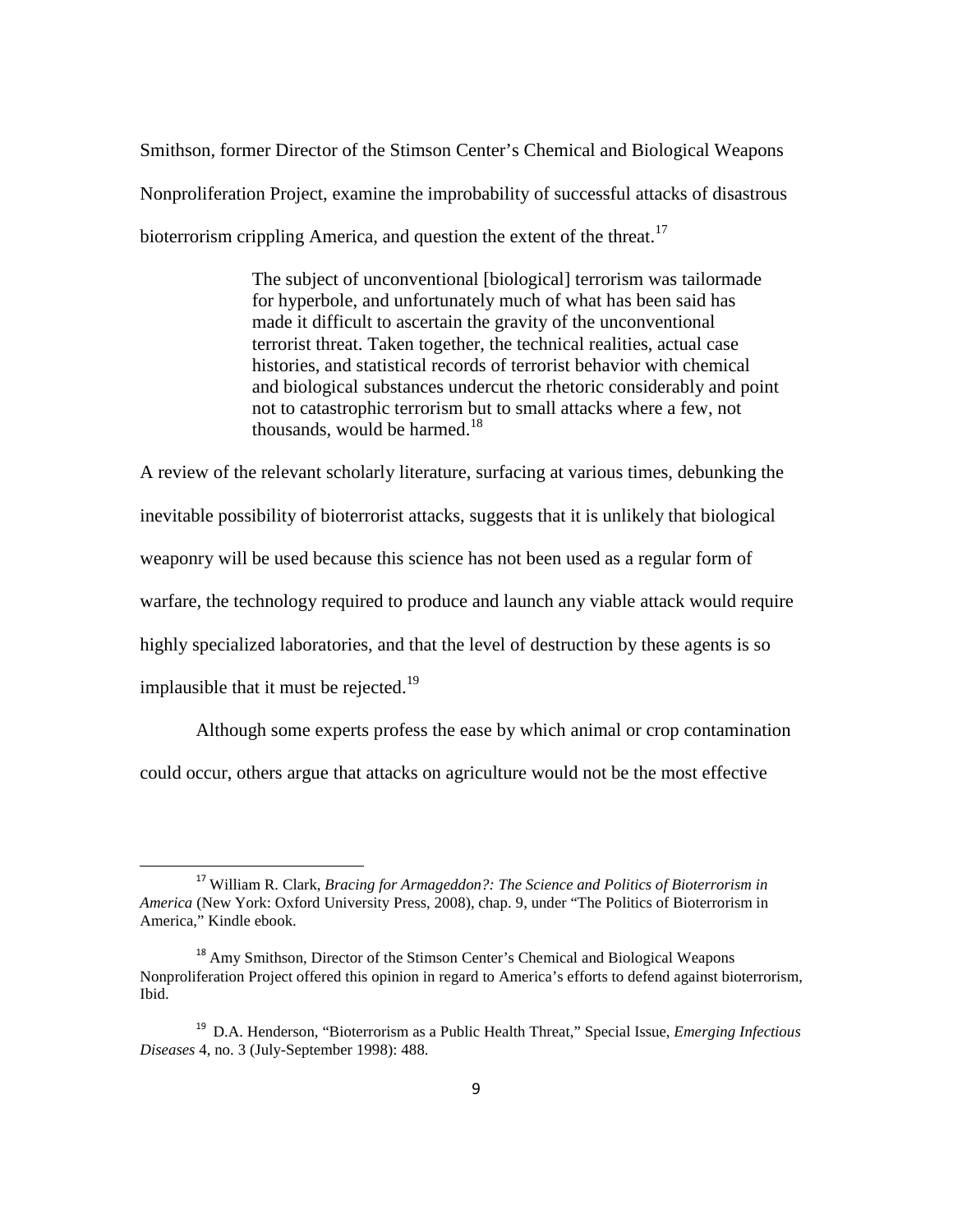Smithson, former Director of the Stimson Center's Chemical and Biological Weapons Nonproliferation Project, examine the improbability of successful attacks of disastrous bioterrorism crippling America, and question the extent of the threat.[17]

> The subject of unconventional [biological] terrorism was tailormade for hyperbole, and unfortunately much of what has been said has made it difficult to ascertain the gravity of the unconventional terrorist threat. Taken together, the technical realities, actual case histories, and statistical records of terrorist behavior with chemical and biological substances undercut the rhetoric considerably and point not to catastrophic terrorism but to small attacks where a few, not thousands, would be harmed.[18]

A review of the relevant scholarly literature, surfacing at various times, debunking the inevitable possibility of bioterrorist attacks, suggests that it is unlikely that biological weaponry will be used because this science has not been used as a regular form of warfare, the technology required to produce and launch any viable attack would require highly specialized laboratories, and that the level of destruction by these agents is so implausible that it must be rejected.[19]

Although some experts profess the ease by which animal or crop contamination could occur, others argue that attacks on agriculture would not be the most effective

---

[17] William R. Clark, *Bracing for Armageddon?: The Science and Politics of Bioterrorism in America* (New York: Oxford University Press, 2008), chap. 9, under "The Politics of Bioterrorism in America," Kindle ebook.

[18] Amy Smithson, Director of the Stimson Center's Chemical and Biological Weapons Nonproliferation Project offered this opinion in regard to America's efforts to defend against bioterrorism, Ibid.

[19] D.A. Henderson, "Bioterrorism as a Public Health Threat," Special Issue, *Emerging Infectious Diseases* 4, no. 3 (July-September 1998): 488.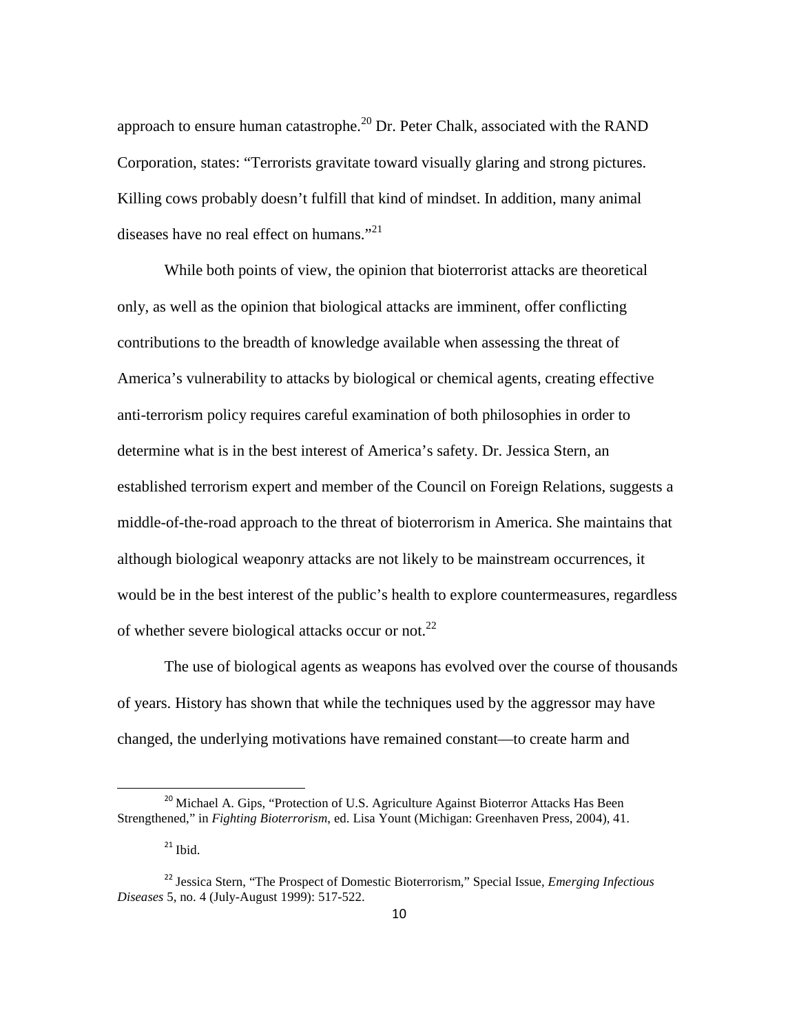approach to ensure human catastrophe.[20] Dr. Peter Chalk, associated with the RAND Corporation, states: "Terrorists gravitate toward visually glaring and strong pictures. Killing cows probably doesn't fulfill that kind of mindset. In addition, many animal diseases have no real effect on humans."[21]

While both points of view, the opinion that bioterrorist attacks are theoretical only, as well as the opinion that biological attacks are imminent, offer conflicting contributions to the breadth of knowledge available when assessing the threat of America's vulnerability to attacks by biological or chemical agents, creating effective anti-terrorism policy requires careful examination of both philosophies in order to determine what is in the best interest of America's safety. Dr. Jessica Stern, an established terrorism expert and member of the Council on Foreign Relations, suggests a middle-of-the-road approach to the threat of bioterrorism in America. She maintains that although biological weaponry attacks are not likely to be mainstream occurrences, it would be in the best interest of the public's health to explore countermeasures, regardless of whether severe biological attacks occur or not.[22]

The use of biological agents as weapons has evolved over the course of thousands of years. History has shown that while the techniques used by the aggressor may have changed, the underlying motivations have remained constant—to create harm and

---

[20] Michael A. Gips, "Protection of U.S. Agriculture Against Bioterror Attacks Has Been Strengthened," in *Fighting Bioterrorism*, ed. Lisa Yount (Michigan: Greenhaven Press, 2004), 41.

[21] Ibid.

[22] Jessica Stern, "The Prospect of Domestic Bioterrorism," Special Issue, *Emerging Infectious Diseases* 5, no. 4 (July-August 1999): 517-522.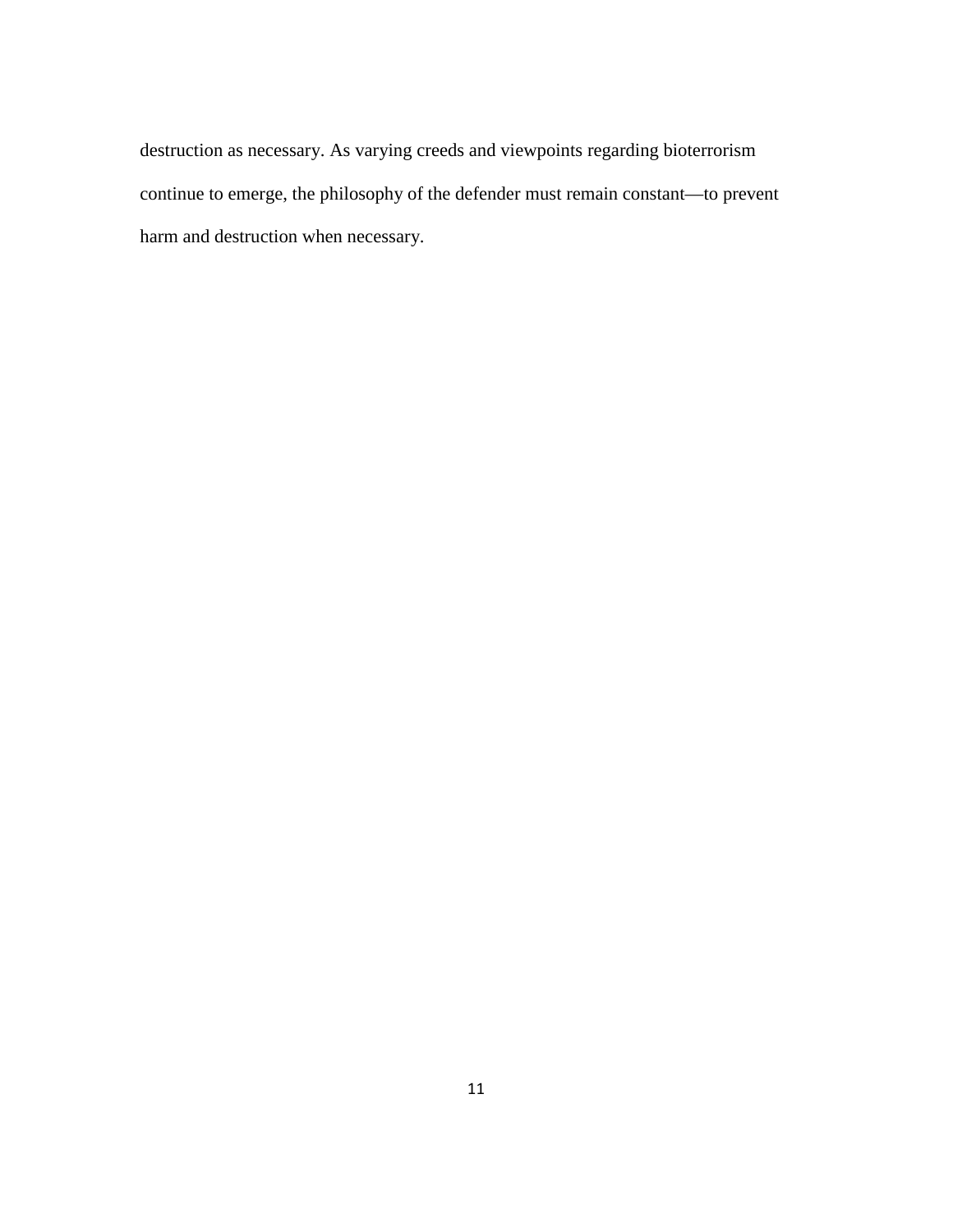destruction as necessary. As varying creeds and viewpoints regarding bioterrorism continue to emerge, the philosophy of the defender must remain constant—to prevent harm and destruction when necessary.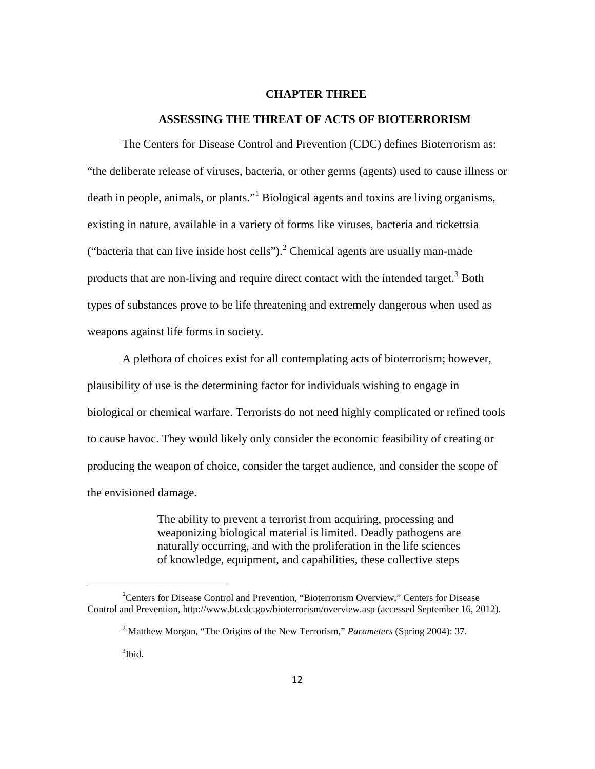# CHAPTER THREE

## ASSESSING THE THREAT OF ACTS OF BIOTERRORISM

The Centers for Disease Control and Prevention (CDC) defines Bioterrorism as: "the deliberate release of viruses, bacteria, or other germs (agents) used to cause illness or death in people, animals, or plants."[1] Biological agents and toxins are living organisms, existing in nature, available in a variety of forms like viruses, bacteria and rickettsia ("bacteria that can live inside host cells").[2] Chemical agents are usually man-made products that are non-living and require direct contact with the intended target.[3] Both types of substances prove to be life threatening and extremely dangerous when used as weapons against life forms in society.

A plethora of choices exist for all contemplating acts of bioterrorism; however, plausibility of use is the determining factor for individuals wishing to engage in biological or chemical warfare. Terrorists do not need highly complicated or refined tools to cause havoc. They would likely only consider the economic feasibility of creating or producing the weapon of choice, consider the target audience, and consider the scope of the envisioned damage.

> The ability to prevent a terrorist from acquiring, processing and weaponizing biological material is limited. Deadly pathogens are naturally occurring, and with the proliferation in the life sciences of knowledge, equipment, and capabilities, these collective steps

---

[1] Centers for Disease Control and Prevention, "Bioterrorism Overview," Centers for Disease Control and Prevention, http://www.bt.cdc.gov/bioterrorism/overview.asp (accessed September 16, 2012).

[2] Matthew Morgan, "The Origins of the New Terrorism," *Parameters* (Spring 2004): 37.

[3] Ibid.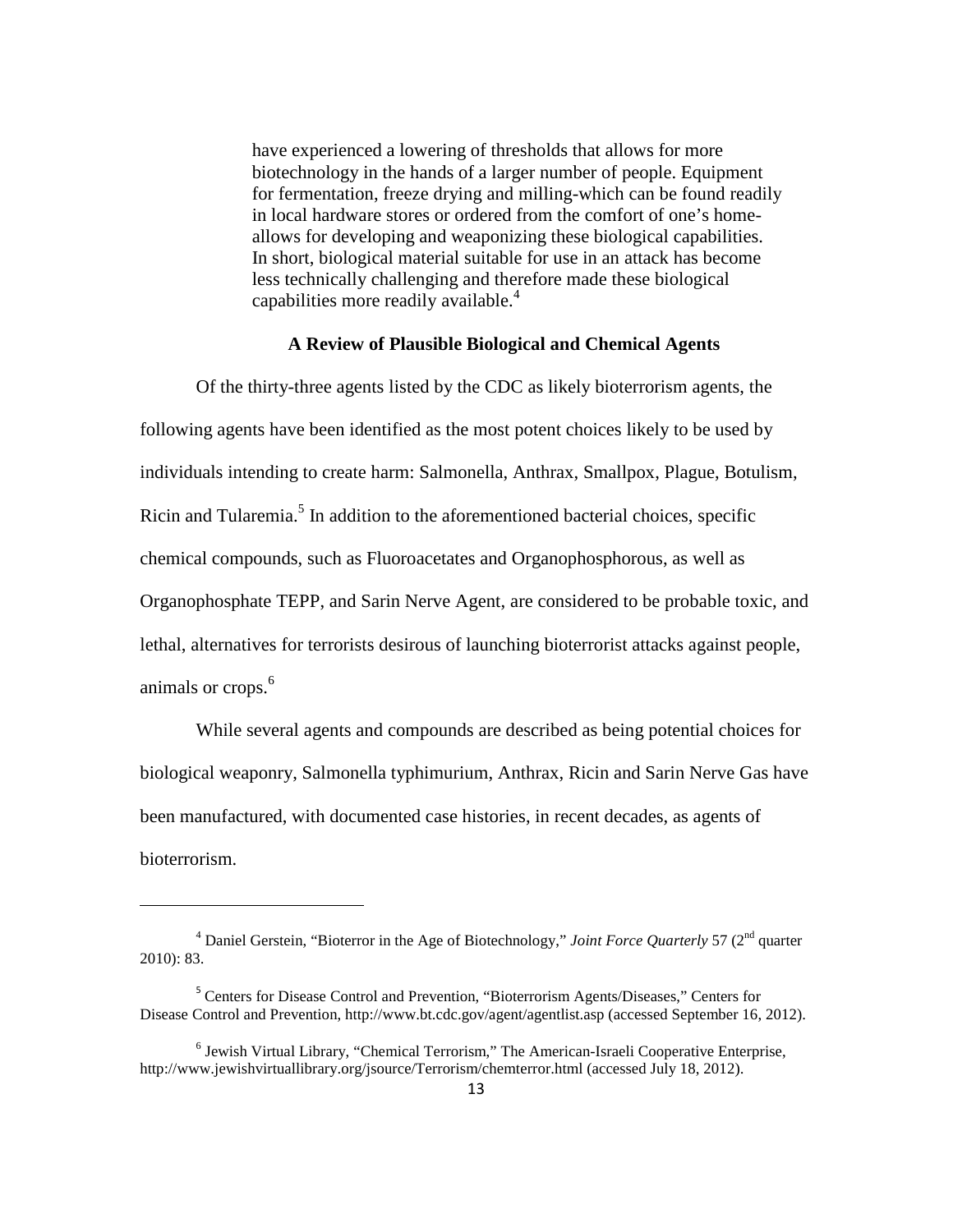> have experienced a lowering of thresholds that allows for more biotechnology in the hands of a larger number of people. Equipment for fermentation, freeze drying and milling-which can be found readily in local hardware stores or ordered from the comfort of one's home-allows for developing and weaponizing these biological capabilities. In short, biological material suitable for use in an attack has become less technically challenging and therefore made these biological capabilities more readily available.[4]

**A Review of Plausible Biological and Chemical Agents**

Of the thirty-three agents listed by the CDC as likely bioterrorism agents, the following agents have been identified as the most potent choices likely to be used by individuals intending to create harm: Salmonella, Anthrax, Smallpox, Plague, Botulism, Ricin and Tularemia.[5] In addition to the aforementioned bacterial choices, specific chemical compounds, such as Fluoroacetates and Organophosphorous, as well as Organophosphate TEPP, and Sarin Nerve Agent, are considered to be probable toxic, and lethal, alternatives for terrorists desirous of launching bioterrorist attacks against people, animals or crops.[6]

While several agents and compounds are described as being potential choices for biological weaponry, Salmonella typhimurium, Anthrax, Ricin and Sarin Nerve Gas have been manufactured, with documented case histories, in recent decades, as agents of bioterrorism.

---

[4] Daniel Gerstein, "Bioterror in the Age of Biotechnology," *Joint Force Quarterly* 57 (2nd quarter 2010): 83.

[5] Centers for Disease Control and Prevention, "Bioterrorism Agents/Diseases," Centers for Disease Control and Prevention, http://www.bt.cdc.gov/agent/agentlist.asp (accessed September 16, 2012).

[6] Jewish Virtual Library, "Chemical Terrorism," The American-Israeli Cooperative Enterprise, http://www.jewishvirtuallibrary.org/jsource/Terrorism/chemterror.html (accessed July 18, 2012).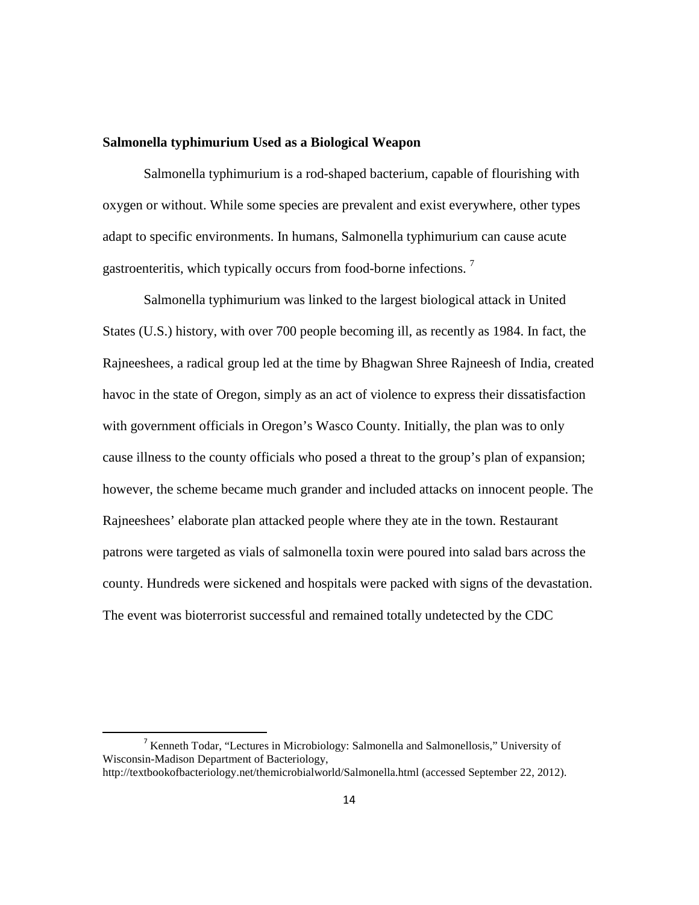**Salmonella typhimurium Used as a Biological Weapon**

Salmonella typhimurium is a rod-shaped bacterium, capable of flourishing with oxygen or without. While some species are prevalent and exist everywhere, other types adapt to specific environments. In humans, Salmonella typhimurium can cause acute gastroenteritis, which typically occurs from food-borne infections. [7]

Salmonella typhimurium was linked to the largest biological attack in United States (U.S.) history, with over 700 people becoming ill, as recently as 1984. In fact, the Rajneeshees, a radical group led at the time by Bhagwan Shree Rajneesh of India, created havoc in the state of Oregon, simply as an act of violence to express their dissatisfaction with government officials in Oregon's Wasco County. Initially, the plan was to only cause illness to the county officials who posed a threat to the group's plan of expansion; however, the scheme became much grander and included attacks on innocent people. The Rajneeshees' elaborate plan attacked people where they ate in the town. Restaurant patrons were targeted as vials of salmonella toxin were poured into salad bars across the county. Hundreds were sickened and hospitals were packed with signs of the devastation. The event was bioterrorist successful and remained totally undetected by the CDC

[7] Kenneth Todar, "Lectures in Microbiology: Salmonella and Salmonellosis," University of Wisconsin-Madison Department of Bacteriology, http://textbookofbacteriology.net/themicrobialworld/Salmonella.html (accessed September 22, 2012).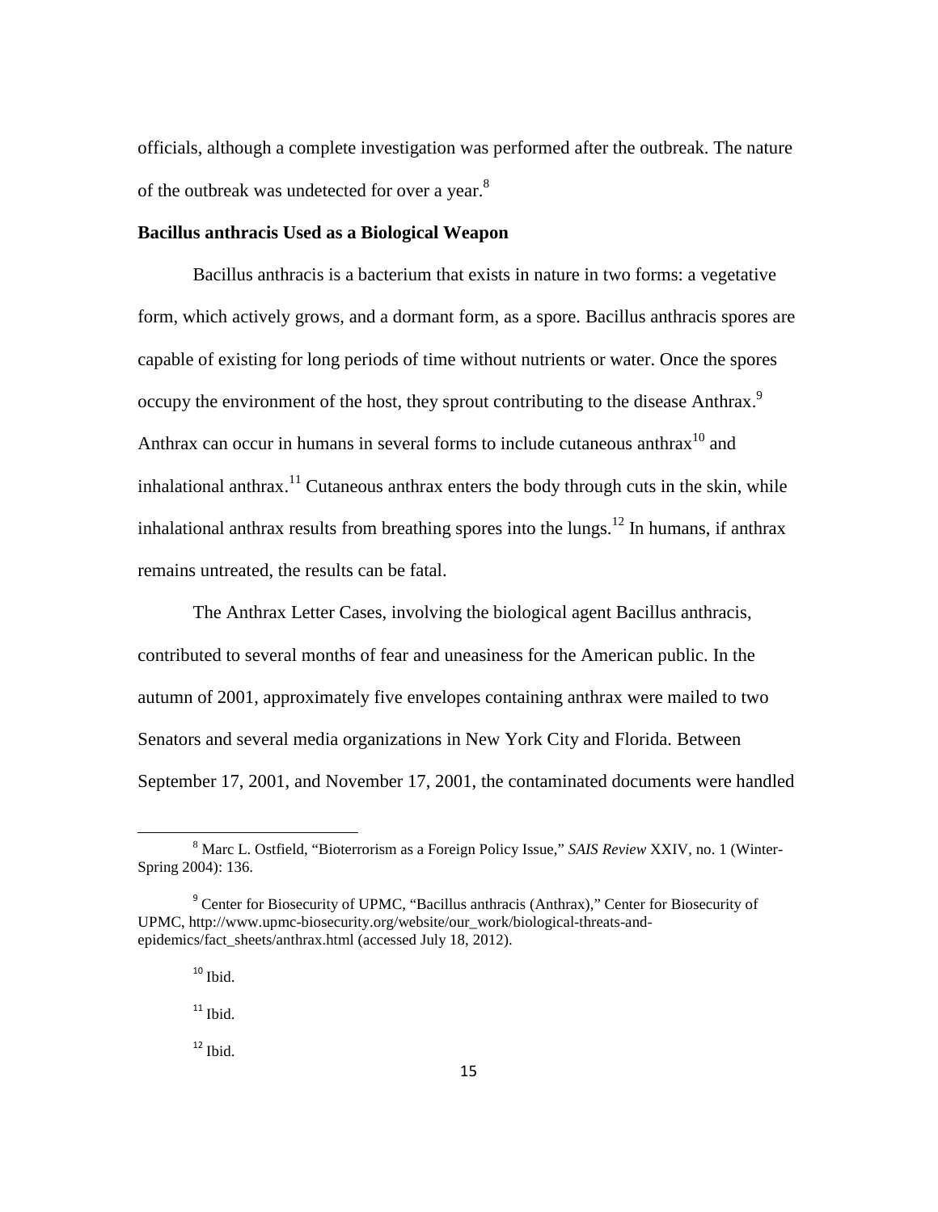officials, although a complete investigation was performed after the outbreak. The nature of the outbreak was undetected for over a year.[8]

**Bacillus anthracis Used as a Biological Weapon**

Bacillus anthracis is a bacterium that exists in nature in two forms: a vegetative form, which actively grows, and a dormant form, as a spore. Bacillus anthracis spores are capable of existing for long periods of time without nutrients or water. Once the spores occupy the environment of the host, they sprout contributing to the disease Anthrax.[9] Anthrax can occur in humans in several forms to include cutaneous anthrax[10] and inhalational anthrax.[11] Cutaneous anthrax enters the body through cuts in the skin, while inhalational anthrax results from breathing spores into the lungs.[12] In humans, if anthrax remains untreated, the results can be fatal.

The Anthrax Letter Cases, involving the biological agent Bacillus anthracis, contributed to several months of fear and uneasiness for the American public. In the autumn of 2001, approximately five envelopes containing anthrax were mailed to two Senators and several media organizations in New York City and Florida. Between September 17, 2001, and November 17, 2001, the contaminated documents were handled

---

[8] Marc L. Ostfield, "Bioterrorism as a Foreign Policy Issue," *SAIS Review* XXIV, no. 1 (Winter-Spring 2004): 136.

[9] Center for Biosecurity of UPMC, "Bacillus anthracis (Anthrax)," Center for Biosecurity of UPMC, http://www.upmc-biosecurity.org/website/our_work/biological-threats-and-epidemics/fact_sheets/anthrax.html (accessed July 18, 2012).

[10] Ibid.

[11] Ibid.

[12] Ibid.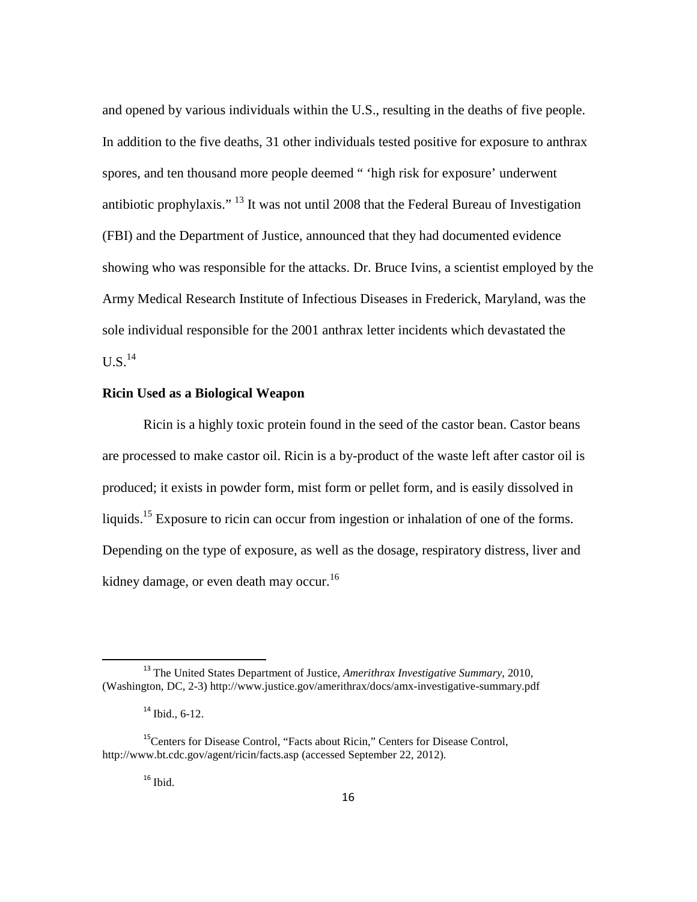and opened by various individuals within the U.S., resulting in the deaths of five people. In addition to the five deaths, 31 other individuals tested positive for exposure to anthrax spores, and ten thousand more people deemed " 'high risk for exposure' underwent antibiotic prophylaxis." [13] It was not until 2008 that the Federal Bureau of Investigation (FBI) and the Department of Justice, announced that they had documented evidence showing who was responsible for the attacks. Dr. Bruce Ivins, a scientist employed by the Army Medical Research Institute of Infectious Diseases in Frederick, Maryland, was the sole individual responsible for the 2001 anthrax letter incidents which devastated the U.S.[14]

**Ricin Used as a Biological Weapon**

Ricin is a highly toxic protein found in the seed of the castor bean. Castor beans are processed to make castor oil. Ricin is a by-product of the waste left after castor oil is produced; it exists in powder form, mist form or pellet form, and is easily dissolved in liquids.[15] Exposure to ricin can occur from ingestion or inhalation of one of the forms. Depending on the type of exposure, as well as the dosage, respiratory distress, liver and kidney damage, or even death may occur.[16]

---

[13] The United States Department of Justice, *Amerithrax Investigative Summary*, 2010, (Washington, DC, 2-3) http://www.justice.gov/amerithrax/docs/amx-investigative-summary.pdf

[14] Ibid., 6-12.

[15] Centers for Disease Control, "Facts about Ricin," Centers for Disease Control, http://www.bt.cdc.gov/agent/ricin/facts.asp (accessed September 22, 2012).

[16] Ibid.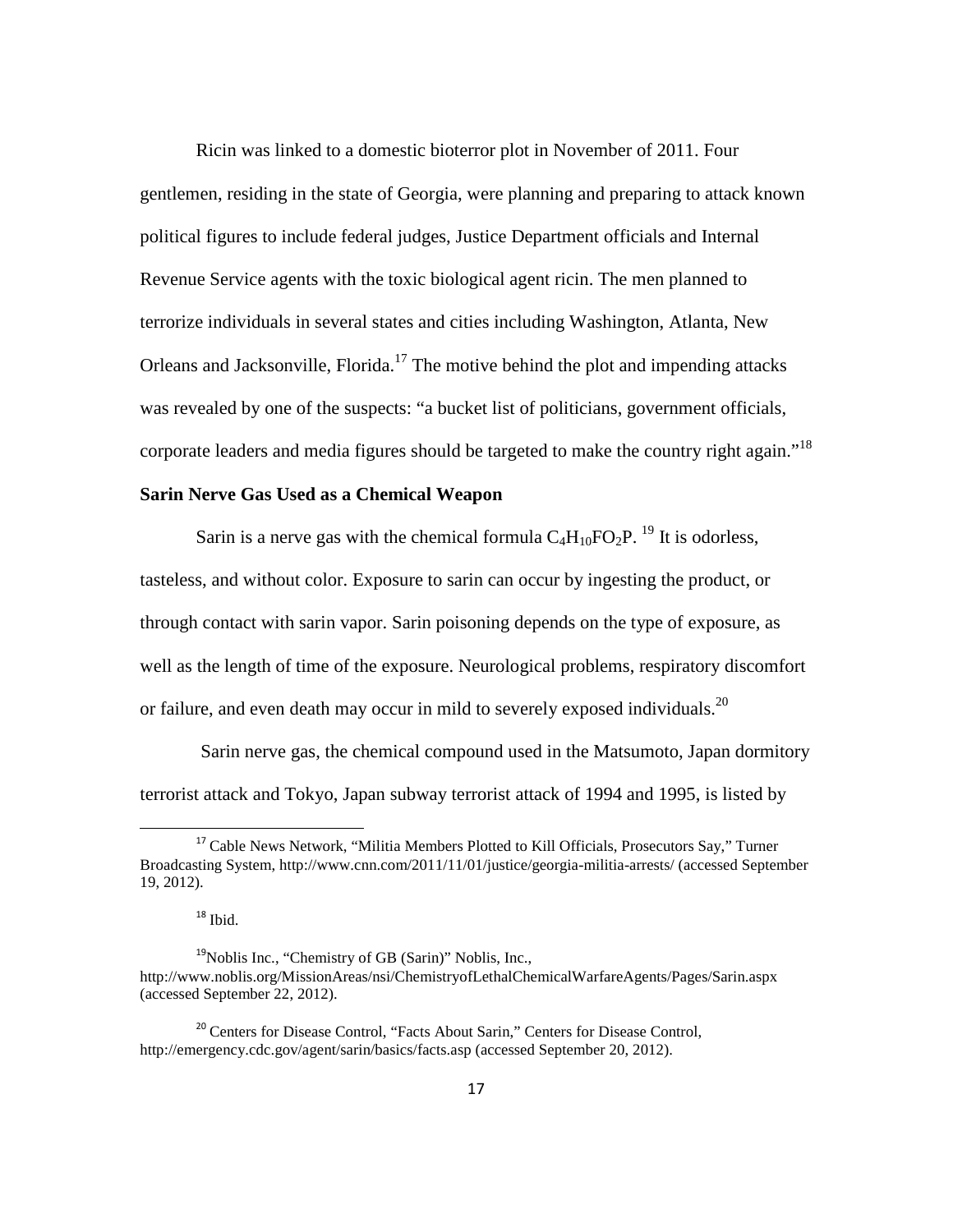Ricin was linked to a domestic bioterror plot in November of 2011. Four gentlemen, residing in the state of Georgia, were planning and preparing to attack known political figures to include federal judges, Justice Department officials and Internal Revenue Service agents with the toxic biological agent ricin. The men planned to terrorize individuals in several states and cities including Washington, Atlanta, New Orleans and Jacksonville, Florida.[17] The motive behind the plot and impending attacks was revealed by one of the suspects: "a bucket list of politicians, government officials, corporate leaders and media figures should be targeted to make the country right again."[18]

**Sarin Nerve Gas Used as a Chemical Weapon**

Sarin is a nerve gas with the chemical formula $C_4H_{10}FO_2P$. [19] It is odorless, tasteless, and without color. Exposure to sarin can occur by ingesting the product, or through contact with sarin vapor. Sarin poisoning depends on the type of exposure, as well as the length of time of the exposure. Neurological problems, respiratory discomfort or failure, and even death may occur in mild to severely exposed individuals.[20]

Sarin nerve gas, the chemical compound used in the Matsumoto, Japan dormitory terrorist attack and Tokyo, Japan subway terrorist attack of 1994 and 1995, is listed by

---

[17] Cable News Network, "Militia Members Plotted to Kill Officials, Prosecutors Say," Turner Broadcasting System, http://www.cnn.com/2011/11/01/justice/georgia-militia-arrests/ (accessed September 19, 2012).

[18] Ibid.

[19] Noblis Inc., "Chemistry of GB (Sarin)" Noblis, Inc., http://www.noblis.org/MissionAreas/nsi/ChemistryofLethalChemicalWarfareAgents/Pages/Sarin.aspx (accessed September 22, 2012).

[20] Centers for Disease Control, "Facts About Sarin," Centers for Disease Control, http://emergency.cdc.gov/agent/sarin/basics/facts.asp (accessed September 20, 2012).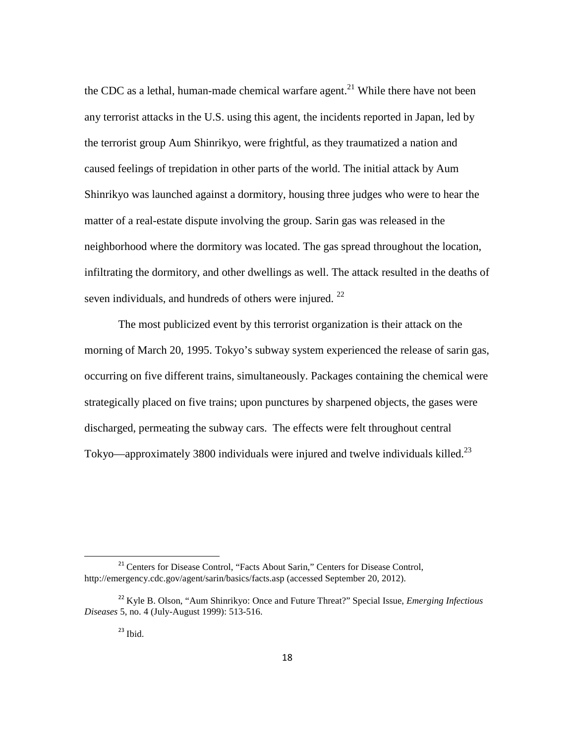the CDC as a lethal, human-made chemical warfare agent.[21] While there have not been any terrorist attacks in the U.S. using this agent, the incidents reported in Japan, led by the terrorist group Aum Shinrikyo, were frightful, as they traumatized a nation and caused feelings of trepidation in other parts of the world. The initial attack by Aum Shinrikyo was launched against a dormitory, housing three judges who were to hear the matter of a real-estate dispute involving the group. Sarin gas was released in the neighborhood where the dormitory was located. The gas spread throughout the location, infiltrating the dormitory, and other dwellings as well. The attack resulted in the deaths of seven individuals, and hundreds of others were injured. [22]

The most publicized event by this terrorist organization is their attack on the morning of March 20, 1995. Tokyo's subway system experienced the release of sarin gas, occurring on five different trains, simultaneously. Packages containing the chemical were strategically placed on five trains; upon punctures by sharpened objects, the gases were discharged, permeating the subway cars. The effects were felt throughout central Tokyo—approximately 3800 individuals were injured and twelve individuals killed.[23]

---

[21] Centers for Disease Control, "Facts About Sarin," Centers for Disease Control, http://emergency.cdc.gov/agent/sarin/basics/facts.asp (accessed September 20, 2012).

[22] Kyle B. Olson, "Aum Shinrikyo: Once and Future Threat?" Special Issue, *Emerging Infectious Diseases* 5, no. 4 (July-August 1999): 513-516.

[23] Ibid.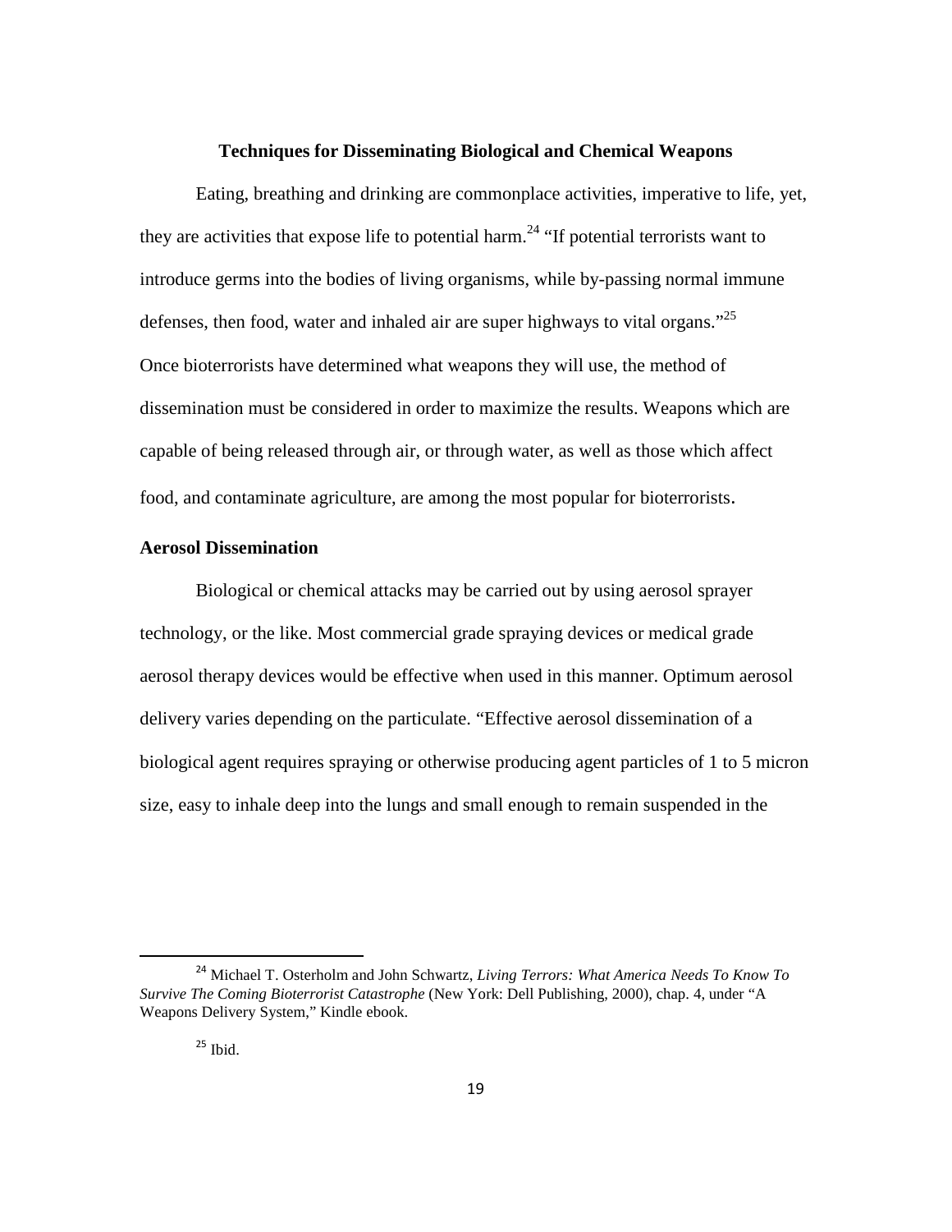## Techniques for Disseminating Biological and Chemical Weapons

Eating, breathing and drinking are commonplace activities, imperative to life, yet, they are activities that expose life to potential harm.[24] "If potential terrorists want to introduce germs into the bodies of living organisms, while by-passing normal immune defenses, then food, water and inhaled air are super highways to vital organs."[25] Once bioterrorists have determined what weapons they will use, the method of dissemination must be considered in order to maximize the results. Weapons which are capable of being released through air, or through water, as well as those which affect food, and contaminate agriculture, are among the most popular for bioterrorists.

### Aerosol Dissemination

Biological or chemical attacks may be carried out by using aerosol sprayer technology, or the like. Most commercial grade spraying devices or medical grade aerosol therapy devices would be effective when used in this manner. Optimum aerosol delivery varies depending on the particulate. "Effective aerosol dissemination of a biological agent requires spraying or otherwise producing agent particles of 1 to 5 micron size, easy to inhale deep into the lungs and small enough to remain suspended in the

[24] Michael T. Osterholm and John Schwartz, *Living Terrors: What America Needs To Know To Survive The Coming Bioterrorist Catastrophe* (New York: Dell Publishing, 2000), chap. 4, under "A Weapons Delivery System," Kindle ebook.

[25] Ibid.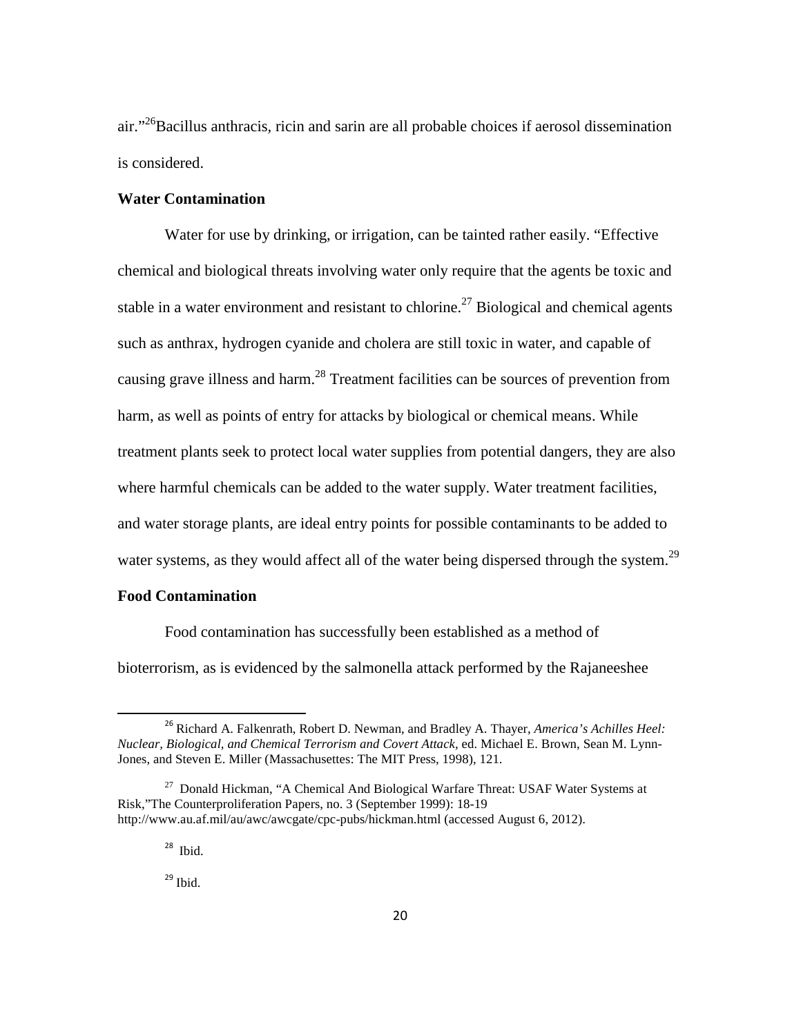air."[26]Bacillus anthracis, ricin and sarin are all probable choices if aerosol dissemination is considered.

**Water Contamination**

Water for use by drinking, or irrigation, can be tainted rather easily. "Effective chemical and biological threats involving water only require that the agents be toxic and stable in a water environment and resistant to chlorine.[27] Biological and chemical agents such as anthrax, hydrogen cyanide and cholera are still toxic in water, and capable of causing grave illness and harm.[28] Treatment facilities can be sources of prevention from harm, as well as points of entry for attacks by biological or chemical means. While treatment plants seek to protect local water supplies from potential dangers, they are also where harmful chemicals can be added to the water supply. Water treatment facilities, and water storage plants, are ideal entry points for possible contaminants to be added to water systems, as they would affect all of the water being dispersed through the system.[29]

**Food Contamination**

Food contamination has successfully been established as a method of bioterrorism, as is evidenced by the salmonella attack performed by the Rajaneeshee

---

[26] Richard A. Falkenrath, Robert D. Newman, and Bradley A. Thayer, *America's Achilles Heel: Nuclear, Biological, and Chemical Terrorism and Covert Attack*, ed. Michael E. Brown, Sean M. Lynn-Jones, and Steven E. Miller (Massachusettes: The MIT Press, 1998), 121.

[27] Donald Hickman, "A Chemical And Biological Warfare Threat: USAF Water Systems at Risk,"The Counterproliferation Papers, no. 3 (September 1999): 18-19 http://www.au.af.mil/au/awc/awcgate/cpc-pubs/hickman.html (accessed August 6, 2012).

[28] Ibid.

[29] Ibid.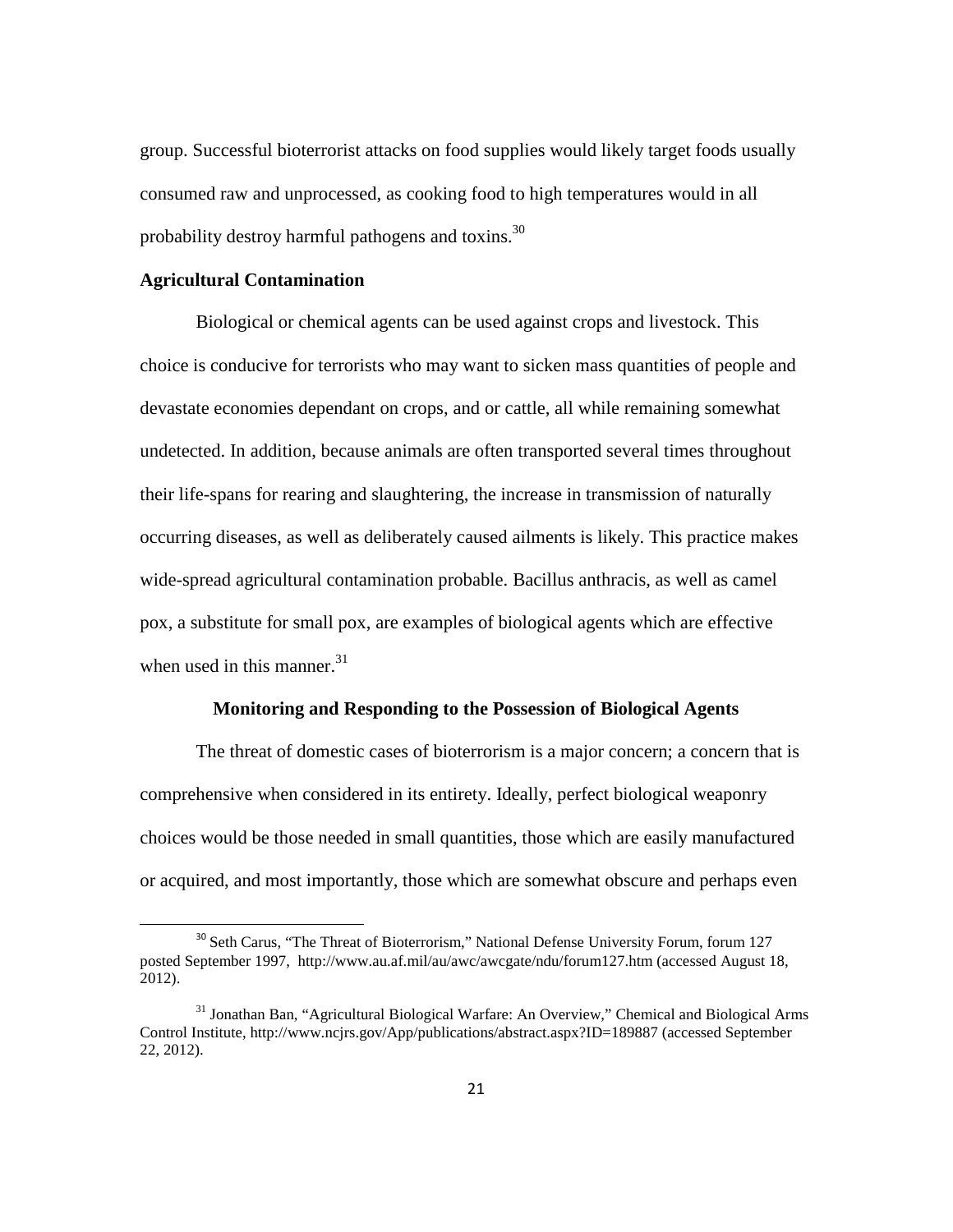group. Successful bioterrorist attacks on food supplies would likely target foods usually consumed raw and unprocessed, as cooking food to high temperatures would in all probability destroy harmful pathogens and toxins.[30]

**Agricultural Contamination**

Biological or chemical agents can be used against crops and livestock. This choice is conducive for terrorists who may want to sicken mass quantities of people and devastate economies dependant on crops, and or cattle, all while remaining somewhat undetected. In addition, because animals are often transported several times throughout their life-spans for rearing and slaughtering, the increase in transmission of naturally occurring diseases, as well as deliberately caused ailments is likely. This practice makes wide-spread agricultural contamination probable. Bacillus anthracis, as well as camel pox, a substitute for small pox, are examples of biological agents which are effective when used in this manner.[31]

## Monitoring and Responding to the Possession of Biological Agents

The threat of domestic cases of bioterrorism is a major concern; a concern that is comprehensive when considered in its entirety. Ideally, perfect biological weaponry choices would be those needed in small quantities, those which are easily manufactured or acquired, and most importantly, those which are somewhat obscure and perhaps even

---

[30] Seth Carus, "The Threat of Bioterrorism," National Defense University Forum, forum 127 posted September 1997, http://www.au.af.mil/au/awc/awcgate/ndu/forum127.htm (accessed August 18, 2012).

[31] Jonathan Ban, "Agricultural Biological Warfare: An Overview," Chemical and Biological Arms Control Institute, http://www.ncjrs.gov/App/publications/abstract.aspx?ID=189887 (accessed September 22, 2012).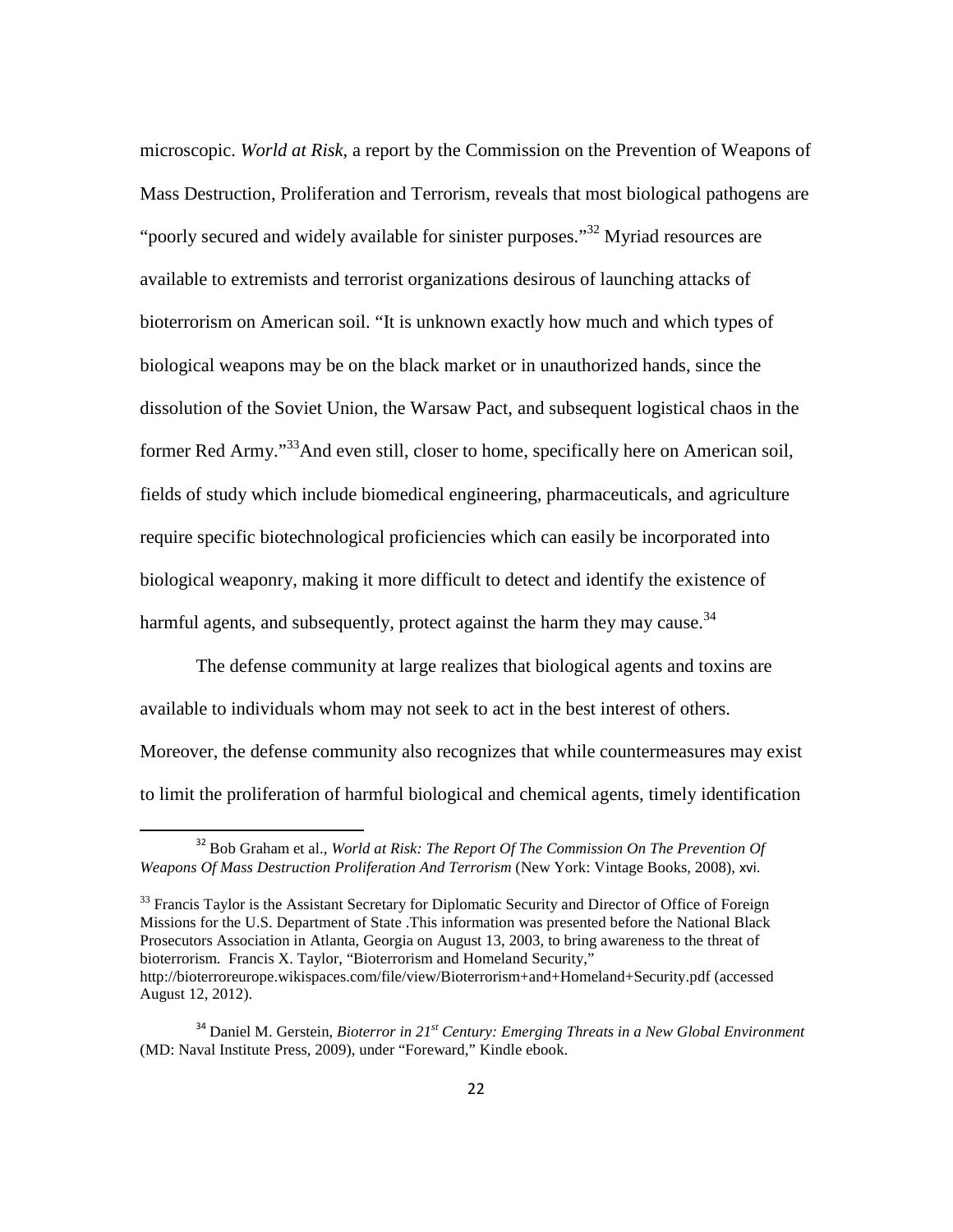microscopic. *World at Risk*, a report by the Commission on the Prevention of Weapons of Mass Destruction, Proliferation and Terrorism, reveals that most biological pathogens are "poorly secured and widely available for sinister purposes."[32] Myriad resources are available to extremists and terrorist organizations desirous of launching attacks of bioterrorism on American soil. "It is unknown exactly how much and which types of biological weapons may be on the black market or in unauthorized hands, since the dissolution of the Soviet Union, the Warsaw Pact, and subsequent logistical chaos in the former Red Army."[33]And even still, closer to home, specifically here on American soil, fields of study which include biomedical engineering, pharmaceuticals, and agriculture require specific biotechnological proficiencies which can easily be incorporated into biological weaponry, making it more difficult to detect and identify the existence of harmful agents, and subsequently, protect against the harm they may cause.[34]

The defense community at large realizes that biological agents and toxins are available to individuals whom may not seek to act in the best interest of others. Moreover, the defense community also recognizes that while countermeasures may exist to limit the proliferation of harmful biological and chemical agents, timely identification

---

[32] Bob Graham et al., *World at Risk: The Report Of The Commission On The Prevention Of Weapons Of Mass Destruction Proliferation And Terrorism* (New York: Vintage Books, 2008), xvi.

[33] Francis Taylor is the Assistant Secretary for Diplomatic Security and Director of Office of Foreign Missions for the U.S. Department of State .This information was presented before the National Black Prosecutors Association in Atlanta, Georgia on August 13, 2003, to bring awareness to the threat of bioterrorism. Francis X. Taylor, "Bioterrorism and Homeland Security," http://bioterroreurope.wikispaces.com/file/view/Bioterrorism+and+Homeland+Security.pdf (accessed August 12, 2012).

[34] Daniel M. Gerstein, *Bioterror in 21st Century: Emerging Threats in a New Global Environment* (MD: Naval Institute Press, 2009), under "Foreward," Kindle ebook.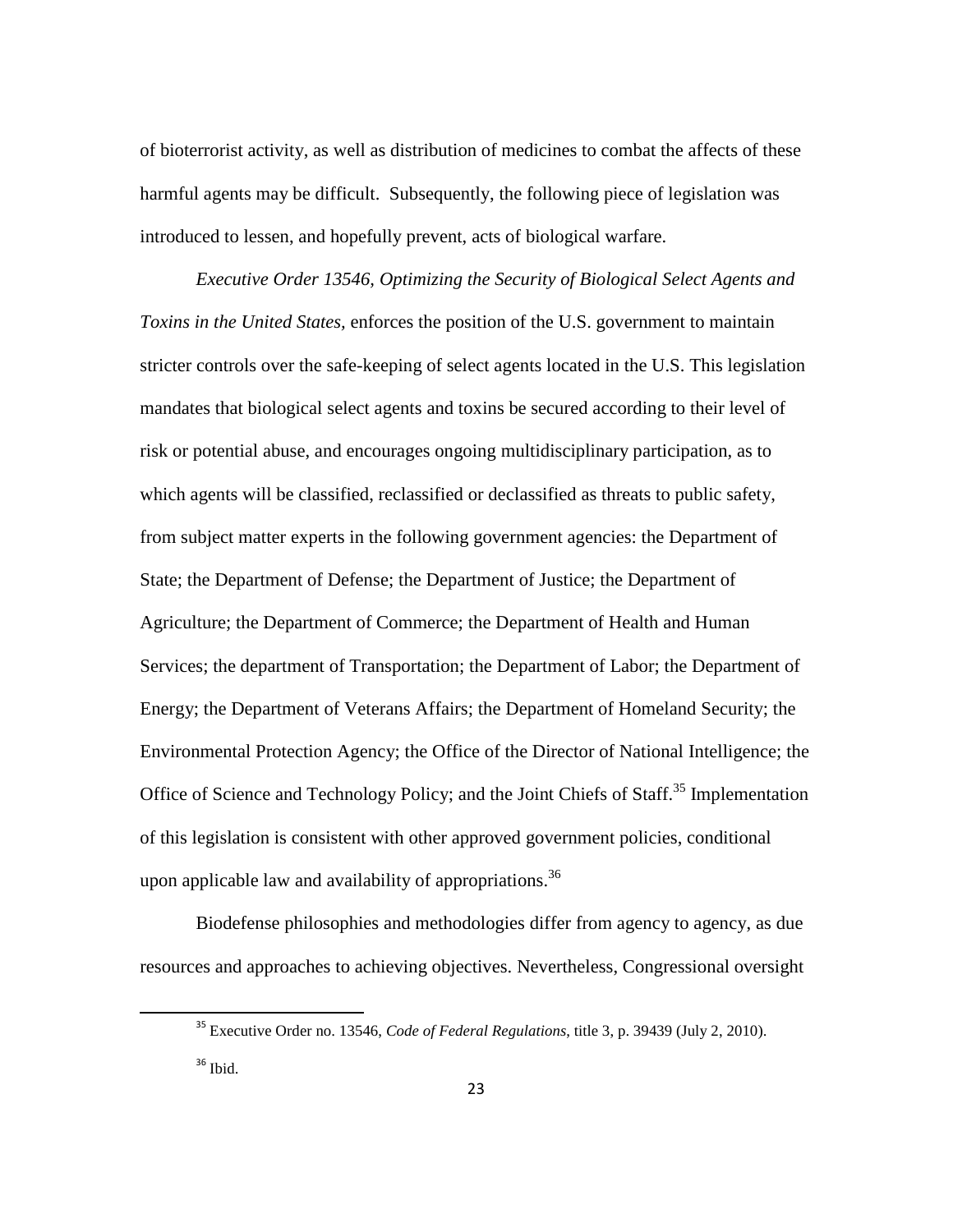of bioterrorist activity, as well as distribution of medicines to combat the affects of these harmful agents may be difficult. Subsequently, the following piece of legislation was introduced to lessen, and hopefully prevent, acts of biological warfare.

*Executive Order 13546, Optimizing the Security of Biological Select Agents and Toxins in the United States,* enforces the position of the U.S. government to maintain stricter controls over the safe-keeping of select agents located in the U.S. This legislation mandates that biological select agents and toxins be secured according to their level of risk or potential abuse, and encourages ongoing multidisciplinary participation, as to which agents will be classified, reclassified or declassified as threats to public safety, from subject matter experts in the following government agencies: the Department of State; the Department of Defense; the Department of Justice; the Department of Agriculture; the Department of Commerce; the Department of Health and Human Services; the department of Transportation; the Department of Labor; the Department of Energy; the Department of Veterans Affairs; the Department of Homeland Security; the Environmental Protection Agency; the Office of the Director of National Intelligence; the Office of Science and Technology Policy; and the Joint Chiefs of Staff.[35] Implementation of this legislation is consistent with other approved government policies, conditional upon applicable law and availability of appropriations.[36]

Biodefense philosophies and methodologies differ from agency to agency, as due resources and approaches to achieving objectives. Nevertheless, Congressional oversight

---

[35] Executive Order no. 13546, *Code of Federal Regulations*, title 3, p. 39439 (July 2, 2010).

[36] Ibid.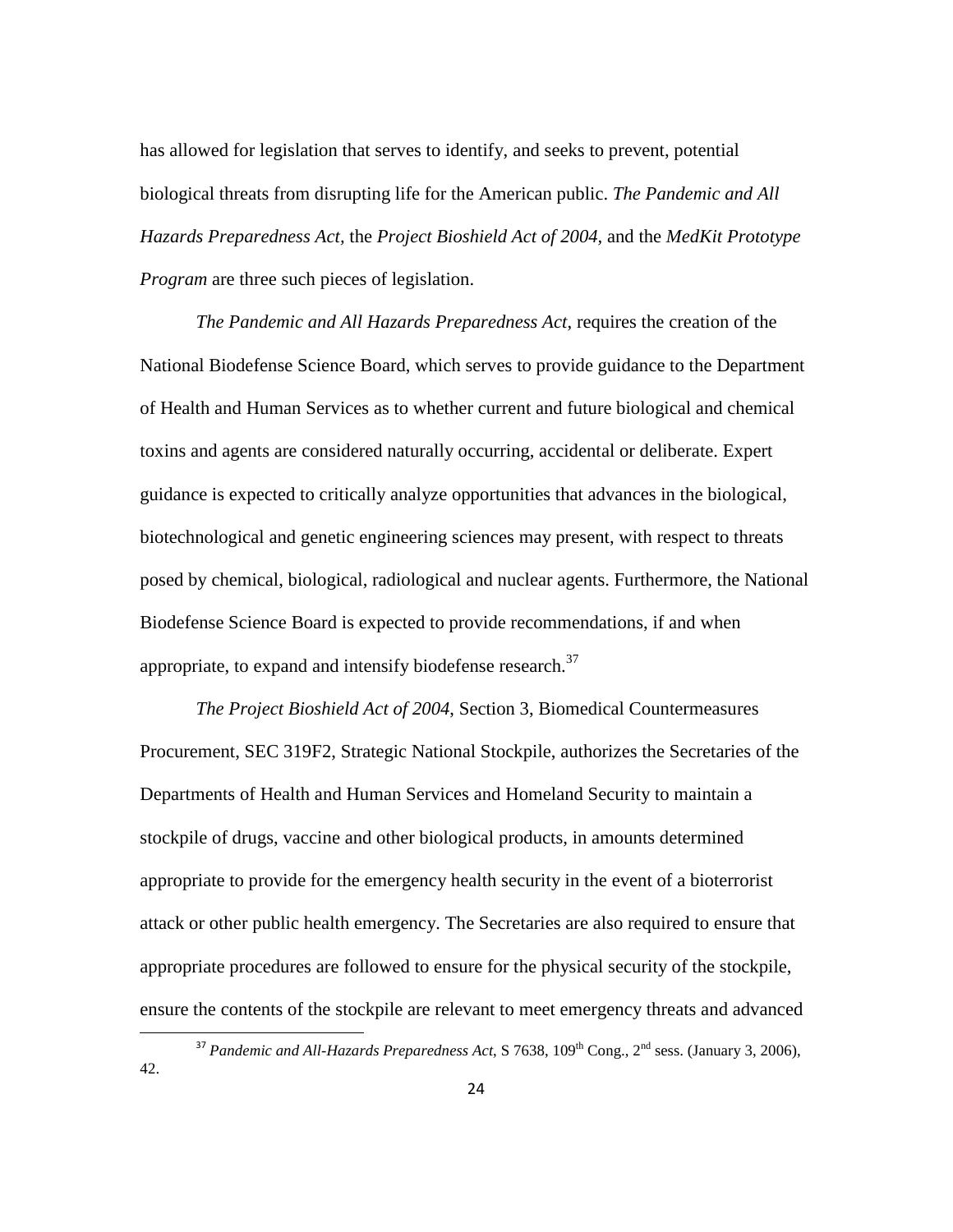has allowed for legislation that serves to identify, and seeks to prevent, potential biological threats from disrupting life for the American public. *The Pandemic and All Hazards Preparedness Act,* the *Project Bioshield Act of 2004,* and the *MedKit Prototype Program* are three such pieces of legislation.

*The Pandemic and All Hazards Preparedness Act*, requires the creation of the National Biodefense Science Board, which serves to provide guidance to the Department of Health and Human Services as to whether current and future biological and chemical toxins and agents are considered naturally occurring, accidental or deliberate. Expert guidance is expected to critically analyze opportunities that advances in the biological, biotechnological and genetic engineering sciences may present, with respect to threats posed by chemical, biological, radiological and nuclear agents. Furthermore, the National Biodefense Science Board is expected to provide recommendations, if and when appropriate, to expand and intensify biodefense research.[37]

*The Project Bioshield Act of 2004*, Section 3, Biomedical Countermeasures Procurement, SEC 319F2, Strategic National Stockpile, authorizes the Secretaries of the Departments of Health and Human Services and Homeland Security to maintain a stockpile of drugs, vaccine and other biological products, in amounts determined appropriate to provide for the emergency health security in the event of a bioterrorist attack or other public health emergency. The Secretaries are also required to ensure that appropriate procedures are followed to ensure for the physical security of the stockpile, ensure the contents of the stockpile are relevant to meet emergency threats and advanced

---

[37] *Pandemic and All-Hazards Preparedness Act*, S 7638, 109th Cong., 2nd sess. (January 3, 2006), 42.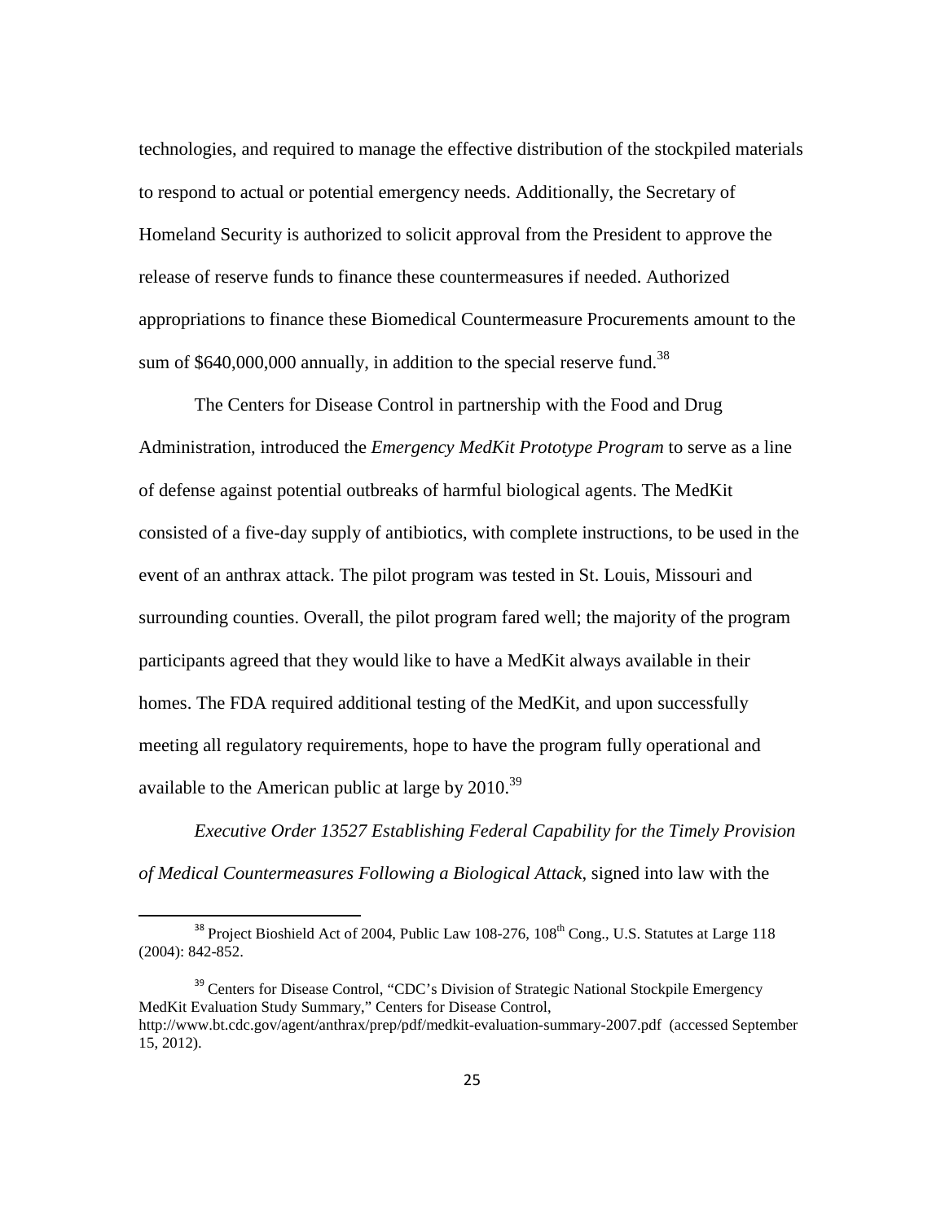technologies, and required to manage the effective distribution of the stockpiled materials to respond to actual or potential emergency needs. Additionally, the Secretary of Homeland Security is authorized to solicit approval from the President to approve the release of reserve funds to finance these countermeasures if needed. Authorized appropriations to finance these Biomedical Countermeasure Procurements amount to the sum of $640,000,000 annually, in addition to the special reserve fund.[38]

The Centers for Disease Control in partnership with the Food and Drug Administration, introduced the *Emergency MedKit Prototype Program* to serve as a line of defense against potential outbreaks of harmful biological agents. The MedKit consisted of a five-day supply of antibiotics, with complete instructions, to be used in the event of an anthrax attack. The pilot program was tested in St. Louis, Missouri and surrounding counties. Overall, the pilot program fared well; the majority of the program participants agreed that they would like to have a MedKit always available in their homes. The FDA required additional testing of the MedKit, and upon successfully meeting all regulatory requirements, hope to have the program fully operational and available to the American public at large by 2010.[39]

*Executive Order 13527 Establishing Federal Capability for the Timely Provision of Medical Countermeasures Following a Biological Attack*, signed into law with the

---

[38] Project Bioshield Act of 2004, Public Law 108-276, 108th Cong., U.S. Statutes at Large 118 (2004): 842-852.

[39] Centers for Disease Control, "CDC's Division of Strategic National Stockpile Emergency MedKit Evaluation Study Summary," Centers for Disease Control, http://www.bt.cdc.gov/agent/anthrax/prep/pdf/medkit-evaluation-summary-2007.pdf (accessed September 15, 2012).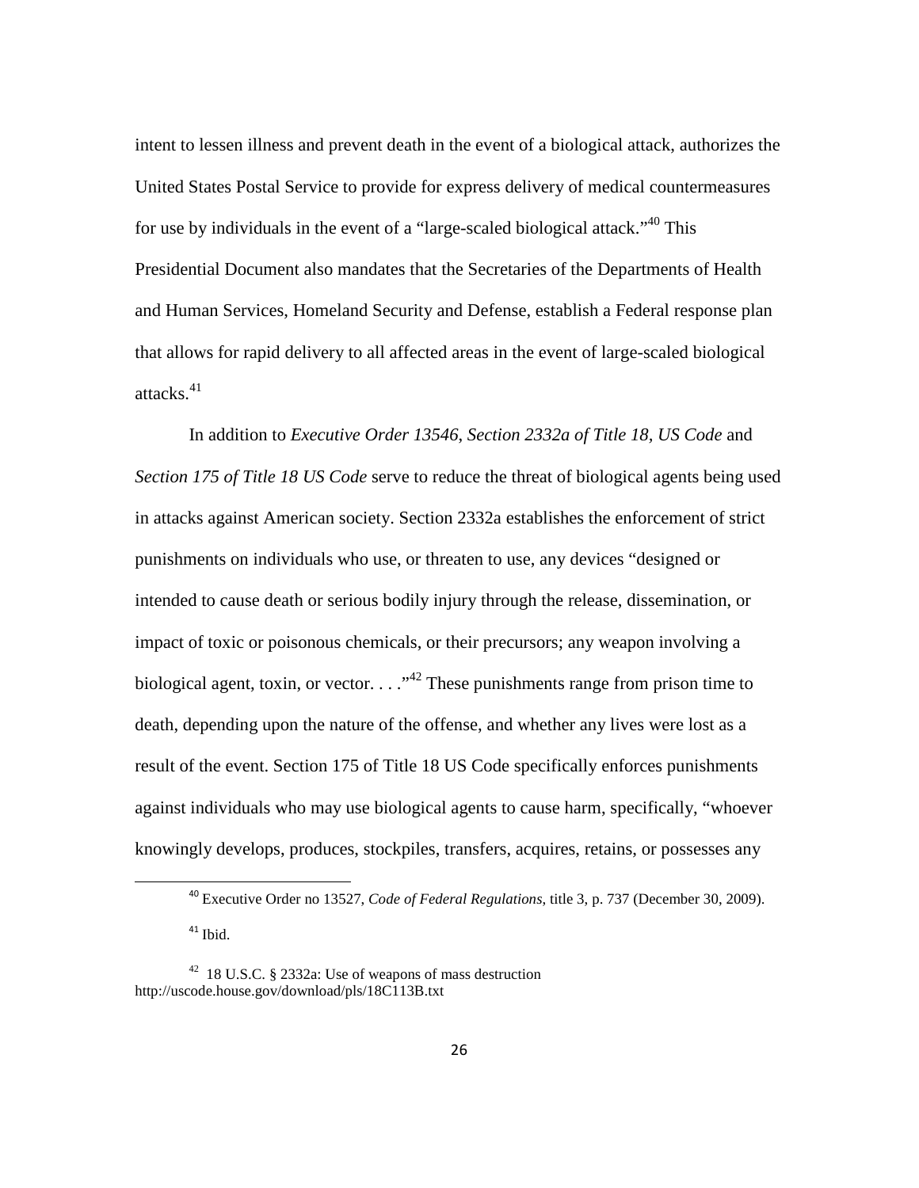intent to lessen illness and prevent death in the event of a biological attack, authorizes the United States Postal Service to provide for express delivery of medical countermeasures for use by individuals in the event of a "large-scaled biological attack."[40] This Presidential Document also mandates that the Secretaries of the Departments of Health and Human Services, Homeland Security and Defense, establish a Federal response plan that allows for rapid delivery to all affected areas in the event of large-scaled biological attacks.[41]

In addition to *Executive Order 13546*, *Section 2332a of Title 18, US Code* and *Section 175 of Title 18 US Code* serve to reduce the threat of biological agents being used in attacks against American society. Section 2332a establishes the enforcement of strict punishments on individuals who use, or threaten to use, any devices "designed or intended to cause death or serious bodily injury through the release, dissemination, or impact of toxic or poisonous chemicals, or their precursors; any weapon involving a biological agent, toxin, or vector. . . ."[42] These punishments range from prison time to death, depending upon the nature of the offense, and whether any lives were lost as a result of the event. Section 175 of Title 18 US Code specifically enforces punishments against individuals who may use biological agents to cause harm, specifically, "whoever knowingly develops, produces, stockpiles, transfers, acquires, retains, or possesses any

---

[40] Executive Order no 13527, *Code of Federal Regulations*, title 3, p. 737 (December 30, 2009).

[41] Ibid.

[42] 18 U.S.C. § 2332a: Use of weapons of mass destruction http://uscode.house.gov/download/pls/18C113B.txt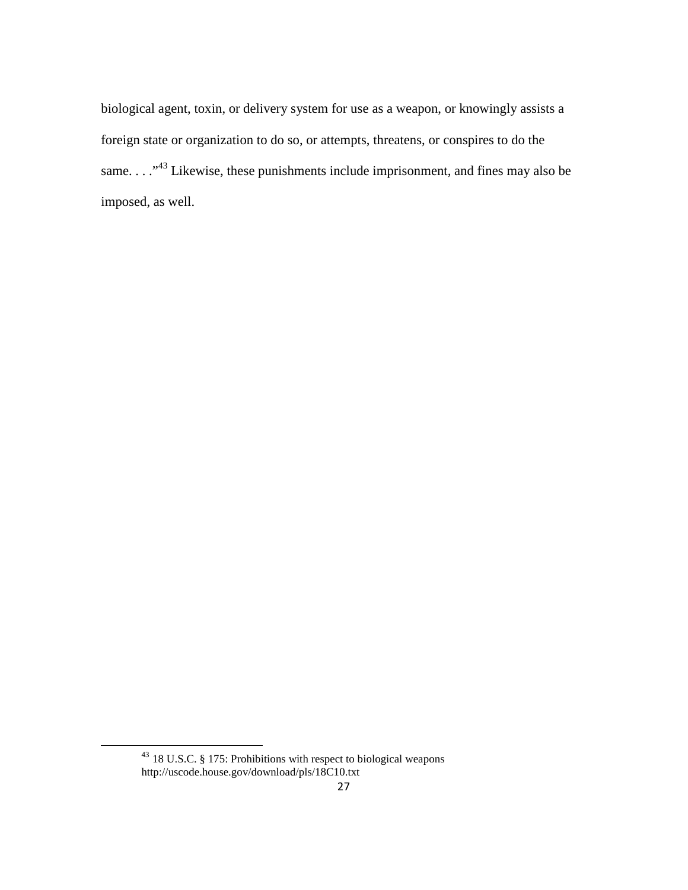biological agent, toxin, or delivery system for use as a weapon, or knowingly assists a foreign state or organization to do so, or attempts, threatens, or conspires to do the same. . . ."[43] Likewise, these punishments include imprisonment, and fines may also be imposed, as well.

---

[43] 18 U.S.C. § 175: Prohibitions with respect to biological weapons http://uscode.house.gov/download/pls/18C10.txt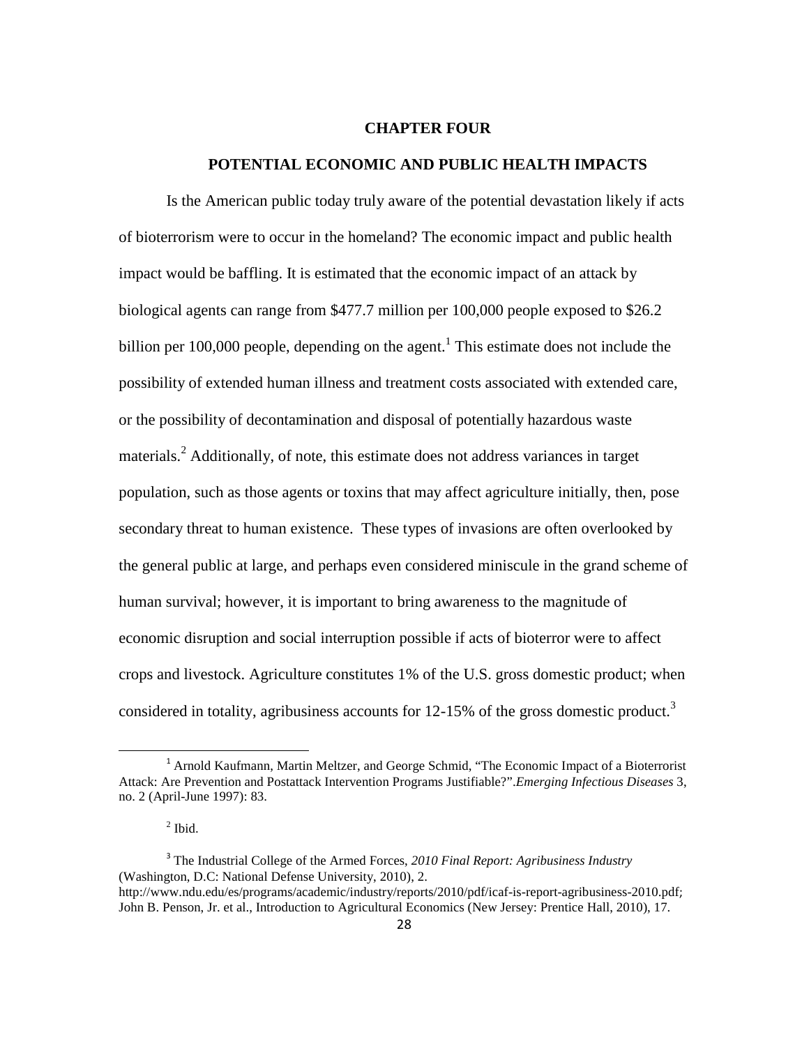# CHAPTER FOUR

## POTENTIAL ECONOMIC AND PUBLIC HEALTH IMPACTS

Is the American public today truly aware of the potential devastation likely if acts of bioterrorism were to occur in the homeland? The economic impact and public health impact would be baffling. It is estimated that the economic impact of an attack by biological agents can range from $477.7 million per 100,000 people exposed to $26.2 billion per 100,000 people, depending on the agent.[1] This estimate does not include the possibility of extended human illness and treatment costs associated with extended care, or the possibility of decontamination and disposal of potentially hazardous waste materials.[2] Additionally, of note, this estimate does not address variances in target population, such as those agents or toxins that may affect agriculture initially, then, pose secondary threat to human existence. These types of invasions are often overlooked by the general public at large, and perhaps even considered miniscule in the grand scheme of human survival; however, it is important to bring awareness to the magnitude of economic disruption and social interruption possible if acts of bioterror were to affect crops and livestock. Agriculture constitutes 1% of the U.S. gross domestic product; when considered in totality, agribusiness accounts for 12-15% of the gross domestic product.[3]

---

[1] Arnold Kaufmann, Martin Meltzer, and George Schmid, "The Economic Impact of a Bioterrorist Attack: Are Prevention and Postattack Intervention Programs Justifiable?".*Emerging Infectious Diseases* 3, no. 2 (April-June 1997): 83.

[2] Ibid.

[3] The Industrial College of the Armed Forces, *2010 Final Report: Agribusiness Industry* (Washington, D.C: National Defense University, 2010), 2. http://www.ndu.edu/es/programs/academic/industry/reports/2010/pdf/icaf-is-report-agribusiness-2010.pdf; John B. Penson, Jr. et al., Introduction to Agricultural Economics (New Jersey: Prentice Hall, 2010), 17.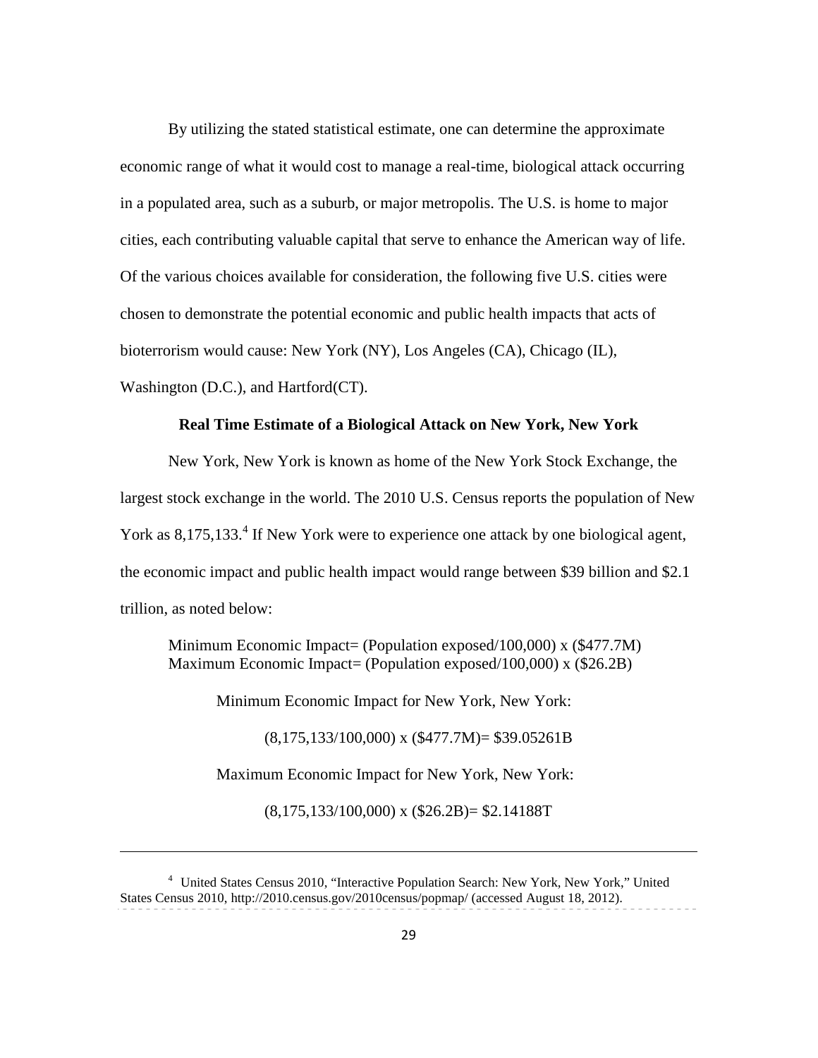By utilizing the stated statistical estimate, one can determine the approximate economic range of what it would cost to manage a real-time, biological attack occurring in a populated area, such as a suburb, or major metropolis. The U.S. is home to major cities, each contributing valuable capital that serve to enhance the American way of life. Of the various choices available for consideration, the following five U.S. cities were chosen to demonstrate the potential economic and public health impacts that acts of bioterrorism would cause: New York (NY), Los Angeles (CA), Chicago (IL), Washington (D.C.), and Hartford(CT).

**Real Time Estimate of a Biological Attack on New York, New York**

New York, New York is known as home of the New York Stock Exchange, the largest stock exchange in the world. The 2010 U.S. Census reports the population of New York as 8,175,133.[4] If New York were to experience one attack by one biological agent, the economic impact and public health impact would range between $39 billion and $2.1 trillion, as noted below:

Minimum Economic Impact= (Population exposed/100,000) x ($477.7M)
Maximum Economic Impact= (Population exposed/100,000) x ($26.2B)

Minimum Economic Impact for New York, New York:

(8,175,133/100,000) x ($477.7M)= $39.05261B

Maximum Economic Impact for New York, New York:

(8,175,133/100,000) x ($26.2B)= $2.14188T

---

[4] United States Census 2010, "Interactive Population Search: New York, New York," United States Census 2010, http://2010.census.gov/2010census/popmap/ (accessed August 18, 2012).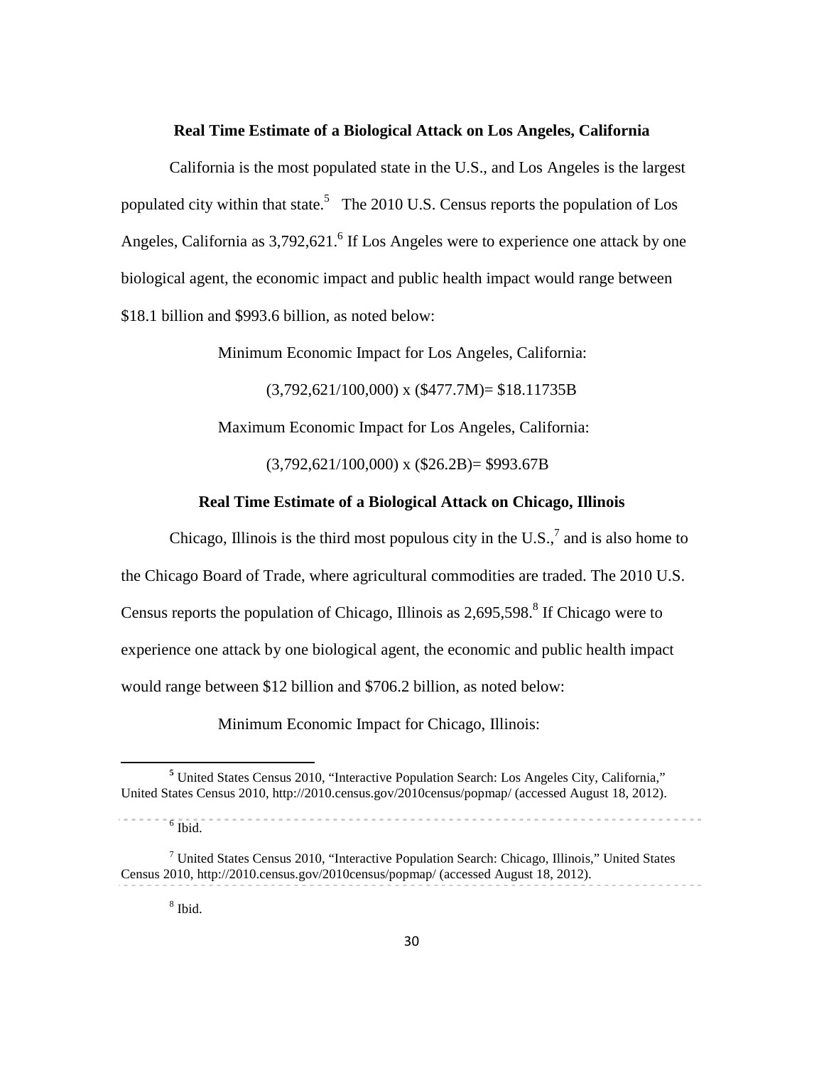### Real Time Estimate of a Biological Attack on Los Angeles, California

California is the most populated state in the U.S., and Los Angeles is the largest populated city within that state.[5] The 2010 U.S. Census reports the population of Los Angeles, California as 3,792,621.[6] If Los Angeles were to experience one attack by one biological agent, the economic impact and public health impact would range between $18.1 billion and $993.6 billion, as noted below:

Minimum Economic Impact for Los Angeles, California:

(3,792,621/100,000) x ($477.7M)= $18.11735B

Maximum Economic Impact for Los Angeles, California:

(3,792,621/100,000) x ($26.2B)= $993.67B

### Real Time Estimate of a Biological Attack on Chicago, Illinois

Chicago, Illinois is the third most populous city in the U.S.,[7] and is also home to the Chicago Board of Trade, where agricultural commodities are traded. The 2010 U.S. Census reports the population of Chicago, Illinois as 2,695,598.[8] If Chicago were to experience one attack by one biological agent, the economic and public health impact would range between $12 billion and $706.2 billion, as noted below:

Minimum Economic Impact for Chicago, Illinois:

---

[5] United States Census 2010, "Interactive Population Search: Los Angeles City, California," United States Census 2010, http://2010.census.gov/2010census/popmap/ (accessed August 18, 2012).

[6] Ibid.

[7] United States Census 2010, "Interactive Population Search: Chicago, Illinois," United States Census 2010, http://2010.census.gov/2010census/popmap/ (accessed August 18, 2012).

[8] Ibid.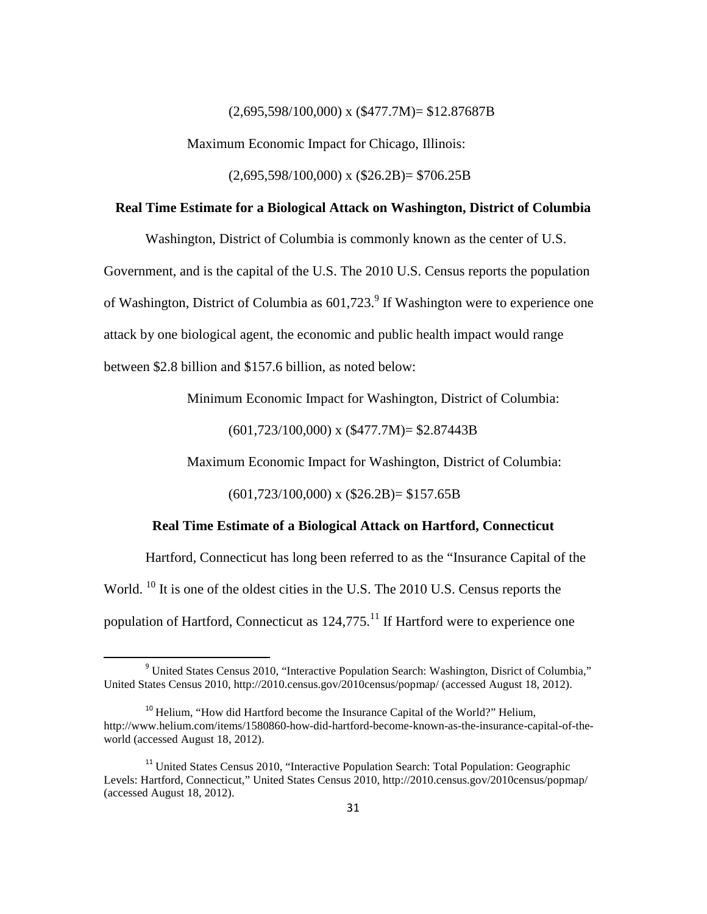(2,695,598/100,000) x ($477.7M)= $12.87687B

Maximum Economic Impact for Chicago, Illinois:

(2,695,598/100,000) x ($26.2B)= $706.25B

**Real Time Estimate for a Biological Attack on Washington, District of Columbia**

Washington, District of Columbia is commonly known as the center of U.S. Government, and is the capital of the U.S. The 2010 U.S. Census reports the population of Washington, District of Columbia as 601,723.[9] If Washington were to experience one attack by one biological agent, the economic and public health impact would range between $2.8 billion and $157.6 billion, as noted below:

Minimum Economic Impact for Washington, District of Columbia:

(601,723/100,000) x ($477.7M)= $2.87443B

Maximum Economic Impact for Washington, District of Columbia:

(601,723/100,000) x ($26.2B)= $157.65B

**Real Time Estimate of a Biological Attack on Hartford, Connecticut**

Hartford, Connecticut has long been referred to as the "Insurance Capital of the World. [10] It is one of the oldest cities in the U.S. The 2010 U.S. Census reports the population of Hartford, Connecticut as 124,775.[11] If Hartford were to experience one

[9] United States Census 2010, "Interactive Population Search: Washington, Disrict of Columbia," United States Census 2010, http://2010.census.gov/2010census/popmap/ (accessed August 18, 2012).

[10] Helium, "How did Hartford become the Insurance Capital of the World?" Helium, http://www.helium.com/items/1580860-how-did-hartford-become-known-as-the-insurance-capital-of-the-world (accessed August 18, 2012).

[11] United States Census 2010, "Interactive Population Search: Total Population: Geographic Levels: Hartford, Connecticut," United States Census 2010, http://2010.census.gov/2010census/popmap/ (accessed August 18, 2012).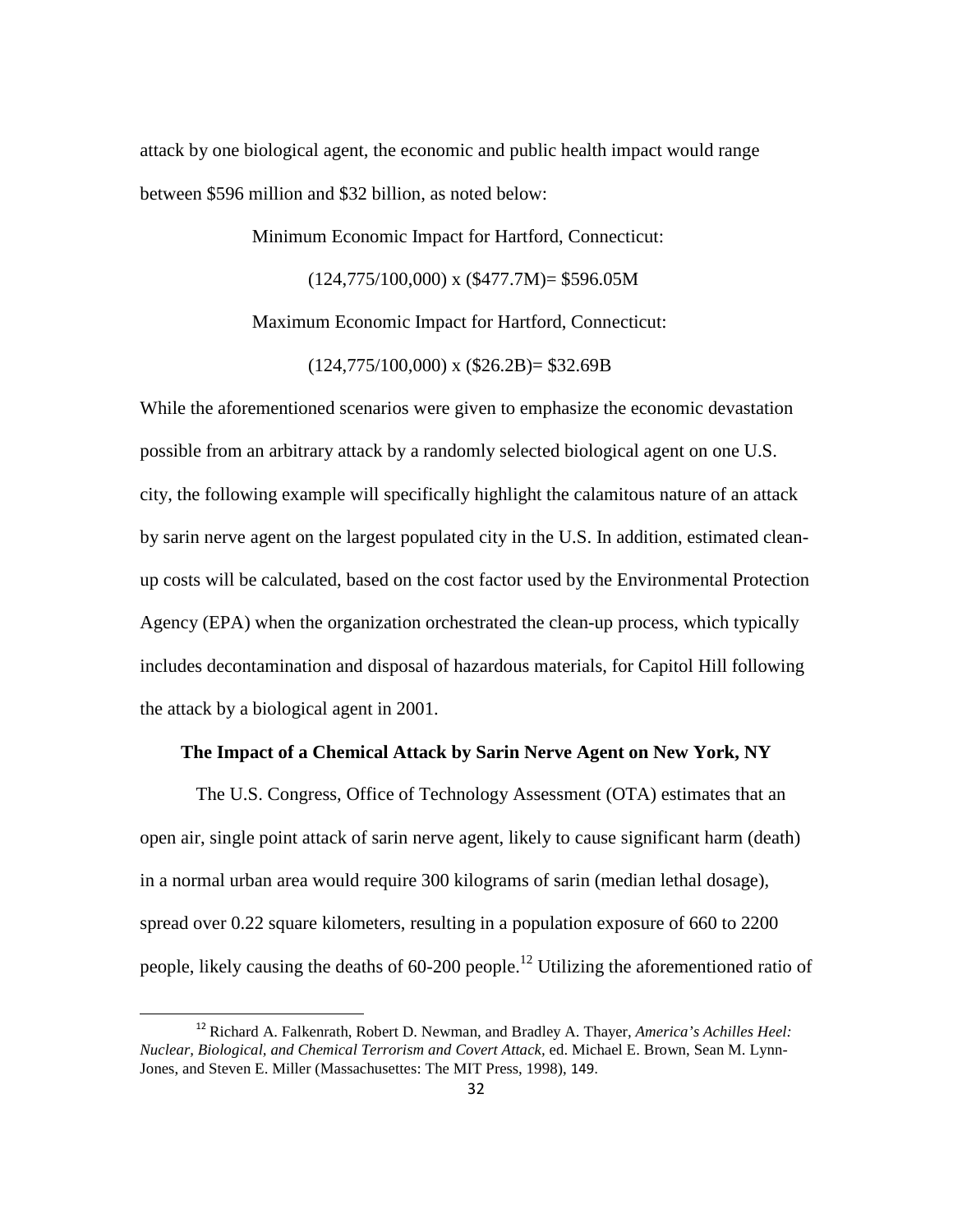attack by one biological agent, the economic and public health impact would range between \$596 million and \$32 billion, as noted below:

Minimum Economic Impact for Hartford, Connecticut:

(124,775/100,000) x (\$477.7M)= \$596.05M

Maximum Economic Impact for Hartford, Connecticut:

(124,775/100,000) x (\$26.2B)= \$32.69B

While the aforementioned scenarios were given to emphasize the economic devastation possible from an arbitrary attack by a randomly selected biological agent on one U.S. city, the following example will specifically highlight the calamitous nature of an attack by sarin nerve agent on the largest populated city in the U.S. In addition, estimated clean-up costs will be calculated, based on the cost factor used by the Environmental Protection Agency (EPA) when the organization orchestrated the clean-up process, which typically includes decontamination and disposal of hazardous materials, for Capitol Hill following the attack by a biological agent in 2001.

**The Impact of a Chemical Attack by Sarin Nerve Agent on New York, NY**

The U.S. Congress, Office of Technology Assessment (OTA) estimates that an open air, single point attack of sarin nerve agent, likely to cause significant harm (death) in a normal urban area would require 300 kilograms of sarin (median lethal dosage), spread over 0.22 square kilometers, resulting in a population exposure of 660 to 2200 people, likely causing the deaths of 60-200 people.[12] Utilizing the aforementioned ratio of

[12] Richard A. Falkenrath, Robert D. Newman, and Bradley A. Thayer, *America's Achilles Heel: Nuclear, Biological, and Chemical Terrorism and Covert Attack*, ed. Michael E. Brown, Sean M. Lynn-Jones, and Steven E. Miller (Massachusettes: The MIT Press, 1998), 149.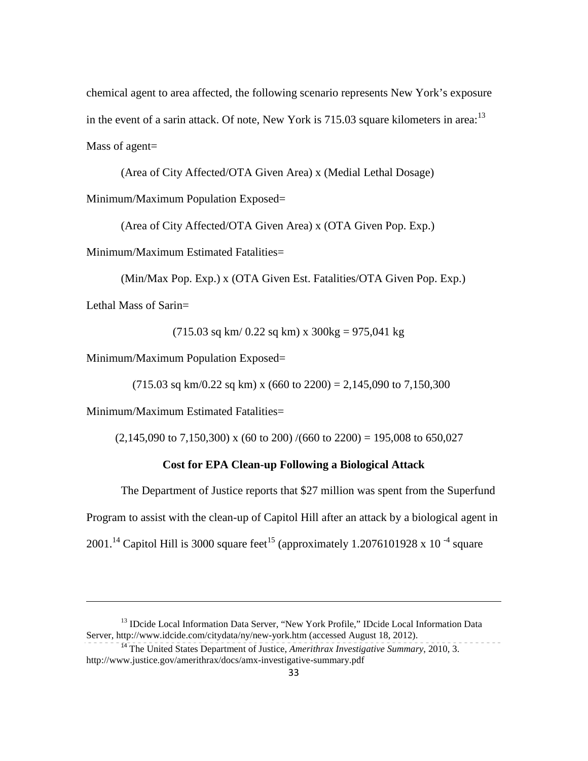chemical agent to area affected, the following scenario represents New York's exposure in the event of a sarin attack. Of note, New York is 715.03 square kilometers in area:[13]

Mass of agent=

(Area of City Affected/OTA Given Area) x (Medial Lethal Dosage)

Minimum/Maximum Population Exposed=

(Area of City Affected/OTA Given Area) x (OTA Given Pop. Exp.)

Minimum/Maximum Estimated Fatalities=

(Min/Max Pop. Exp.) x (OTA Given Est. Fatalities/OTA Given Pop. Exp.)

Lethal Mass of Sarin=

(715.03 sq km/ 0.22 sq km) x 300kg = 975,041 kg

Minimum/Maximum Population Exposed=

(715.03 sq km/0.22 sq km) x (660 to 2200) = 2,145,090 to 7,150,300

Minimum/Maximum Estimated Fatalities=

(2,145,090 to 7,150,300) x (60 to 200) /(660 to 2200) = 195,008 to 650,027

### Cost for EPA Clean-up Following a Biological Attack

The Department of Justice reports that $27 million was spent from the Superfund Program to assist with the clean-up of Capitol Hill after an attack by a biological agent in 2001.[14] Capitol Hill is 3000 square feet[15] (approximately $1.2076101928 \times 10^{-4}$ square

---

[13] IDcide Local Information Data Server, "New York Profile," IDcide Local Information Data Server, http://www.idcide.com/citydata/ny/new-york.htm (accessed August 18, 2012).

[14] The United States Department of Justice, *Amerithrax Investigative Summary*, 2010, 3. http://www.justice.gov/amerithrax/docs/amx-investigative-summary.pdf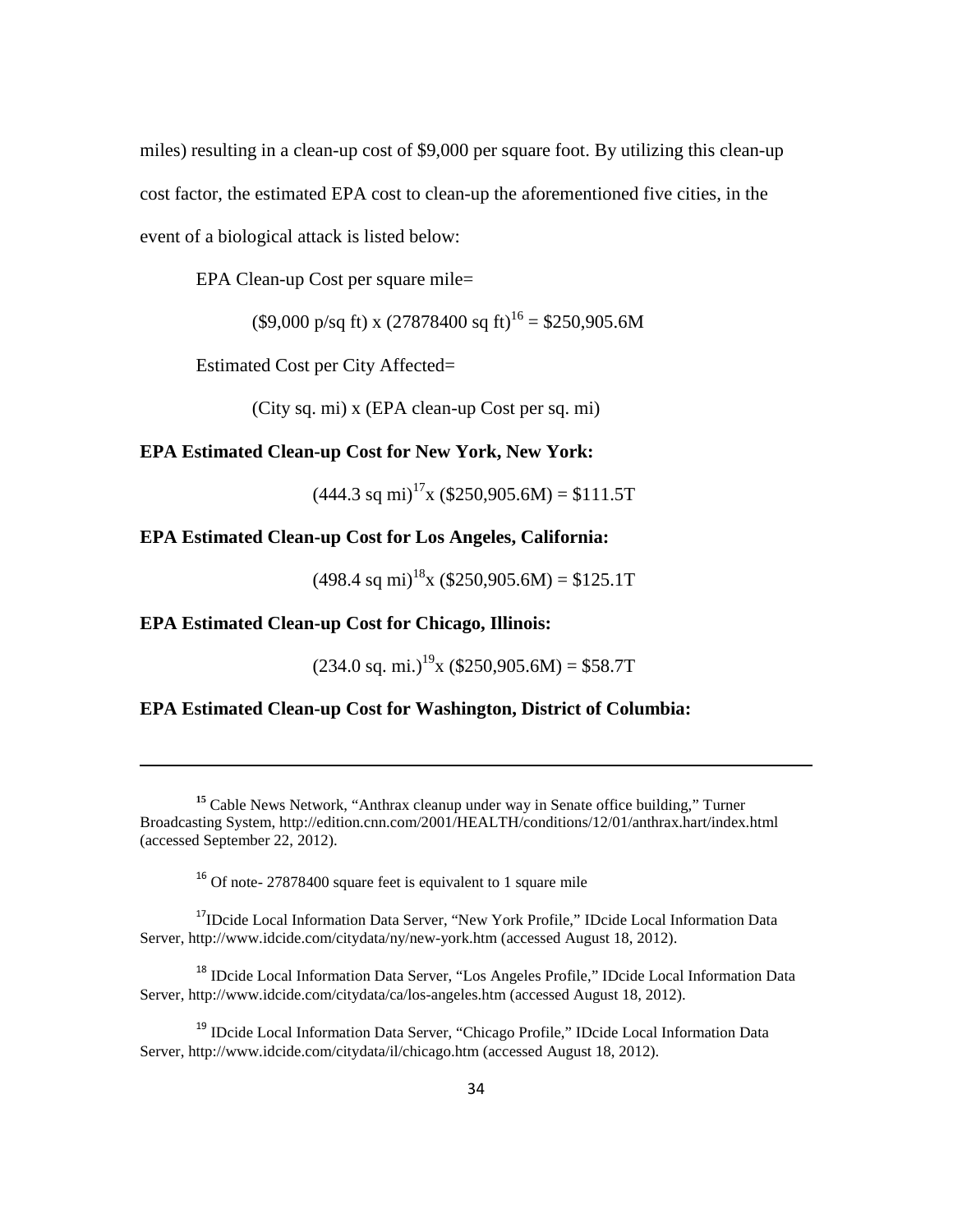miles) resulting in a clean-up cost of $9,000 per square foot. By utilizing this clean-up cost factor, the estimated EPA cost to clean-up the aforementioned five cities, in the event of a biological attack is listed below:

EPA Clean-up Cost per square mile=

($9,000 p/sq ft) x (27878400 sq ft)[16] = $250,905.6M

Estimated Cost per City Affected=

(City sq. mi) x (EPA clean-up Cost per sq. mi)

**EPA Estimated Clean-up Cost for New York, New York:**

(444.3 sq mi)[17]x ($250,905.6M) = $111.5T

**EPA Estimated Clean-up Cost for Los Angeles, California:**

(498.4 sq mi)[18]x ($250,905.6M) = $125.1T

**EPA Estimated Clean-up Cost for Chicago, Illinois:**

(234.0 sq. mi.)[19]x ($250,905.6M) = $58.7T

**EPA Estimated Clean-up Cost for Washington, District of Columbia:**

---

[15] Cable News Network, "Anthrax cleanup under way in Senate office building," Turner Broadcasting System, http://edition.cnn.com/2001/HEALTH/conditions/12/01/anthrax.hart/index.html (accessed September 22, 2012).

[16] Of note- 27878400 square feet is equivalent to 1 square mile

[17] IDcide Local Information Data Server, "New York Profile," IDcide Local Information Data Server, http://www.idcide.com/citydata/ny/new-york.htm (accessed August 18, 2012).

[18] IDcide Local Information Data Server, "Los Angeles Profile," IDcide Local Information Data Server, http://www.idcide.com/citydata/ca/los-angeles.htm (accessed August 18, 2012).

[19] IDcide Local Information Data Server, "Chicago Profile," IDcide Local Information Data Server, http://www.idcide.com/citydata/il/chicago.htm (accessed August 18, 2012).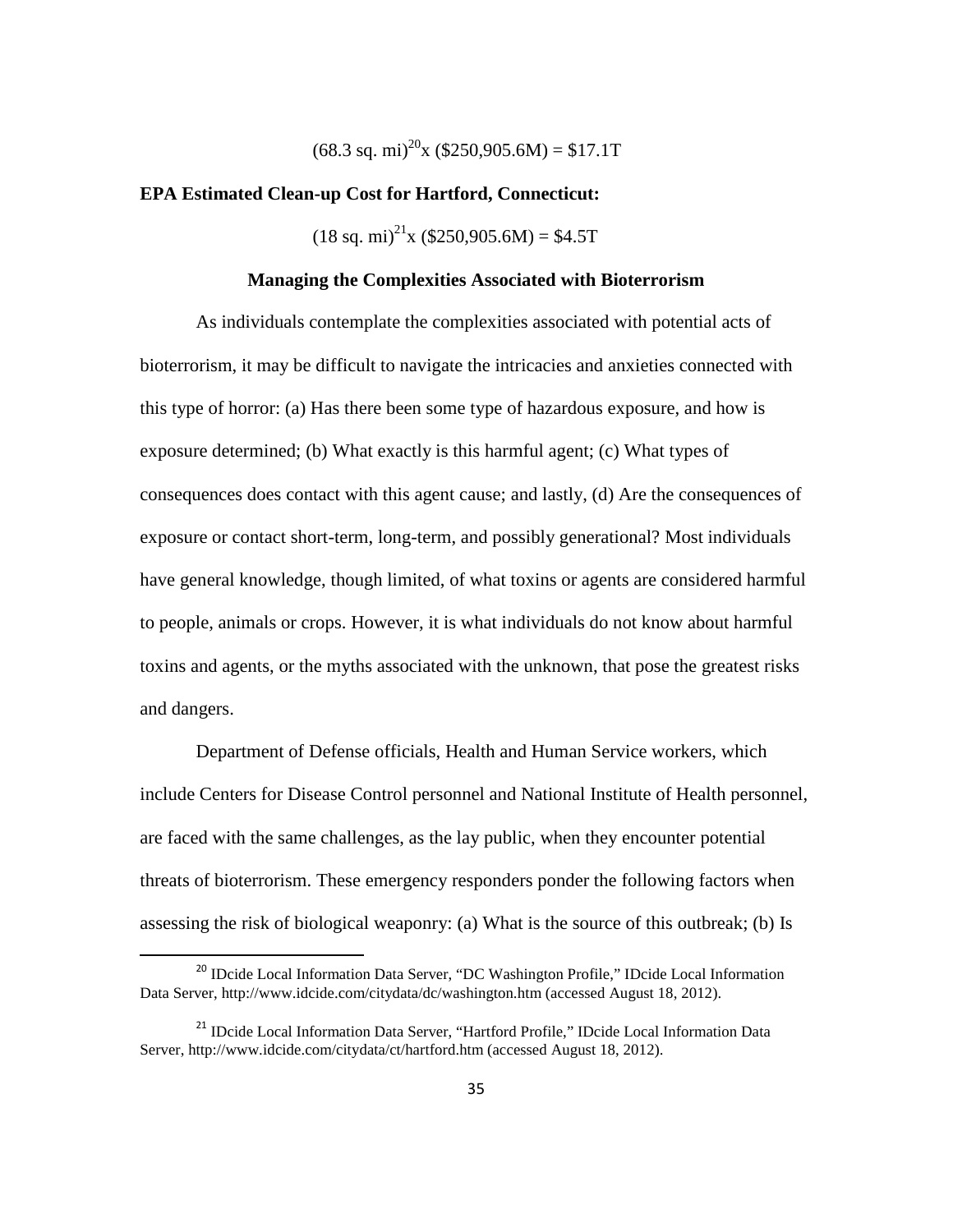(68.3 sq. mi)[20] x ($250,905.6M) = $17.1T

**EPA Estimated Clean-up Cost for Hartford, Connecticut:**

(18 sq. mi)[21] x ($250,905.6M) = $4.5T

### Managing the Complexities Associated with Bioterrorism

As individuals contemplate the complexities associated with potential acts of bioterrorism, it may be difficult to navigate the intricacies and anxieties connected with this type of horror: (a) Has there been some type of hazardous exposure, and how is exposure determined; (b) What exactly is this harmful agent; (c) What types of consequences does contact with this agent cause; and lastly, (d) Are the consequences of exposure or contact short-term, long-term, and possibly generational? Most individuals have general knowledge, though limited, of what toxins or agents are considered harmful to people, animals or crops. However, it is what individuals do not know about harmful toxins and agents, or the myths associated with the unknown, that pose the greatest risks and dangers.

Department of Defense officials, Health and Human Service workers, which include Centers for Disease Control personnel and National Institute of Health personnel, are faced with the same challenges, as the lay public, when they encounter potential threats of bioterrorism. These emergency responders ponder the following factors when assessing the risk of biological weaponry: (a) What is the source of this outbreak; (b) Is

---

[20] IDcide Local Information Data Server, "DC Washington Profile," IDcide Local Information Data Server, http://www.idcide.com/citydata/dc/washington.htm (accessed August 18, 2012).

[21] IDcide Local Information Data Server, "Hartford Profile," IDcide Local Information Data Server, http://www.idcide.com/citydata/ct/hartford.htm (accessed August 18, 2012).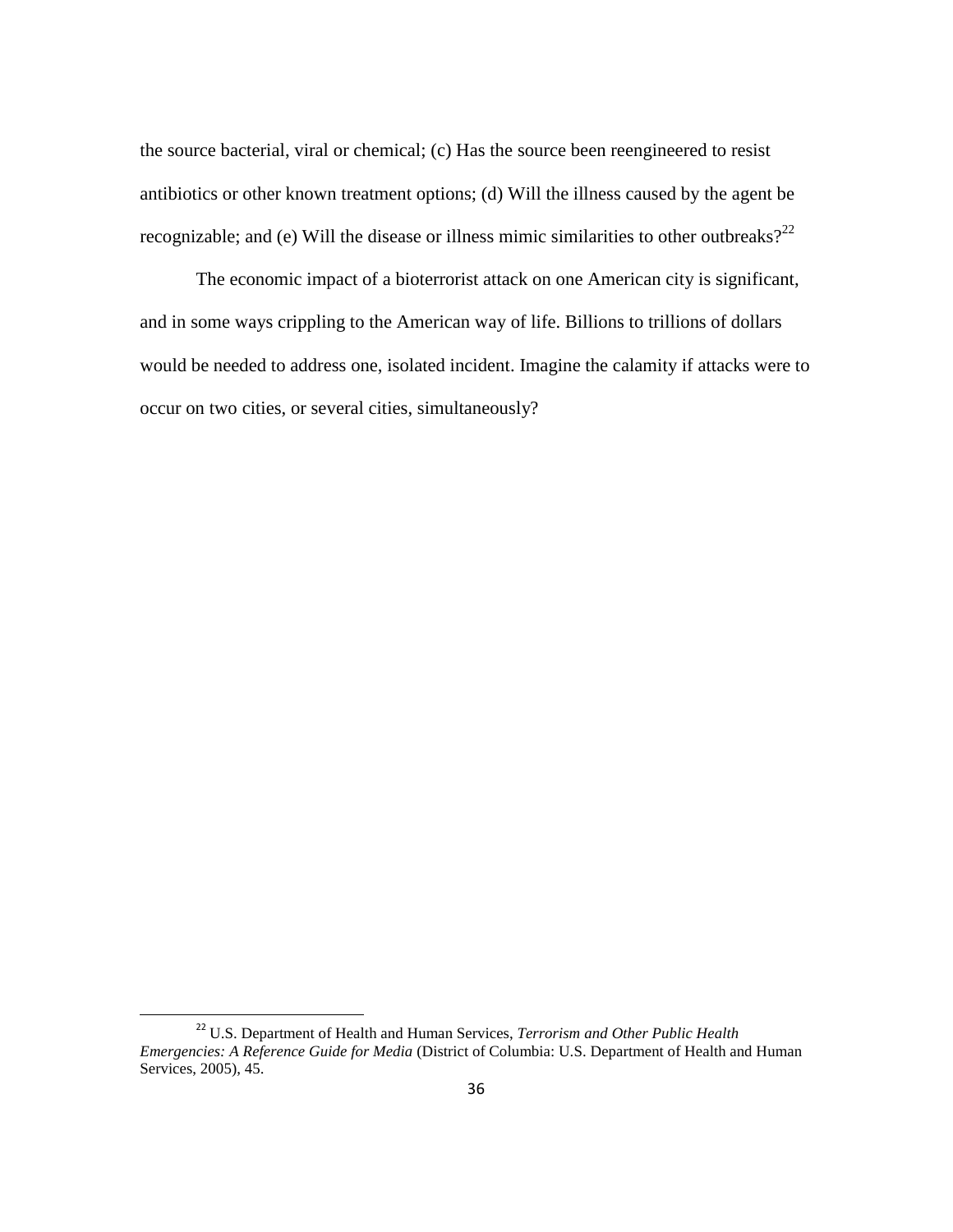the source bacterial, viral or chemical; (c) Has the source been reengineered to resist antibiotics or other known treatment options; (d) Will the illness caused by the agent be recognizable; and (e) Will the disease or illness mimic similarities to other outbreaks?[22]

The economic impact of a bioterrorist attack on one American city is significant, and in some ways crippling to the American way of life. Billions to trillions of dollars would be needed to address one, isolated incident. Imagine the calamity if attacks were to occur on two cities, or several cities, simultaneously?

---

[22] U.S. Department of Health and Human Services, *Terrorism and Other Public Health Emergencies: A Reference Guide for Media* (District of Columbia: U.S. Department of Health and Human Services, 2005), 45.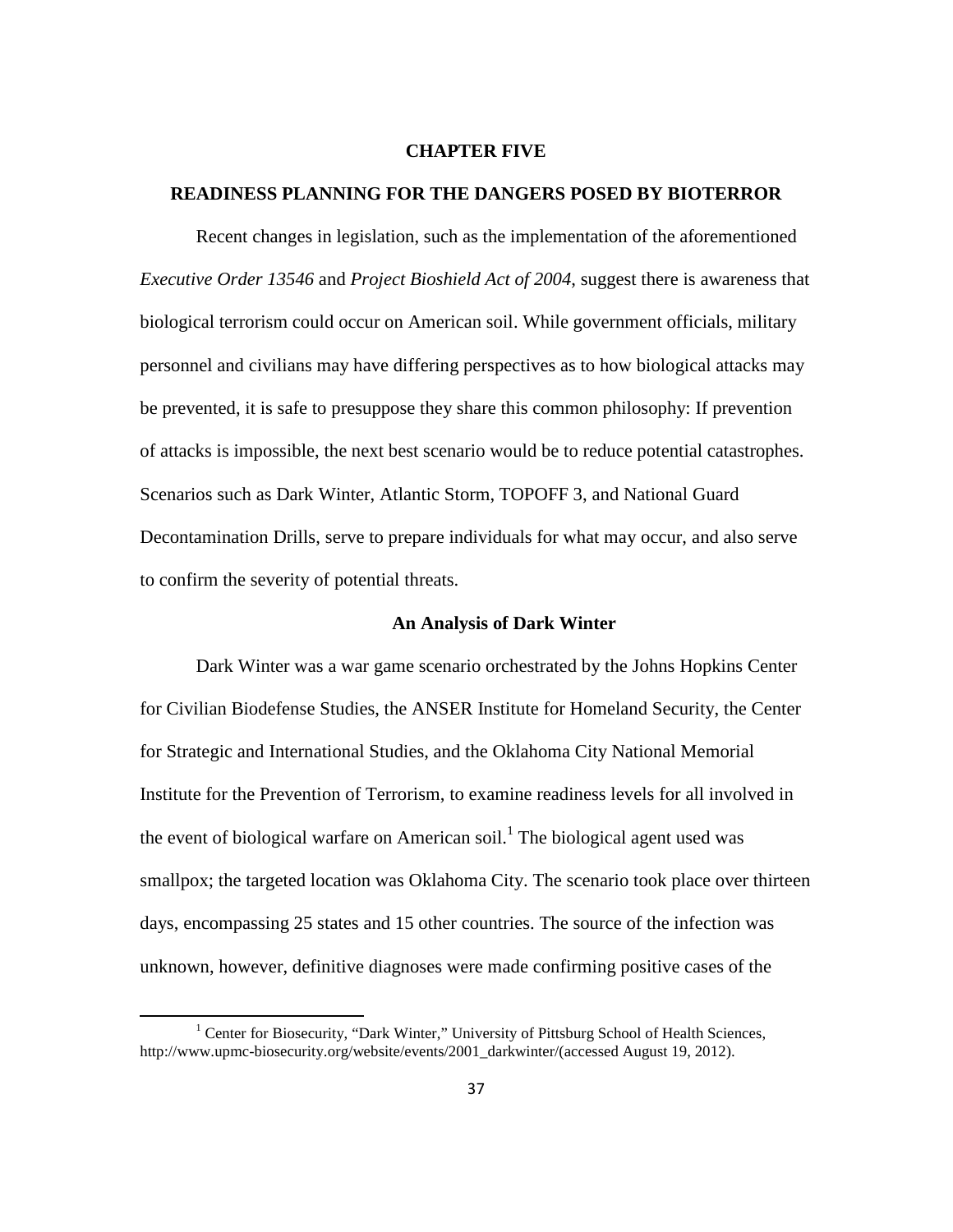# CHAPTER FIVE

## READINESS PLANNING FOR THE DANGERS POSED BY BIOTERROR

Recent changes in legislation, such as the implementation of the aforementioned *Executive Order 13546* and *Project Bioshield Act of 2004*, suggest there is awareness that biological terrorism could occur on American soil. While government officials, military personnel and civilians may have differing perspectives as to how biological attacks may be prevented, it is safe to presuppose they share this common philosophy: If prevention of attacks is impossible, the next best scenario would be to reduce potential catastrophes. Scenarios such as Dark Winter, Atlantic Storm, TOPOFF 3, and National Guard Decontamination Drills, serve to prepare individuals for what may occur, and also serve to confirm the severity of potential threats.

### An Analysis of Dark Winter

Dark Winter was a war game scenario orchestrated by the Johns Hopkins Center for Civilian Biodefense Studies, the ANSER Institute for Homeland Security, the Center for Strategic and International Studies, and the Oklahoma City National Memorial Institute for the Prevention of Terrorism, to examine readiness levels for all involved in the event of biological warfare on American soil.[1] The biological agent used was smallpox; the targeted location was Oklahoma City. The scenario took place over thirteen days, encompassing 25 states and 15 other countries. The source of the infection was unknown, however, definitive diagnoses were made confirming positive cases of the

[1] Center for Biosecurity, "Dark Winter," University of Pittsburg School of Health Sciences, http://www.upmc-biosecurity.org/website/events/2001_darkwinter/(accessed August 19, 2012).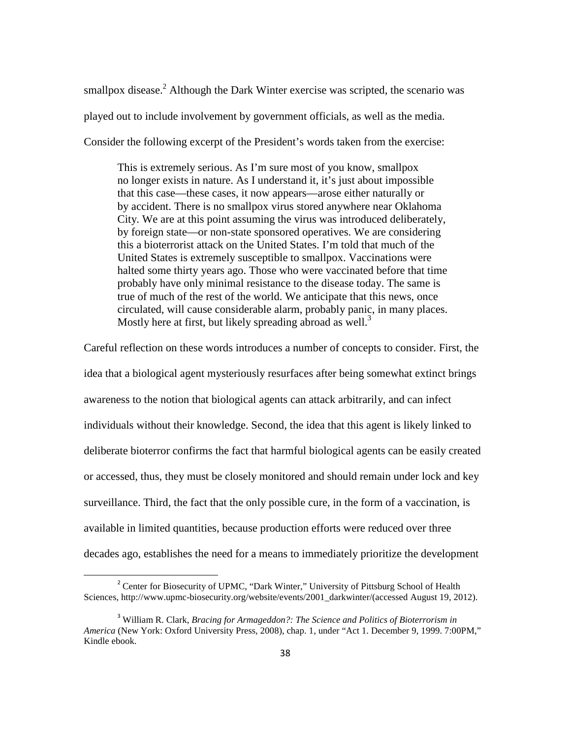smallpox disease.[2] Although the Dark Winter exercise was scripted, the scenario was played out to include involvement by government officials, as well as the media. Consider the following excerpt of the President's words taken from the exercise:

> This is extremely serious. As I'm sure most of you know, smallpox no longer exists in nature. As I understand it, it's just about impossible that this case—these cases, it now appears—arose either naturally or by accident. There is no smallpox virus stored anywhere near Oklahoma City. We are at this point assuming the virus was introduced deliberately, by foreign state—or non-state sponsored operatives. We are considering this a bioterrorist attack on the United States. I'm told that much of the United States is extremely susceptible to smallpox. Vaccinations were halted some thirty years ago. Those who were vaccinated before that time probably have only minimal resistance to the disease today. The same is true of much of the rest of the world. We anticipate that this news, once circulated, will cause considerable alarm, probably panic, in many places. Mostly here at first, but likely spreading abroad as well.[3]

Careful reflection on these words introduces a number of concepts to consider. First, the idea that a biological agent mysteriously resurfaces after being somewhat extinct brings awareness to the notion that biological agents can attack arbitrarily, and can infect individuals without their knowledge. Second, the idea that this agent is likely linked to deliberate bioterror confirms the fact that harmful biological agents can be easily created or accessed, thus, they must be closely monitored and should remain under lock and key surveillance. Third, the fact that the only possible cure, in the form of a vaccination, is available in limited quantities, because production efforts were reduced over three decades ago, establishes the need for a means to immediately prioritize the development

---

[2] Center for Biosecurity of UPMC, "Dark Winter," University of Pittsburg School of Health Sciences, http://www.upmc-biosecurity.org/website/events/2001_darkwinter/(accessed August 19, 2012).

[3] William R. Clark, *Bracing for Armageddon?: The Science and Politics of Bioterrorism in America* (New York: Oxford University Press, 2008), chap. 1, under "Act 1. December 9, 1999. 7:00PM," Kindle ebook.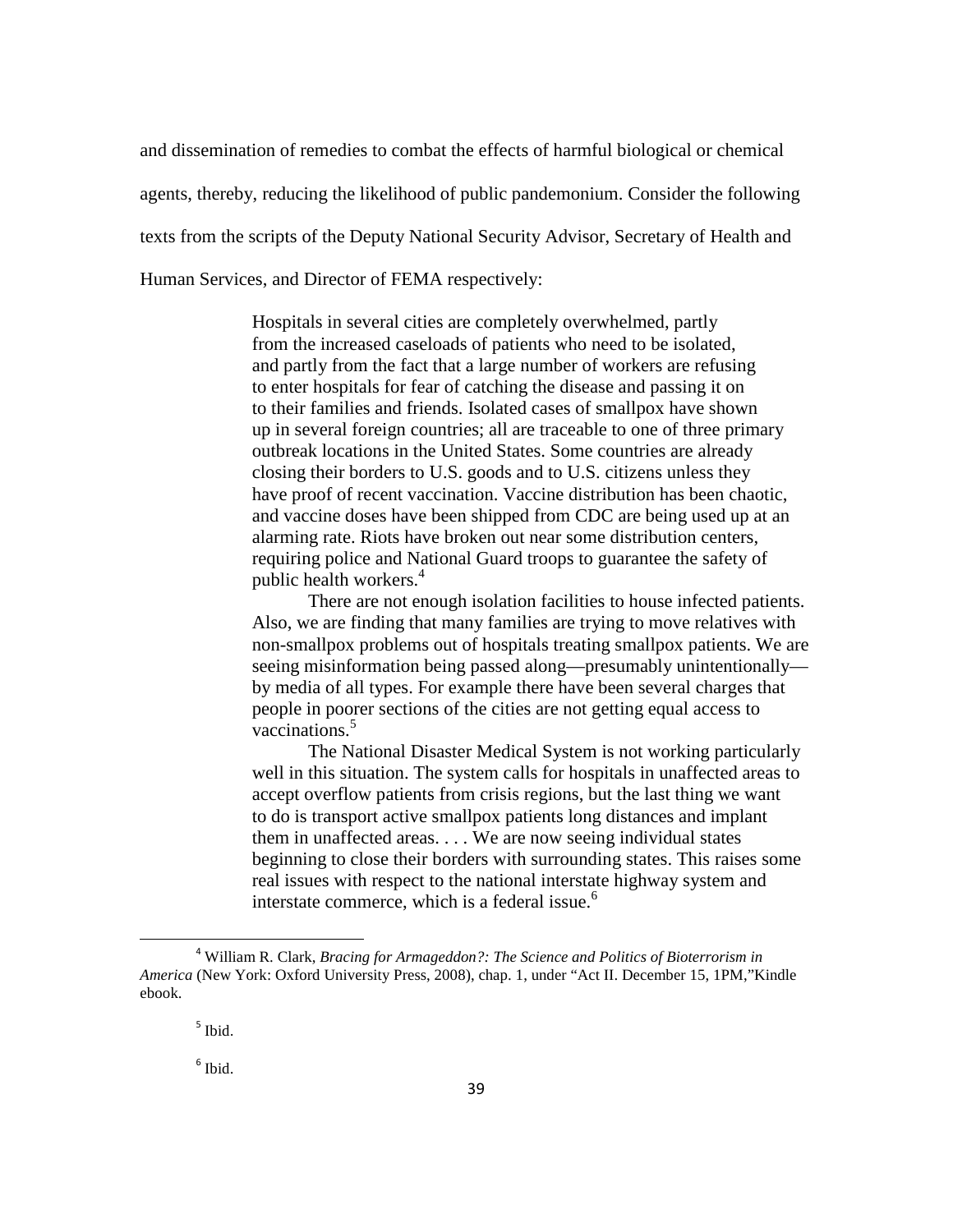and dissemination of remedies to combat the effects of harmful biological or chemical agents, thereby, reducing the likelihood of public pandemonium. Consider the following texts from the scripts of the Deputy National Security Advisor, Secretary of Health and Human Services, and Director of FEMA respectively:

> Hospitals in several cities are completely overwhelmed, partly from the increased caseloads of patients who need to be isolated, and partly from the fact that a large number of workers are refusing to enter hospitals for fear of catching the disease and passing it on to their families and friends. Isolated cases of smallpox have shown up in several foreign countries; all are traceable to one of three primary outbreak locations in the United States. Some countries are already closing their borders to U.S. goods and to U.S. citizens unless they have proof of recent vaccination. Vaccine distribution has been chaotic, and vaccine doses have been shipped from CDC are being used up at an alarming rate. Riots have broken out near some distribution centers, requiring police and National Guard troops to guarantee the safety of public health workers.[4]
>
> There are not enough isolation facilities to house infected patients. Also, we are finding that many families are trying to move relatives with non-smallpox problems out of hospitals treating smallpox patients. We are seeing misinformation being passed along—presumably unintentionally—by media of all types. For example there have been several charges that people in poorer sections of the cities are not getting equal access to vaccinations.[5]
>
> The National Disaster Medical System is not working particularly well in this situation. The system calls for hospitals in unaffected areas to accept overflow patients from crisis regions, but the last thing we want to do is transport active smallpox patients long distances and implant them in unaffected areas. . . . We are now seeing individual states beginning to close their borders with surrounding states. This raises some real issues with respect to the national interstate highway system and interstate commerce, which is a federal issue.[6]

---

[4] William R. Clark, *Bracing for Armageddon?: The Science and Politics of Bioterrorism in America* (New York: Oxford University Press, 2008), chap. 1, under "Act II. December 15, 1PM,"Kindle ebook.

[5] Ibid.

[6] Ibid.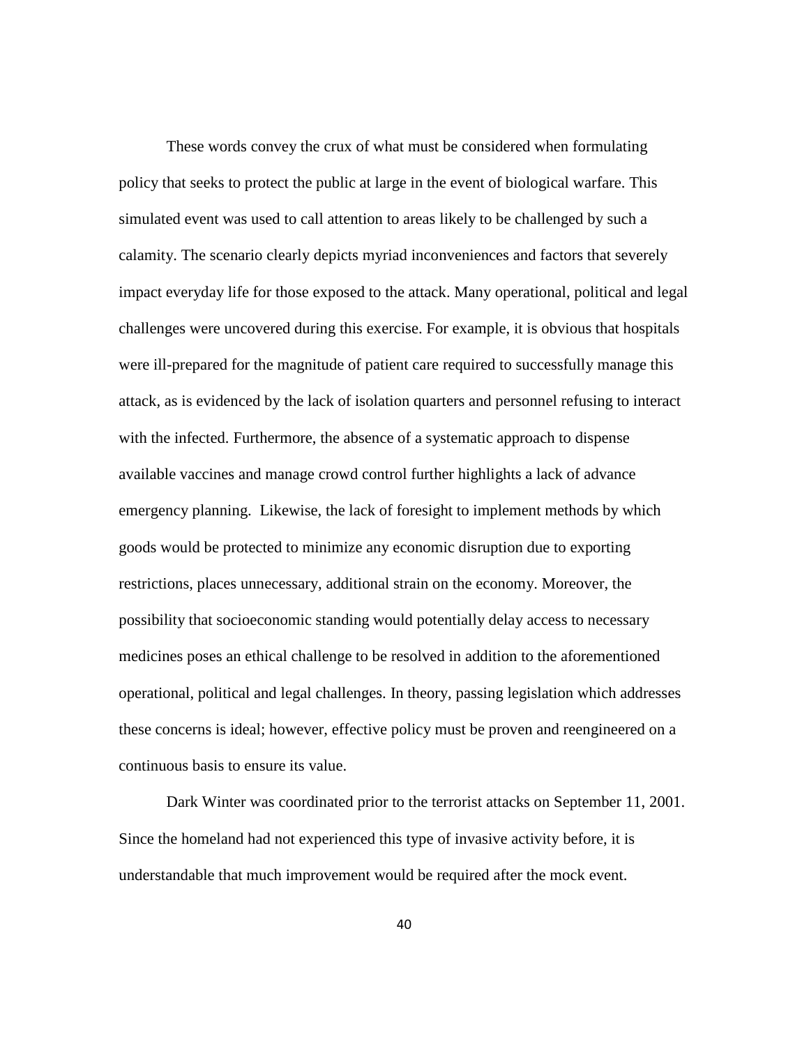These words convey the crux of what must be considered when formulating policy that seeks to protect the public at large in the event of biological warfare. This simulated event was used to call attention to areas likely to be challenged by such a calamity. The scenario clearly depicts myriad inconveniences and factors that severely impact everyday life for those exposed to the attack. Many operational, political and legal challenges were uncovered during this exercise. For example, it is obvious that hospitals were ill-prepared for the magnitude of patient care required to successfully manage this attack, as is evidenced by the lack of isolation quarters and personnel refusing to interact with the infected. Furthermore, the absence of a systematic approach to dispense available vaccines and manage crowd control further highlights a lack of advance emergency planning. Likewise, the lack of foresight to implement methods by which goods would be protected to minimize any economic disruption due to exporting restrictions, places unnecessary, additional strain on the economy. Moreover, the possibility that socioeconomic standing would potentially delay access to necessary medicines poses an ethical challenge to be resolved in addition to the aforementioned operational, political and legal challenges. In theory, passing legislation which addresses these concerns is ideal; however, effective policy must be proven and reengineered on a continuous basis to ensure its value.

Dark Winter was coordinated prior to the terrorist attacks on September 11, 2001. Since the homeland had not experienced this type of invasive activity before, it is understandable that much improvement would be required after the mock event.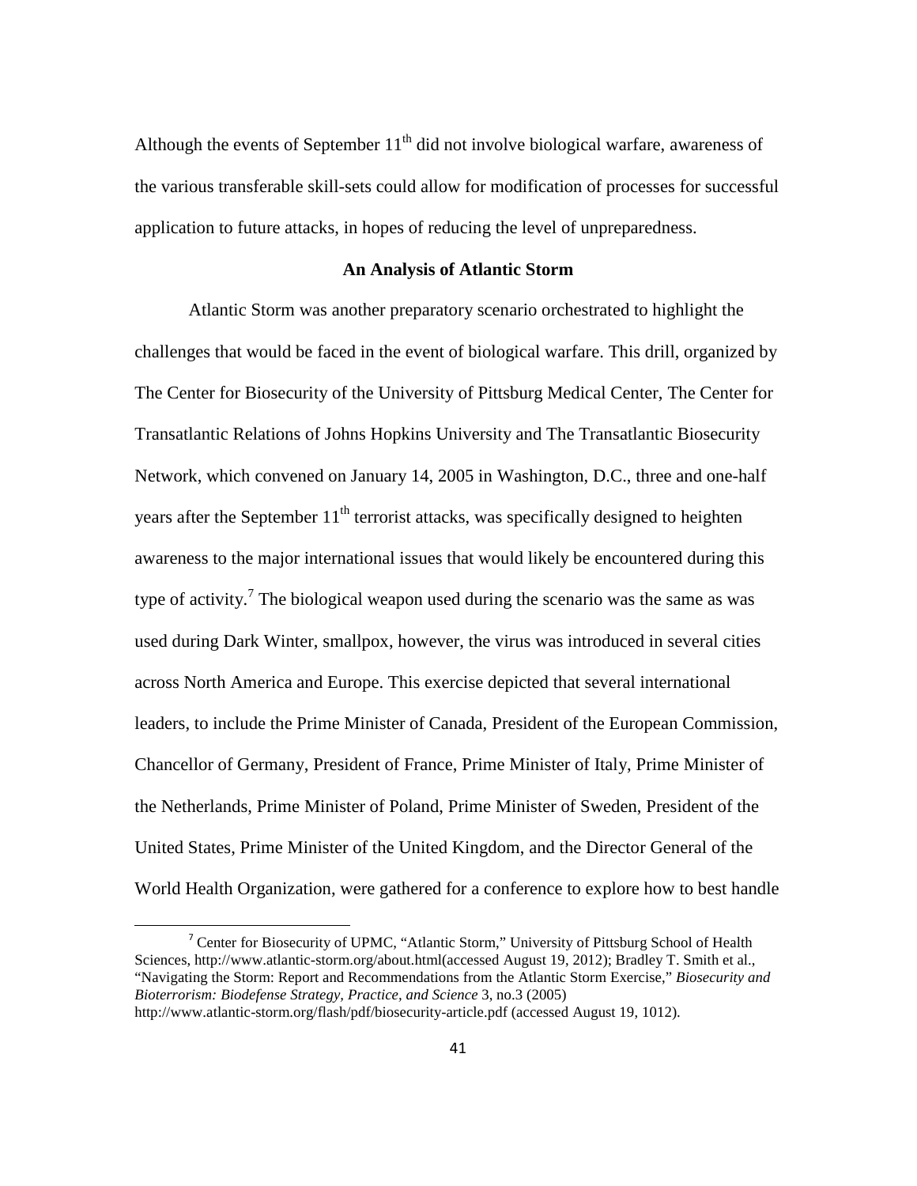Although the events of September 11th did not involve biological warfare, awareness of the various transferable skill-sets could allow for modification of processes for successful application to future attacks, in hopes of reducing the level of unpreparedness.

## An Analysis of Atlantic Storm

Atlantic Storm was another preparatory scenario orchestrated to highlight the challenges that would be faced in the event of biological warfare. This drill, organized by The Center for Biosecurity of the University of Pittsburg Medical Center, The Center for Transatlantic Relations of Johns Hopkins University and The Transatlantic Biosecurity Network, which convened on January 14, 2005 in Washington, D.C., three and one-half years after the September 11th terrorist attacks, was specifically designed to heighten awareness to the major international issues that would likely be encountered during this type of activity.[7] The biological weapon used during the scenario was the same as was used during Dark Winter, smallpox, however, the virus was introduced in several cities across North America and Europe. This exercise depicted that several international leaders, to include the Prime Minister of Canada, President of the European Commission, Chancellor of Germany, President of France, Prime Minister of Italy, Prime Minister of the Netherlands, Prime Minister of Poland, Prime Minister of Sweden, President of the United States, Prime Minister of the United Kingdom, and the Director General of the World Health Organization, were gathered for a conference to explore how to best handle

---

[7] Center for Biosecurity of UPMC, "Atlantic Storm," University of Pittsburg School of Health Sciences, http://www.atlantic-storm.org/about.html(accessed August 19, 2012); Bradley T. Smith et al., "Navigating the Storm: Report and Recommendations from the Atlantic Storm Exercise," *Biosecurity and Bioterrorism: Biodefense Strategy, Practice, and Science* 3, no.3 (2005) http://www.atlantic-storm.org/flash/pdf/biosecurity-article.pdf (accessed August 19, 1012).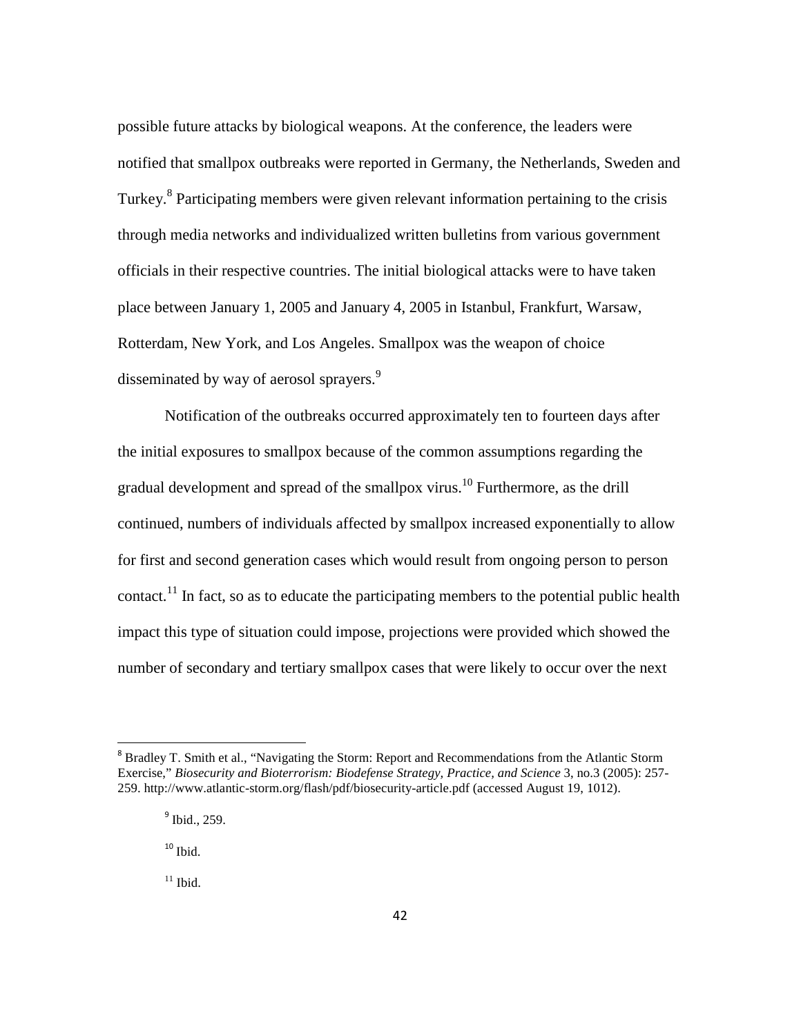possible future attacks by biological weapons. At the conference, the leaders were notified that smallpox outbreaks were reported in Germany, the Netherlands, Sweden and Turkey.[8] Participating members were given relevant information pertaining to the crisis through media networks and individualized written bulletins from various government officials in their respective countries. The initial biological attacks were to have taken place between January 1, 2005 and January 4, 2005 in Istanbul, Frankfurt, Warsaw, Rotterdam, New York, and Los Angeles. Smallpox was the weapon of choice disseminated by way of aerosol sprayers.[9]

Notification of the outbreaks occurred approximately ten to fourteen days after the initial exposures to smallpox because of the common assumptions regarding the gradual development and spread of the smallpox virus.[10] Furthermore, as the drill continued, numbers of individuals affected by smallpox increased exponentially to allow for first and second generation cases which would result from ongoing person to person contact.[11] In fact, so as to educate the participating members to the potential public health impact this type of situation could impose, projections were provided which showed the number of secondary and tertiary smallpox cases that were likely to occur over the next

---

[8] Bradley T. Smith et al., "Navigating the Storm: Report and Recommendations from the Atlantic Storm Exercise," *Biosecurity and Bioterrorism: Biodefense Strategy, Practice, and Science* 3, no.3 (2005): 257-259. http://www.atlantic-storm.org/flash/pdf/biosecurity-article.pdf (accessed August 19, 1012).

[9] Ibid., 259.

[10] Ibid.

[11] Ibid.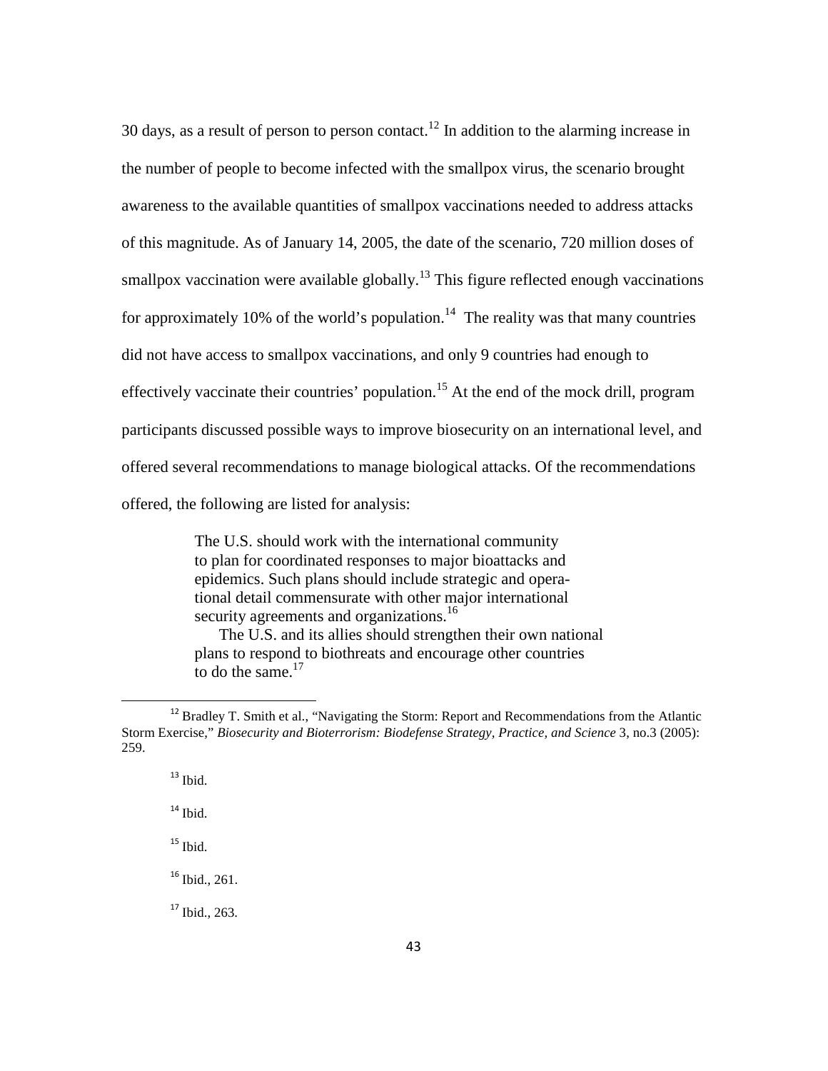30 days, as a result of person to person contact.[12] In addition to the alarming increase in the number of people to become infected with the smallpox virus, the scenario brought awareness to the available quantities of smallpox vaccinations needed to address attacks of this magnitude. As of January 14, 2005, the date of the scenario, 720 million doses of smallpox vaccination were available globally.[13] This figure reflected enough vaccinations for approximately 10% of the world's population.[14] The reality was that many countries did not have access to smallpox vaccinations, and only 9 countries had enough to effectively vaccinate their countries' population.[15] At the end of the mock drill, program participants discussed possible ways to improve biosecurity on an international level, and offered several recommendations to manage biological attacks. Of the recommendations offered, the following are listed for analysis:

> The U.S. should work with the international community to plan for coordinated responses to major bioattacks and epidemics. Such plans should include strategic and operational detail commensurate with other major international security agreements and organizations.[16]
>
> The U.S. and its allies should strengthen their own national plans to respond to biothreats and encourage other countries to do the same.[17]

---

[12] Bradley T. Smith et al., "Navigating the Storm: Report and Recommendations from the Atlantic Storm Exercise," *Biosecurity and Bioterrorism: Biodefense Strategy, Practice, and Science* 3, no.3 (2005): 259.

[13] Ibid.

[14] Ibid.

[15] Ibid.

[16] Ibid., 261.

[17] Ibid., 263.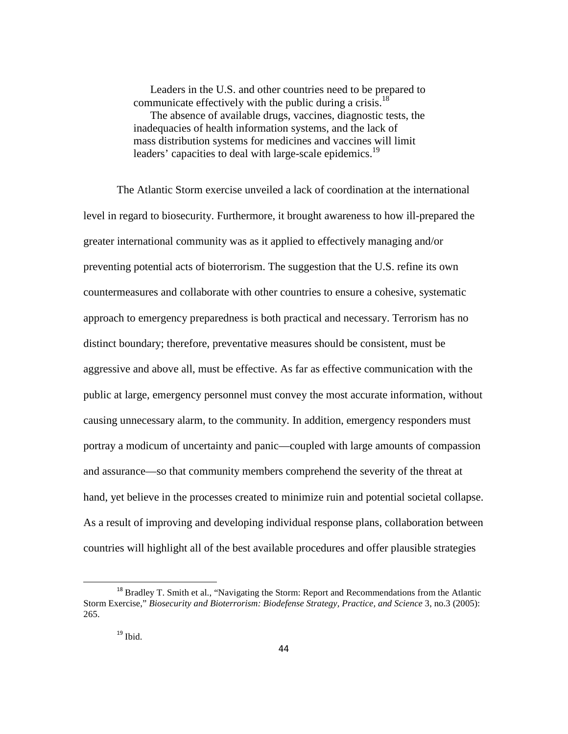> Leaders in the U.S. and other countries need to be prepared to communicate effectively with the public during a crisis.[18]
>
> The absence of available drugs, vaccines, diagnostic tests, the inadequacies of health information systems, and the lack of mass distribution systems for medicines and vaccines will limit leaders' capacities to deal with large-scale epidemics.[19]

The Atlantic Storm exercise unveiled a lack of coordination at the international level in regard to biosecurity. Furthermore, it brought awareness to how ill-prepared the greater international community was as it applied to effectively managing and/or preventing potential acts of bioterrorism. The suggestion that the U.S. refine its own countermeasures and collaborate with other countries to ensure a cohesive, systematic approach to emergency preparedness is both practical and necessary. Terrorism has no distinct boundary; therefore, preventative measures should be consistent, must be aggressive and above all, must be effective. As far as effective communication with the public at large, emergency personnel must convey the most accurate information, without causing unnecessary alarm, to the community. In addition, emergency responders must portray a modicum of uncertainty and panic—coupled with large amounts of compassion and assurance—so that community members comprehend the severity of the threat at hand, yet believe in the processes created to minimize ruin and potential societal collapse. As a result of improving and developing individual response plans, collaboration between countries will highlight all of the best available procedures and offer plausible strategies

---

[18] Bradley T. Smith et al., "Navigating the Storm: Report and Recommendations from the Atlantic Storm Exercise," *Biosecurity and Bioterrorism: Biodefense Strategy, Practice, and Science* 3, no.3 (2005): 265.

[19] Ibid.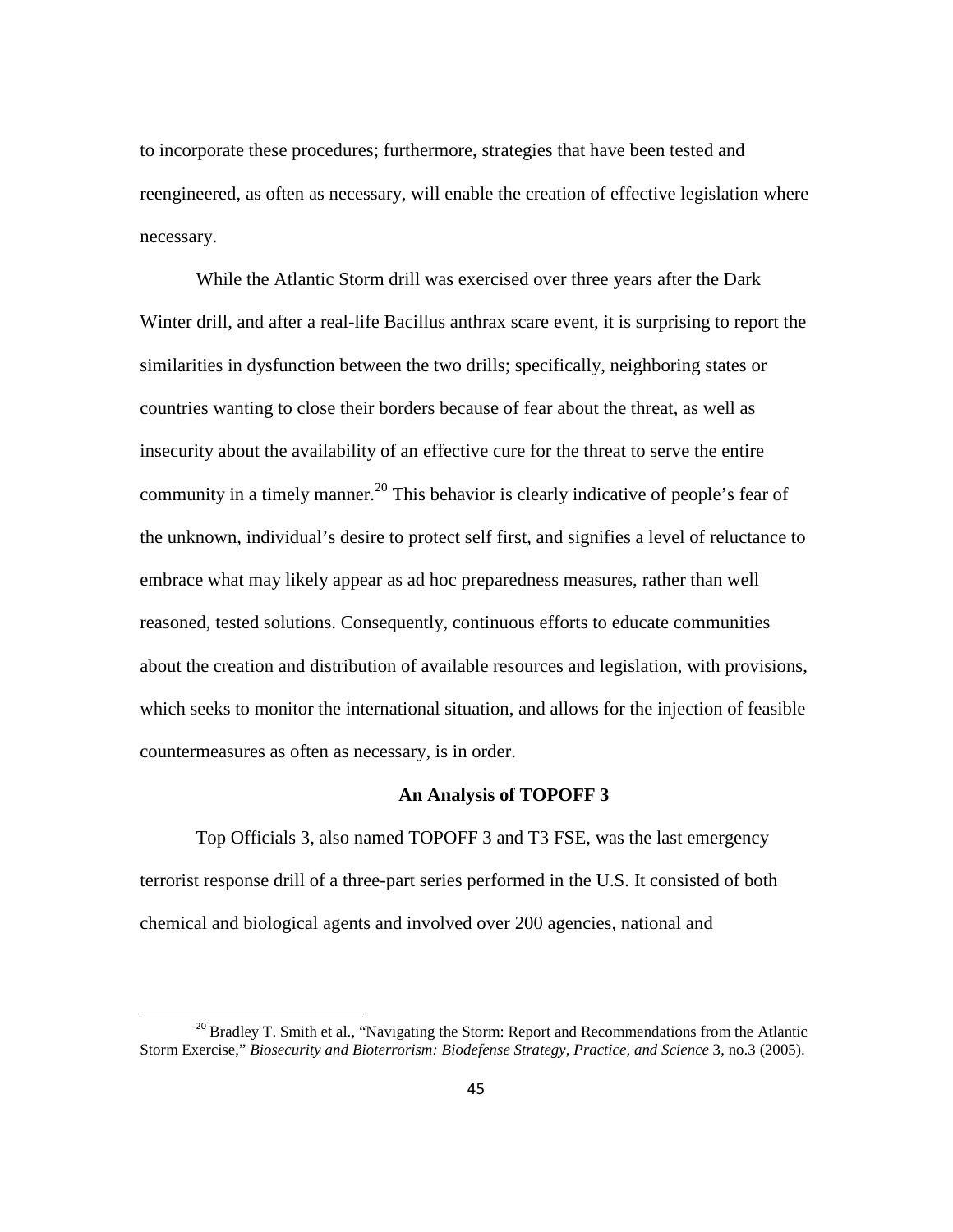to incorporate these procedures; furthermore, strategies that have been tested and reengineered, as often as necessary, will enable the creation of effective legislation where necessary.

While the Atlantic Storm drill was exercised over three years after the Dark Winter drill, and after a real-life Bacillus anthrax scare event, it is surprising to report the similarities in dysfunction between the two drills; specifically, neighboring states or countries wanting to close their borders because of fear about the threat, as well as insecurity about the availability of an effective cure for the threat to serve the entire community in a timely manner.[20] This behavior is clearly indicative of people's fear of the unknown, individual's desire to protect self first, and signifies a level of reluctance to embrace what may likely appear as ad hoc preparedness measures, rather than well reasoned, tested solutions. Consequently, continuous efforts to educate communities about the creation and distribution of available resources and legislation, with provisions, which seeks to monitor the international situation, and allows for the injection of feasible countermeasures as often as necessary, is in order.

### An Analysis of TOPOFF 3

Top Officials 3, also named TOPOFF 3 and T3 FSE, was the last emergency terrorist response drill of a three-part series performed in the U.S. It consisted of both chemical and biological agents and involved over 200 agencies, national and

[20] Bradley T. Smith et al., "Navigating the Storm: Report and Recommendations from the Atlantic Storm Exercise," *Biosecurity and Bioterrorism: Biodefense Strategy, Practice, and Science* 3, no.3 (2005).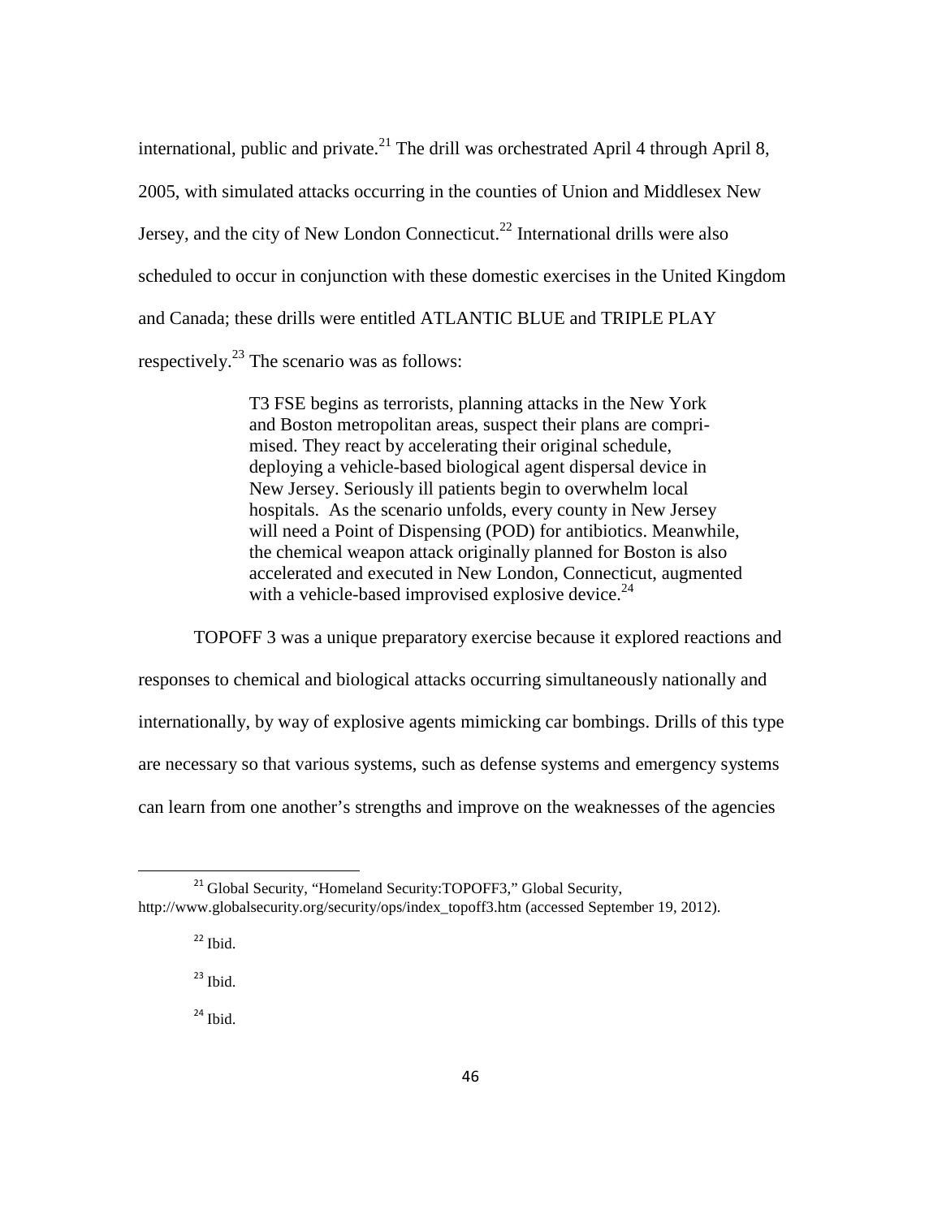international, public and private.[21] The drill was orchestrated April 4 through April 8, 2005, with simulated attacks occurring in the counties of Union and Middlesex New Jersey, and the city of New London Connecticut.[22] International drills were also scheduled to occur in conjunction with these domestic exercises in the United Kingdom and Canada; these drills were entitled ATLANTIC BLUE and TRIPLE PLAY respectively.[23] The scenario was as follows:

> T3 FSE begins as terrorists, planning attacks in the New York and Boston metropolitan areas, suspect their plans are comprimised. They react by accelerating their original schedule, deploying a vehicle-based biological agent dispersal device in New Jersey. Seriously ill patients begin to overwhelm local hospitals. As the scenario unfolds, every county in New Jersey will need a Point of Dispensing (POD) for antibiotics. Meanwhile, the chemical weapon attack originally planned for Boston is also accelerated and executed in New London, Connecticut, augmented with a vehicle-based improvised explosive device.[24]

TOPOFF 3 was a unique preparatory exercise because it explored reactions and responses to chemical and biological attacks occurring simultaneously nationally and internationally, by way of explosive agents mimicking car bombings. Drills of this type are necessary so that various systems, such as defense systems and emergency systems can learn from one another's strengths and improve on the weaknesses of the agencies

---

[21] Global Security, "Homeland Security:TOPOFF3," Global Security, http://www.globalsecurity.org/security/ops/index_topoff3.htm (accessed September 19, 2012).

[22] Ibid.

[23] Ibid.

[24] Ibid.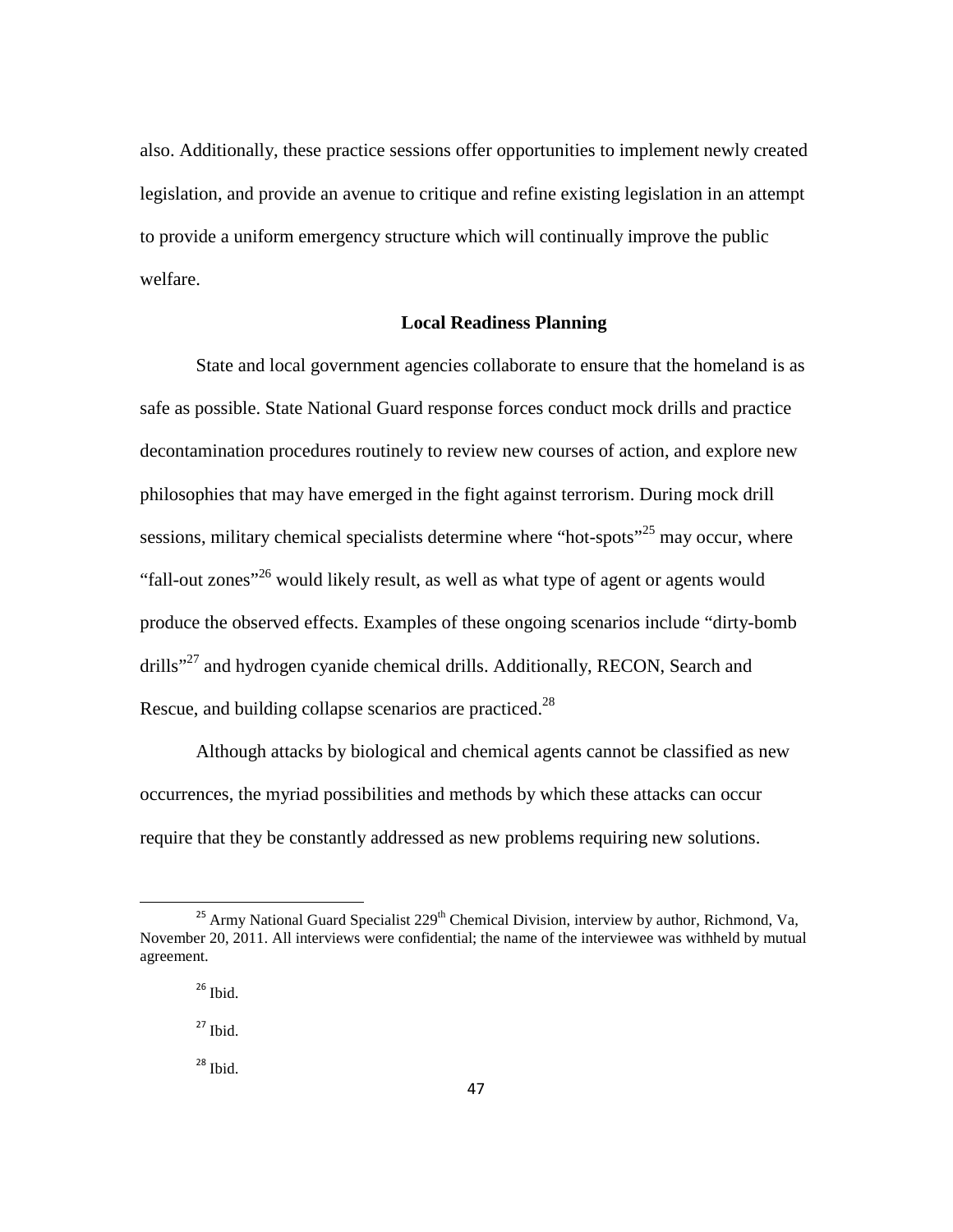also. Additionally, these practice sessions offer opportunities to implement newly created legislation, and provide an avenue to critique and refine existing legislation in an attempt to provide a uniform emergency structure which will continually improve the public welfare.

## Local Readiness Planning

State and local government agencies collaborate to ensure that the homeland is as safe as possible. State National Guard response forces conduct mock drills and practice decontamination procedures routinely to review new courses of action, and explore new philosophies that may have emerged in the fight against terrorism. During mock drill sessions, military chemical specialists determine where "hot-spots"[25] may occur, where "fall-out zones"[26] would likely result, as well as what type of agent or agents would produce the observed effects. Examples of these ongoing scenarios include "dirty-bomb drills"[27] and hydrogen cyanide chemical drills. Additionally, RECON, Search and Rescue, and building collapse scenarios are practiced.[28]

Although attacks by biological and chemical agents cannot be classified as new occurrences, the myriad possibilities and methods by which these attacks can occur require that they be constantly addressed as new problems requiring new solutions.

---

[25] Army National Guard Specialist 229th Chemical Division, interview by author, Richmond, Va, November 20, 2011. All interviews were confidential; the name of the interviewee was withheld by mutual agreement.

[26] Ibid.

[27] Ibid.

[28] Ibid.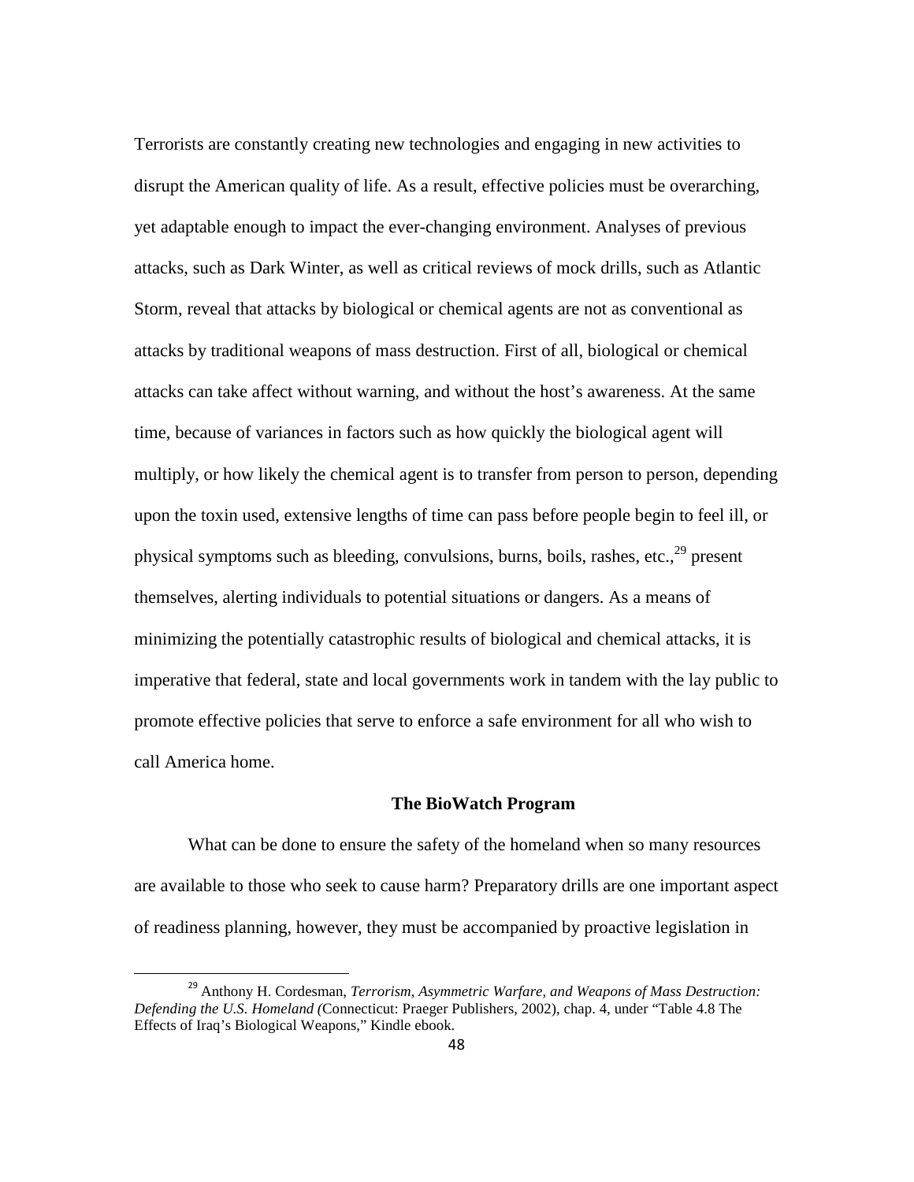Terrorists are constantly creating new technologies and engaging in new activities to disrupt the American quality of life. As a result, effective policies must be overarching, yet adaptable enough to impact the ever-changing environment. Analyses of previous attacks, such as Dark Winter, as well as critical reviews of mock drills, such as Atlantic Storm, reveal that attacks by biological or chemical agents are not as conventional as attacks by traditional weapons of mass destruction. First of all, biological or chemical attacks can take affect without warning, and without the host's awareness. At the same time, because of variances in factors such as how quickly the biological agent will multiply, or how likely the chemical agent is to transfer from person to person, depending upon the toxin used, extensive lengths of time can pass before people begin to feel ill, or physical symptoms such as bleeding, convulsions, burns, boils, rashes, etc.,[29] present themselves, alerting individuals to potential situations or dangers. As a means of minimizing the potentially catastrophic results of biological and chemical attacks, it is imperative that federal, state and local governments work in tandem with the lay public to promote effective policies that serve to enforce a safe environment for all who wish to call America home.

**The BioWatch Program**

What can be done to ensure the safety of the homeland when so many resources are available to those who seek to cause harm? Preparatory drills are one important aspect of readiness planning, however, they must be accompanied by proactive legislation in

[29] Anthony H. Cordesman, *Terrorism, Asymmetric Warfare, and Weapons of Mass Destruction: Defending the U.S. Homeland (*Connecticut: Praeger Publishers, 2002), chap. 4, under "Table 4.8 The Effects of Iraq's Biological Weapons," Kindle ebook.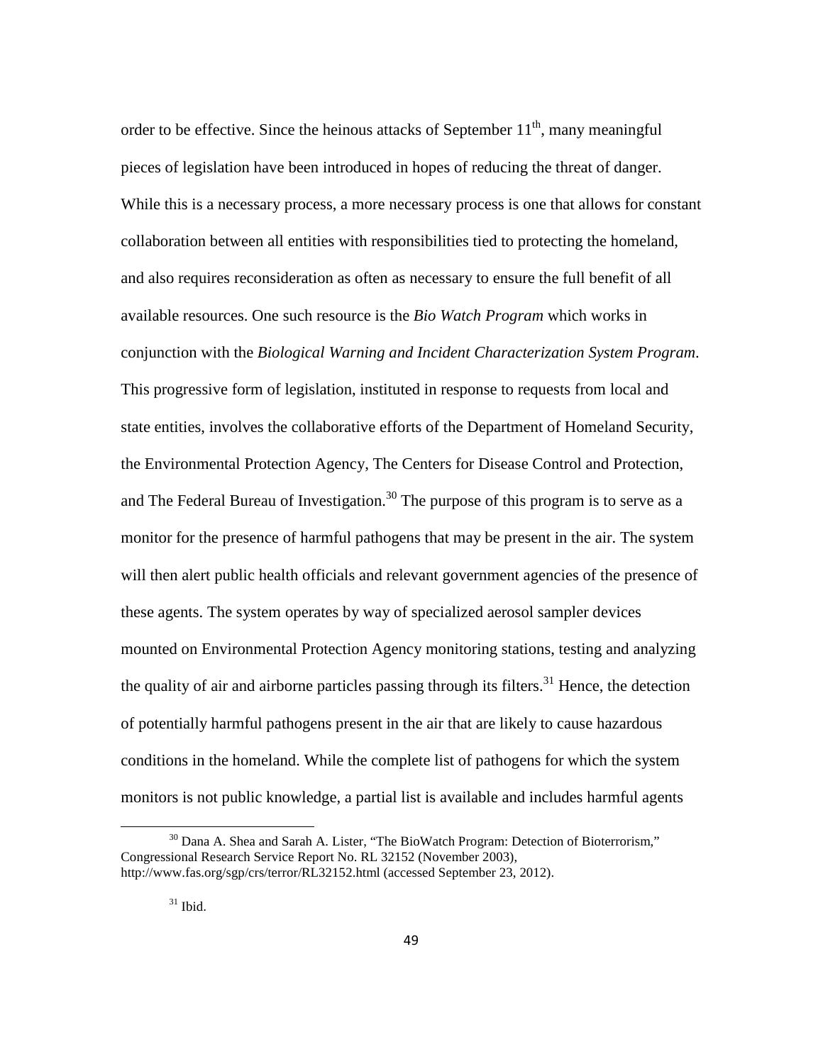order to be effective. Since the heinous attacks of September 11th, many meaningful pieces of legislation have been introduced in hopes of reducing the threat of danger. While this is a necessary process, a more necessary process is one that allows for constant collaboration between all entities with responsibilities tied to protecting the homeland, and also requires reconsideration as often as necessary to ensure the full benefit of all available resources. One such resource is the *Bio Watch Program* which works in conjunction with the *Biological Warning and Incident Characterization System Program*. This progressive form of legislation, instituted in response to requests from local and state entities, involves the collaborative efforts of the Department of Homeland Security, the Environmental Protection Agency, The Centers for Disease Control and Protection, and The Federal Bureau of Investigation.[30] The purpose of this program is to serve as a monitor for the presence of harmful pathogens that may be present in the air. The system will then alert public health officials and relevant government agencies of the presence of these agents. The system operates by way of specialized aerosol sampler devices mounted on Environmental Protection Agency monitoring stations, testing and analyzing the quality of air and airborne particles passing through its filters.[31] Hence, the detection of potentially harmful pathogens present in the air that are likely to cause hazardous conditions in the homeland. While the complete list of pathogens for which the system monitors is not public knowledge, a partial list is available and includes harmful agents

---

[30] Dana A. Shea and Sarah A. Lister, "The BioWatch Program: Detection of Bioterrorism," Congressional Research Service Report No. RL 32152 (November 2003), http://www.fas.org/sgp/crs/terror/RL32152.html (accessed September 23, 2012).

[31] Ibid.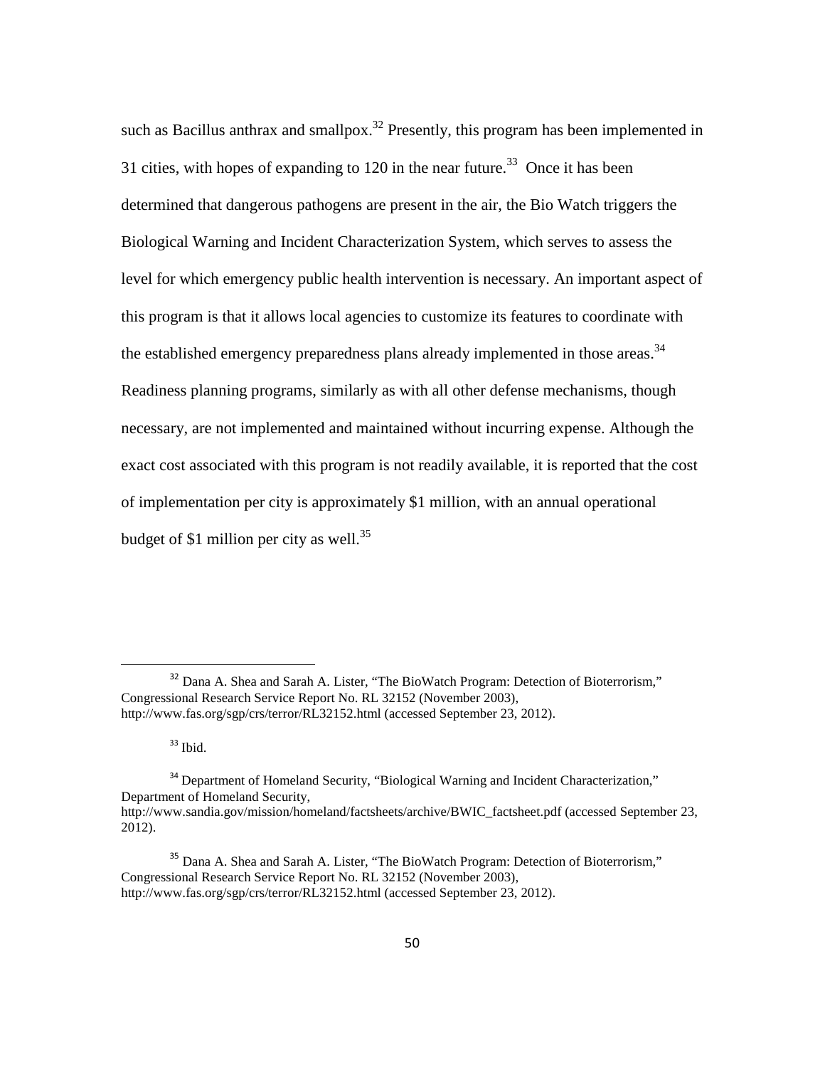such as Bacillus anthrax and smallpox.[32] Presently, this program has been implemented in 31 cities, with hopes of expanding to 120 in the near future.[33] Once it has been determined that dangerous pathogens are present in the air, the Bio Watch triggers the Biological Warning and Incident Characterization System, which serves to assess the level for which emergency public health intervention is necessary. An important aspect of this program is that it allows local agencies to customize its features to coordinate with the established emergency preparedness plans already implemented in those areas.[34] Readiness planning programs, similarly as with all other defense mechanisms, though necessary, are not implemented and maintained without incurring expense. Although the exact cost associated with this program is not readily available, it is reported that the cost of implementation per city is approximately $1 million, with an annual operational budget of $1 million per city as well.[35]

---

[32] Dana A. Shea and Sarah A. Lister, "The BioWatch Program: Detection of Bioterrorism," Congressional Research Service Report No. RL 32152 (November 2003), http://www.fas.org/sgp/crs/terror/RL32152.html (accessed September 23, 2012).

[33] Ibid.

[34] Department of Homeland Security, "Biological Warning and Incident Characterization," Department of Homeland Security, http://www.sandia.gov/mission/homeland/factsheets/archive/BWIC_factsheet.pdf (accessed September 23, 2012).

[35] Dana A. Shea and Sarah A. Lister, "The BioWatch Program: Detection of Bioterrorism," Congressional Research Service Report No. RL 32152 (November 2003), http://www.fas.org/sgp/crs/terror/RL32152.html (accessed September 23, 2012).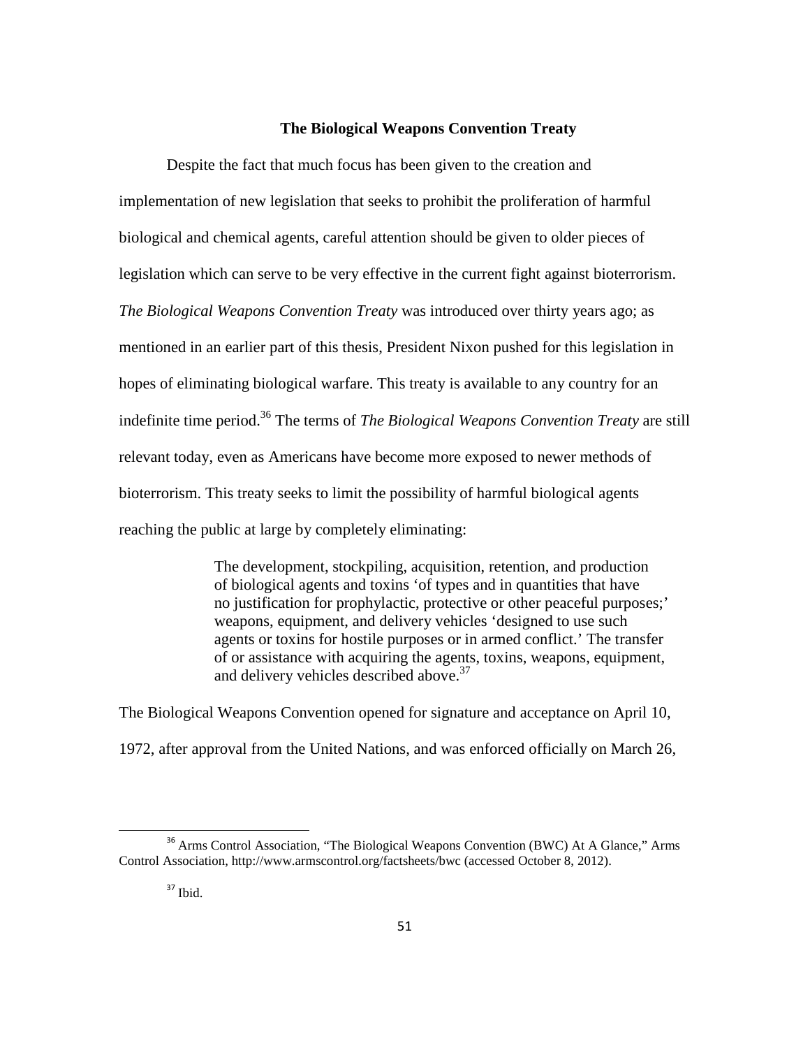## The Biological Weapons Convention Treaty

Despite the fact that much focus has been given to the creation and implementation of new legislation that seeks to prohibit the proliferation of harmful biological and chemical agents, careful attention should be given to older pieces of legislation which can serve to be very effective in the current fight against bioterrorism. *The Biological Weapons Convention Treaty* was introduced over thirty years ago; as mentioned in an earlier part of this thesis, President Nixon pushed for this legislation in hopes of eliminating biological warfare. This treaty is available to any country for an indefinite time period.[36] The terms of *The Biological Weapons Convention Treaty* are still relevant today, even as Americans have become more exposed to newer methods of bioterrorism. This treaty seeks to limit the possibility of harmful biological agents reaching the public at large by completely eliminating:

> The development, stockpiling, acquisition, retention, and production of biological agents and toxins 'of types and in quantities that have no justification for prophylactic, protective or other peaceful purposes;' weapons, equipment, and delivery vehicles 'designed to use such agents or toxins for hostile purposes or in armed conflict.' The transfer of or assistance with acquiring the agents, toxins, weapons, equipment, and delivery vehicles described above.[37]

The Biological Weapons Convention opened for signature and acceptance on April 10, 1972, after approval from the United Nations, and was enforced officially on March 26,

---

[36] Arms Control Association, "The Biological Weapons Convention (BWC) At A Glance," Arms Control Association, http://www.armscontrol.org/factsheets/bwc (accessed October 8, 2012).

[37] Ibid.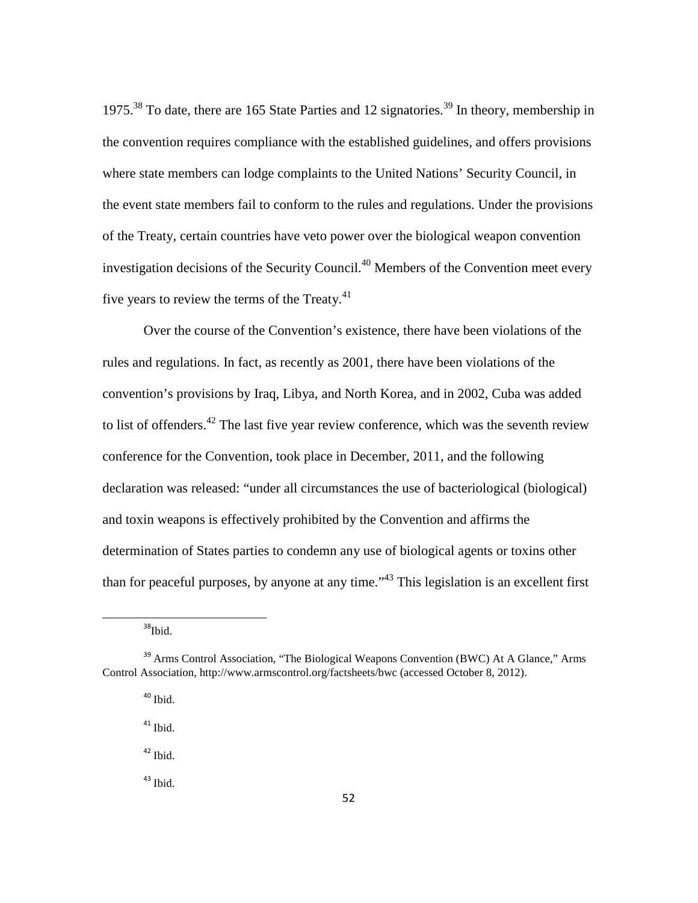1975.[38] To date, there are 165 State Parties and 12 signatories.[39] In theory, membership in the convention requires compliance with the established guidelines, and offers provisions where state members can lodge complaints to the United Nations' Security Council, in the event state members fail to conform to the rules and regulations. Under the provisions of the Treaty, certain countries have veto power over the biological weapon convention investigation decisions of the Security Council.[40] Members of the Convention meet every five years to review the terms of the Treaty.[41]

Over the course of the Convention's existence, there have been violations of the rules and regulations. In fact, as recently as 2001, there have been violations of the convention's provisions by Iraq, Libya, and North Korea, and in 2002, Cuba was added to list of offenders.[42] The last five year review conference, which was the seventh review conference for the Convention, took place in December, 2011, and the following declaration was released: "under all circumstances the use of bacteriological (biological) and toxin weapons is effectively prohibited by the Convention and affirms the determination of States parties to condemn any use of biological agents or toxins other than for peaceful purposes, by anyone at any time."[43] This legislation is an excellent first

---

[38] Ibid.

[39] Arms Control Association, "The Biological Weapons Convention (BWC) At A Glance," Arms Control Association, http://www.armscontrol.org/factsheets/bwc (accessed October 8, 2012).

[40] Ibid.

[41] Ibid.

[42] Ibid.

[43] Ibid.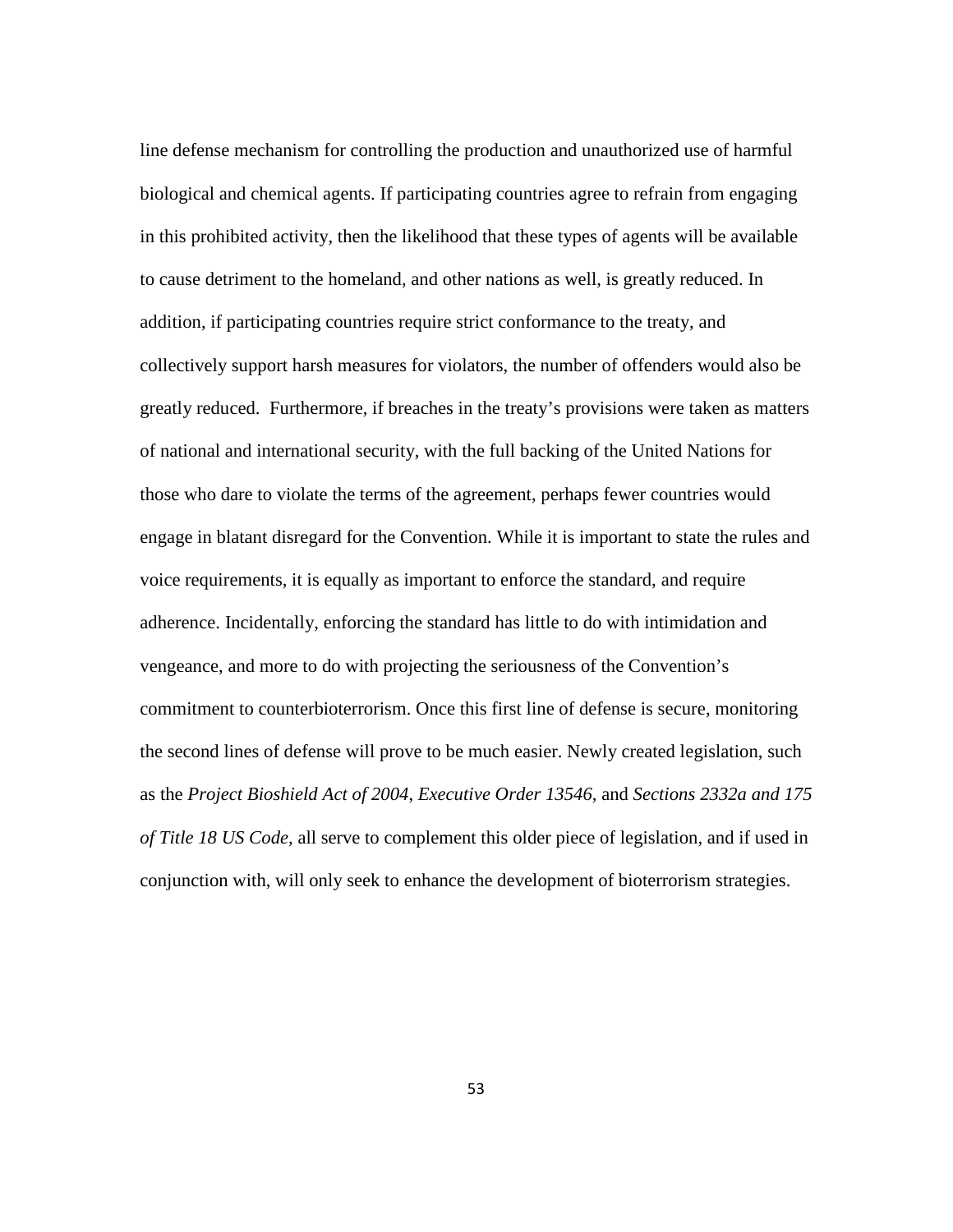line defense mechanism for controlling the production and unauthorized use of harmful biological and chemical agents. If participating countries agree to refrain from engaging in this prohibited activity, then the likelihood that these types of agents will be available to cause detriment to the homeland, and other nations as well, is greatly reduced. In addition, if participating countries require strict conformance to the treaty, and collectively support harsh measures for violators, the number of offenders would also be greatly reduced. Furthermore, if breaches in the treaty's provisions were taken as matters of national and international security, with the full backing of the United Nations for those who dare to violate the terms of the agreement, perhaps fewer countries would engage in blatant disregard for the Convention. While it is important to state the rules and voice requirements, it is equally as important to enforce the standard, and require adherence. Incidentally, enforcing the standard has little to do with intimidation and vengeance, and more to do with projecting the seriousness of the Convention's commitment to counterbioterrorism. Once this first line of defense is secure, monitoring the second lines of defense will prove to be much easier. Newly created legislation, such as the *Project Bioshield Act of 2004*, *Executive Order 13546*, and *Sections 2332a and 175 of Title 18 US Code*, all serve to complement this older piece of legislation, and if used in conjunction with, will only seek to enhance the development of bioterrorism strategies.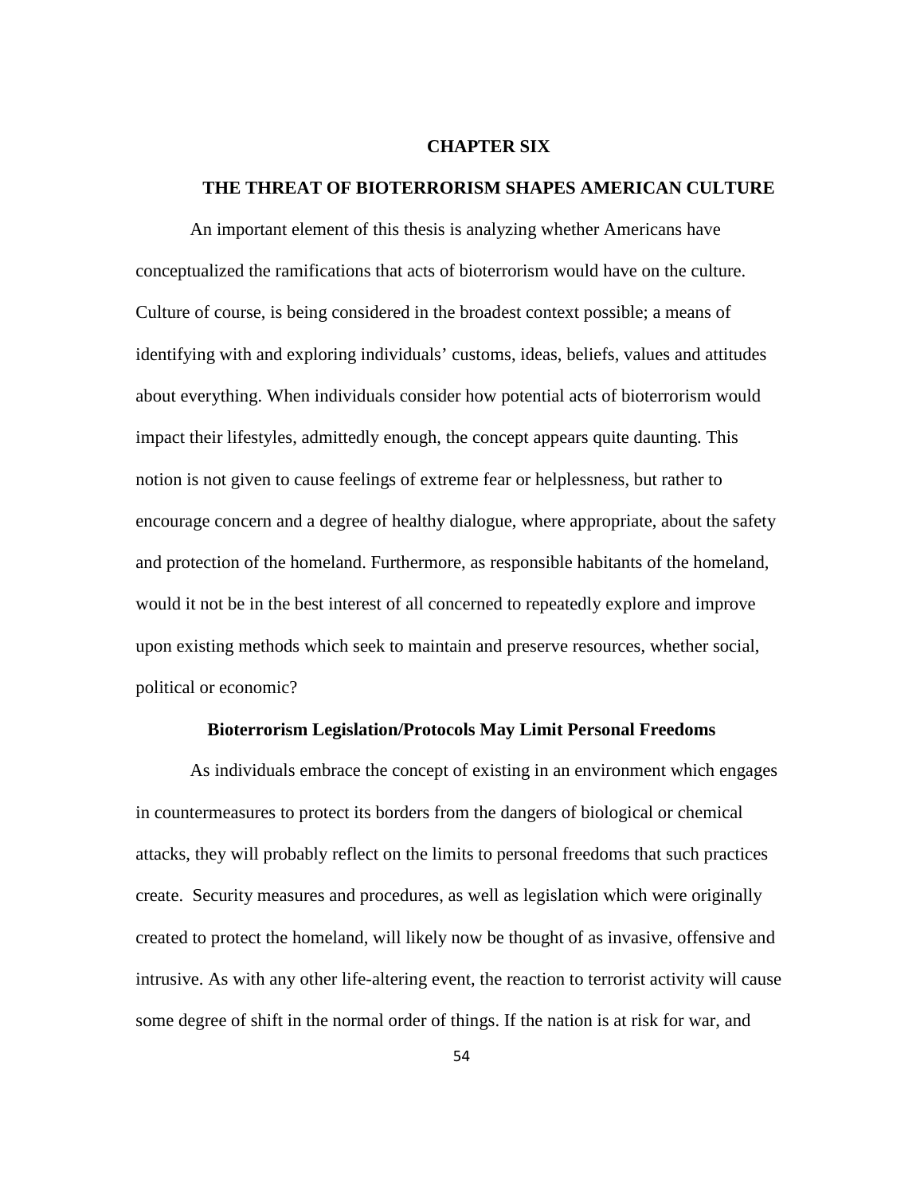# CHAPTER SIX

# THE THREAT OF BIOTERRORISM SHAPES AMERICAN CULTURE

An important element of this thesis is analyzing whether Americans have conceptualized the ramifications that acts of bioterrorism would have on the culture. Culture of course, is being considered in the broadest context possible; a means of identifying with and exploring individuals' customs, ideas, beliefs, values and attitudes about everything. When individuals consider how potential acts of bioterrorism would impact their lifestyles, admittedly enough, the concept appears quite daunting. This notion is not given to cause feelings of extreme fear or helplessness, but rather to encourage concern and a degree of healthy dialogue, where appropriate, about the safety and protection of the homeland. Furthermore, as responsible habitants of the homeland, would it not be in the best interest of all concerned to repeatedly explore and improve upon existing methods which seek to maintain and preserve resources, whether social, political or economic?

## Bioterrorism Legislation/Protocols May Limit Personal Freedoms

As individuals embrace the concept of existing in an environment which engages in countermeasures to protect its borders from the dangers of biological or chemical attacks, they will probably reflect on the limits to personal freedoms that such practices create. Security measures and procedures, as well as legislation which were originally created to protect the homeland, will likely now be thought of as invasive, offensive and intrusive. As with any other life-altering event, the reaction to terrorist activity will cause some degree of shift in the normal order of things. If the nation is at risk for war, and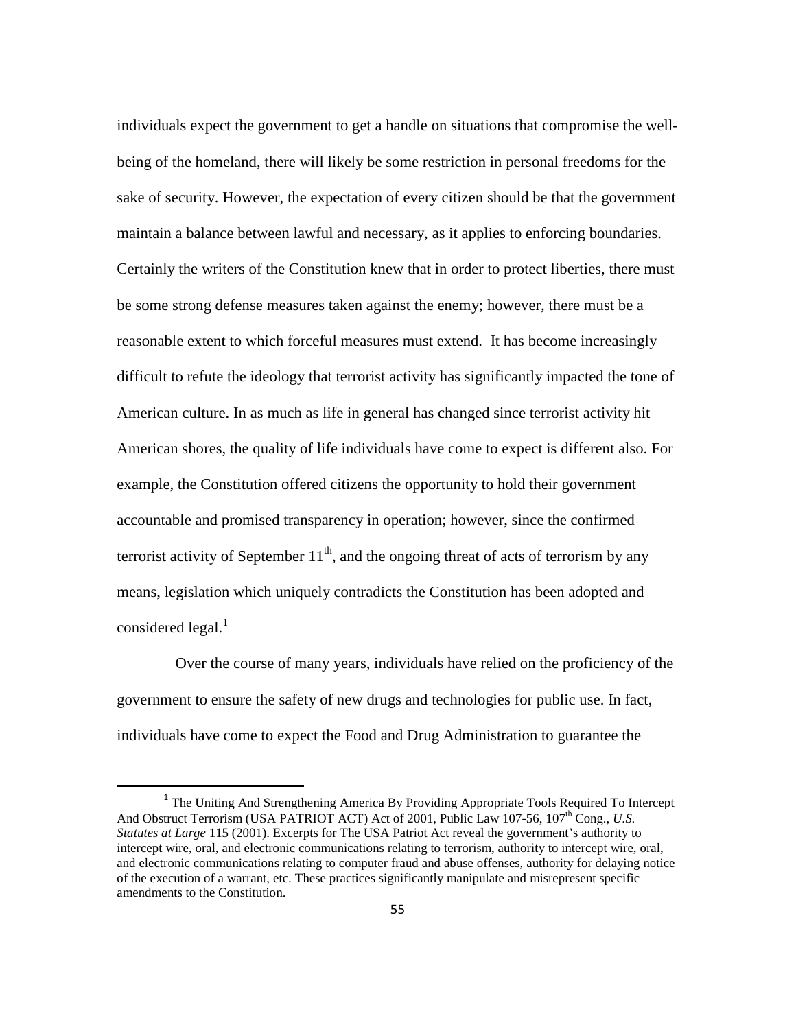individuals expect the government to get a handle on situations that compromise the well-being of the homeland, there will likely be some restriction in personal freedoms for the sake of security. However, the expectation of every citizen should be that the government maintain a balance between lawful and necessary, as it applies to enforcing boundaries. Certainly the writers of the Constitution knew that in order to protect liberties, there must be some strong defense measures taken against the enemy; however, there must be a reasonable extent to which forceful measures must extend. It has become increasingly difficult to refute the ideology that terrorist activity has significantly impacted the tone of American culture. In as much as life in general has changed since terrorist activity hit American shores, the quality of life individuals have come to expect is different also. For example, the Constitution offered citizens the opportunity to hold their government accountable and promised transparency in operation; however, since the confirmed terrorist activity of September 11th, and the ongoing threat of acts of terrorism by any means, legislation which uniquely contradicts the Constitution has been adopted and considered legal.[1]

Over the course of many years, individuals have relied on the proficiency of the government to ensure the safety of new drugs and technologies for public use. In fact, individuals have come to expect the Food and Drug Administration to guarantee the

[1] The Uniting And Strengthening America By Providing Appropriate Tools Required To Intercept And Obstruct Terrorism (USA PATRIOT ACT) Act of 2001, Public Law 107-56, 107th Cong., *U.S. Statutes at Large* 115 (2001). Excerpts for The USA Patriot Act reveal the government's authority to intercept wire, oral, and electronic communications relating to terrorism, authority to intercept wire, oral, and electronic communications relating to computer fraud and abuse offenses, authority for delaying notice of the execution of a warrant, etc. These practices significantly manipulate and misrepresent specific amendments to the Constitution.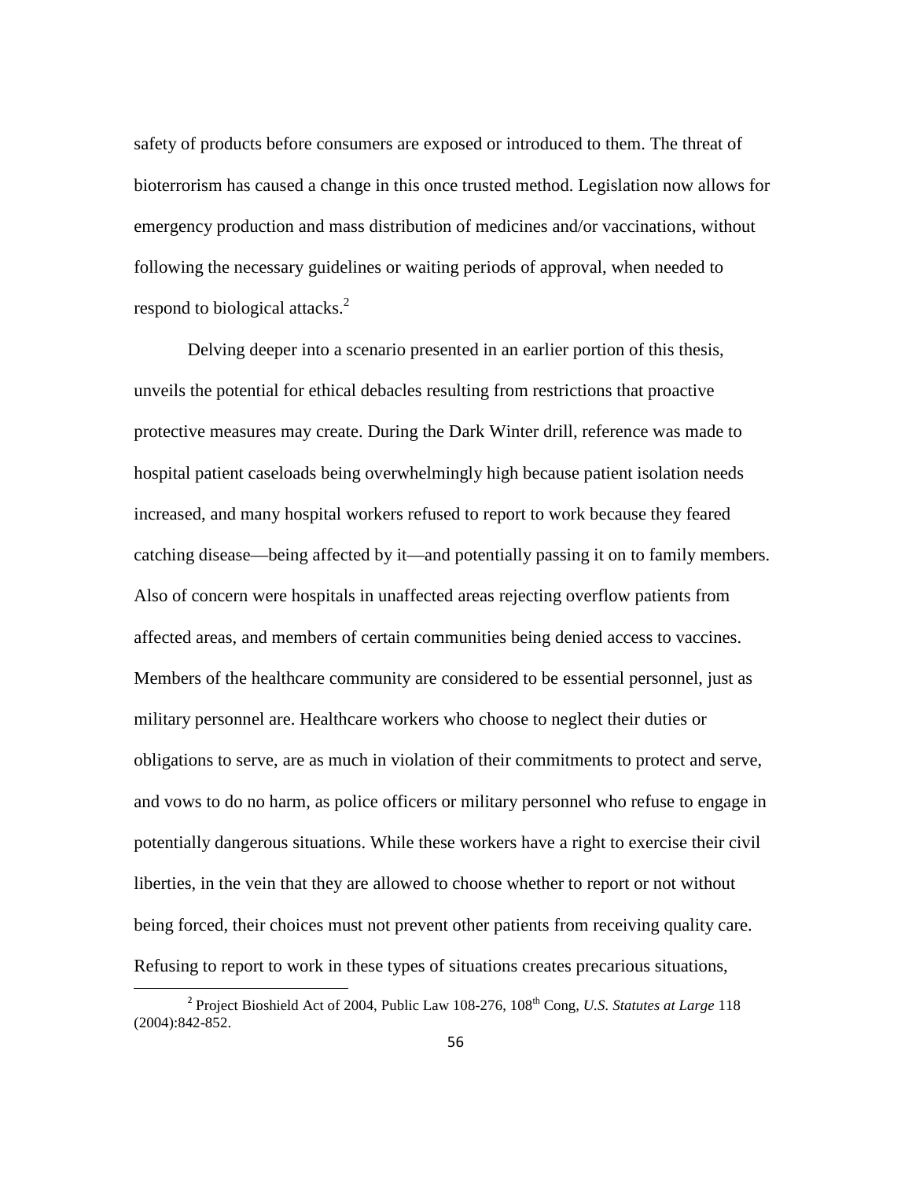safety of products before consumers are exposed or introduced to them. The threat of bioterrorism has caused a change in this once trusted method. Legislation now allows for emergency production and mass distribution of medicines and/or vaccinations, without following the necessary guidelines or waiting periods of approval, when needed to respond to biological attacks.[2]

Delving deeper into a scenario presented in an earlier portion of this thesis, unveils the potential for ethical debacles resulting from restrictions that proactive protective measures may create. During the Dark Winter drill, reference was made to hospital patient caseloads being overwhelmingly high because patient isolation needs increased, and many hospital workers refused to report to work because they feared catching disease—being affected by it—and potentially passing it on to family members. Also of concern were hospitals in unaffected areas rejecting overflow patients from affected areas, and members of certain communities being denied access to vaccines. Members of the healthcare community are considered to be essential personnel, just as military personnel are. Healthcare workers who choose to neglect their duties or obligations to serve, are as much in violation of their commitments to protect and serve, and vows to do no harm, as police officers or military personnel who refuse to engage in potentially dangerous situations. While these workers have a right to exercise their civil liberties, in the vein that they are allowed to choose whether to report or not without being forced, their choices must not prevent other patients from receiving quality care. Refusing to report to work in these types of situations creates precarious situations,

[2] Project Bioshield Act of 2004, Public Law 108-276, 108th Cong, *U.S. Statutes at Large* 118 (2004):842-852.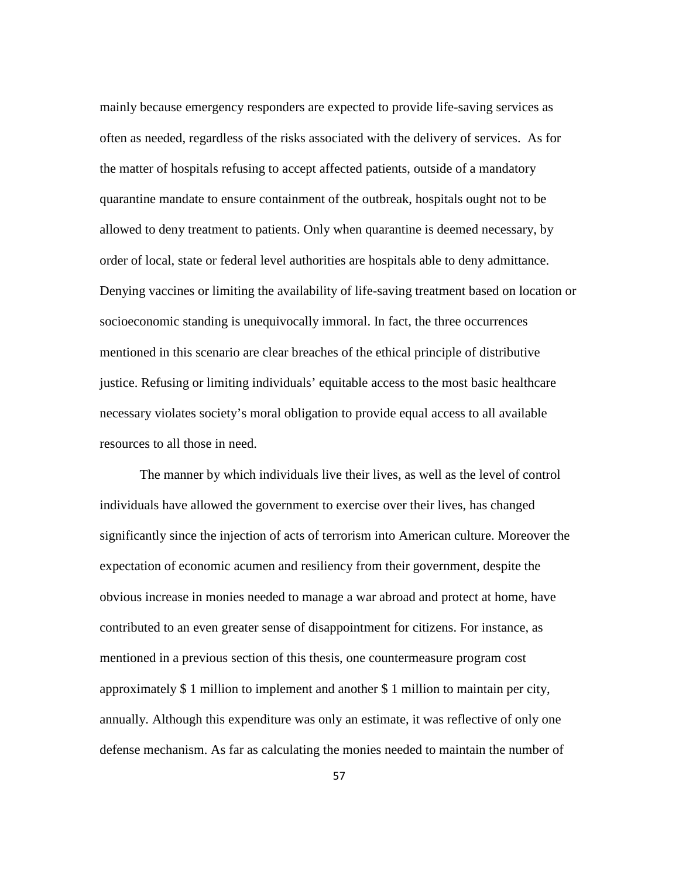mainly because emergency responders are expected to provide life-saving services as often as needed, regardless of the risks associated with the delivery of services. As for the matter of hospitals refusing to accept affected patients, outside of a mandatory quarantine mandate to ensure containment of the outbreak, hospitals ought not to be allowed to deny treatment to patients. Only when quarantine is deemed necessary, by order of local, state or federal level authorities are hospitals able to deny admittance. Denying vaccines or limiting the availability of life-saving treatment based on location or socioeconomic standing is unequivocally immoral. In fact, the three occurrences mentioned in this scenario are clear breaches of the ethical principle of distributive justice. Refusing or limiting individuals' equitable access to the most basic healthcare necessary violates society's moral obligation to provide equal access to all available resources to all those in need.

The manner by which individuals live their lives, as well as the level of control individuals have allowed the government to exercise over their lives, has changed significantly since the injection of acts of terrorism into American culture. Moreover the expectation of economic acumen and resiliency from their government, despite the obvious increase in monies needed to manage a war abroad and protect at home, have contributed to an even greater sense of disappointment for citizens. For instance, as mentioned in a previous section of this thesis, one countermeasure program cost approximately $ 1 million to implement and another $ 1 million to maintain per city, annually. Although this expenditure was only an estimate, it was reflective of only one defense mechanism. As far as calculating the monies needed to maintain the number of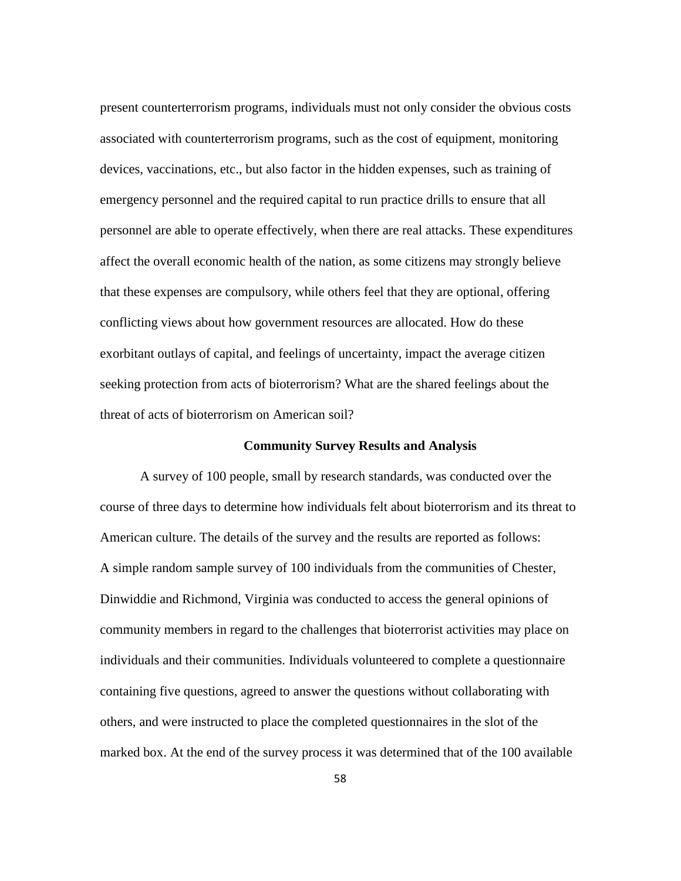present counterterrorism programs, individuals must not only consider the obvious costs associated with counterterrorism programs, such as the cost of equipment, monitoring devices, vaccinations, etc., but also factor in the hidden expenses, such as training of emergency personnel and the required capital to run practice drills to ensure that all personnel are able to operate effectively, when there are real attacks. These expenditures affect the overall economic health of the nation, as some citizens may strongly believe that these expenses are compulsory, while others feel that they are optional, offering conflicting views about how government resources are allocated. How do these exorbitant outlays of capital, and feelings of uncertainty, impact the average citizen seeking protection from acts of bioterrorism? What are the shared feelings about the threat of acts of bioterrorism on American soil?

## Community Survey Results and Analysis

A survey of 100 people, small by research standards, was conducted over the course of three days to determine how individuals felt about bioterrorism and its threat to American culture. The details of the survey and the results are reported as follows:
A simple random sample survey of 100 individuals from the communities of Chester, Dinwiddie and Richmond, Virginia was conducted to access the general opinions of community members in regard to the challenges that bioterrorist activities may place on individuals and their communities. Individuals volunteered to complete a questionnaire containing five questions, agreed to answer the questions without collaborating with others, and were instructed to place the completed questionnaires in the slot of the marked box. At the end of the survey process it was determined that of the 100 available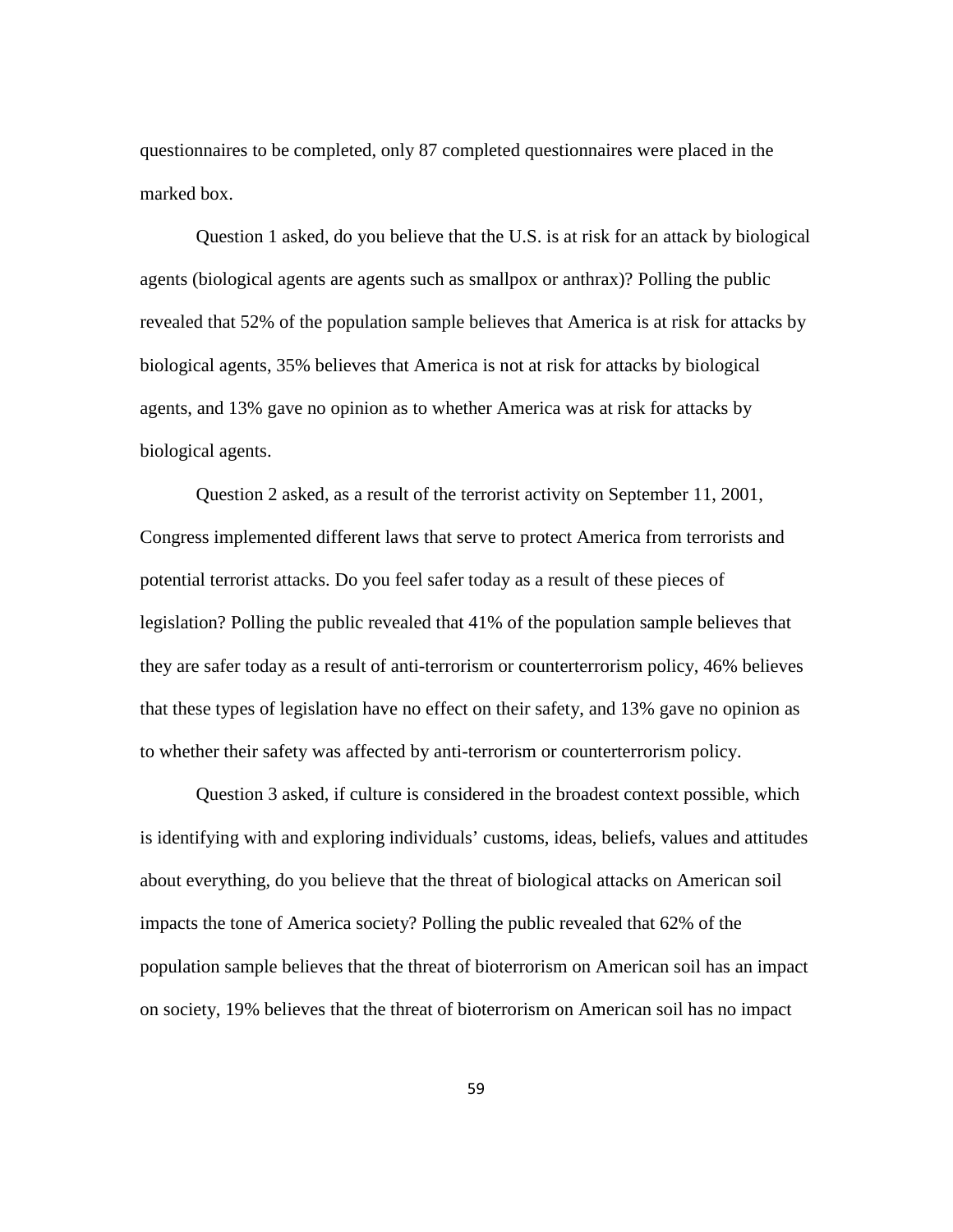questionnaires to be completed, only 87 completed questionnaires were placed in the marked box.

Question 1 asked, do you believe that the U.S. is at risk for an attack by biological agents (biological agents are agents such as smallpox or anthrax)? Polling the public revealed that 52% of the population sample believes that America is at risk for attacks by biological agents, 35% believes that America is not at risk for attacks by biological agents, and 13% gave no opinion as to whether America was at risk for attacks by biological agents.

Question 2 asked, as a result of the terrorist activity on September 11, 2001, Congress implemented different laws that serve to protect America from terrorists and potential terrorist attacks. Do you feel safer today as a result of these pieces of legislation? Polling the public revealed that 41% of the population sample believes that they are safer today as a result of anti-terrorism or counterterrorism policy, 46% believes that these types of legislation have no effect on their safety, and 13% gave no opinion as to whether their safety was affected by anti-terrorism or counterterrorism policy.

Question 3 asked, if culture is considered in the broadest context possible, which is identifying with and exploring individuals' customs, ideas, beliefs, values and attitudes about everything, do you believe that the threat of biological attacks on American soil impacts the tone of America society? Polling the public revealed that 62% of the population sample believes that the threat of bioterrorism on American soil has an impact on society, 19% believes that the threat of bioterrorism on American soil has no impact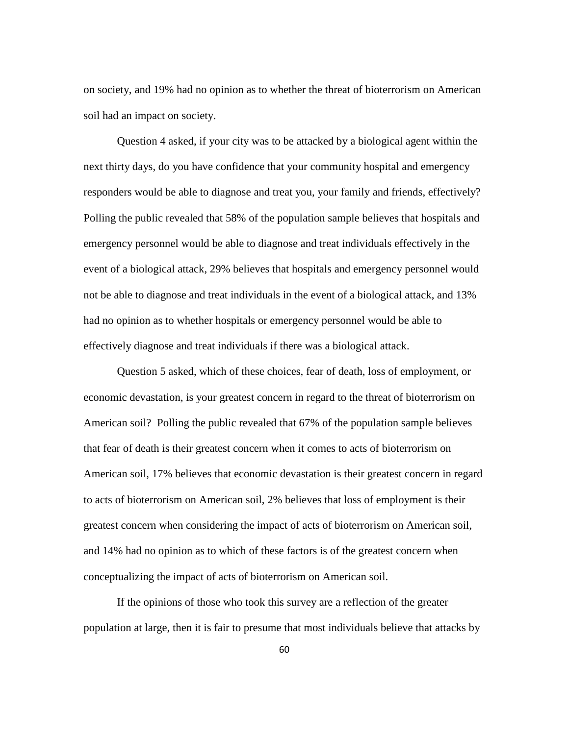on society, and 19% had no opinion as to whether the threat of bioterrorism on American soil had an impact on society.

Question 4 asked, if your city was to be attacked by a biological agent within the next thirty days, do you have confidence that your community hospital and emergency responders would be able to diagnose and treat you, your family and friends, effectively? Polling the public revealed that 58% of the population sample believes that hospitals and emergency personnel would be able to diagnose and treat individuals effectively in the event of a biological attack, 29% believes that hospitals and emergency personnel would not be able to diagnose and treat individuals in the event of a biological attack, and 13% had no opinion as to whether hospitals or emergency personnel would be able to effectively diagnose and treat individuals if there was a biological attack.

Question 5 asked, which of these choices, fear of death, loss of employment, or economic devastation, is your greatest concern in regard to the threat of bioterrorism on American soil? Polling the public revealed that 67% of the population sample believes that fear of death is their greatest concern when it comes to acts of bioterrorism on American soil, 17% believes that economic devastation is their greatest concern in regard to acts of bioterrorism on American soil, 2% believes that loss of employment is their greatest concern when considering the impact of acts of bioterrorism on American soil, and 14% had no opinion as to which of these factors is of the greatest concern when conceptualizing the impact of acts of bioterrorism on American soil.

If the opinions of those who took this survey are a reflection of the greater population at large, then it is fair to presume that most individuals believe that attacks by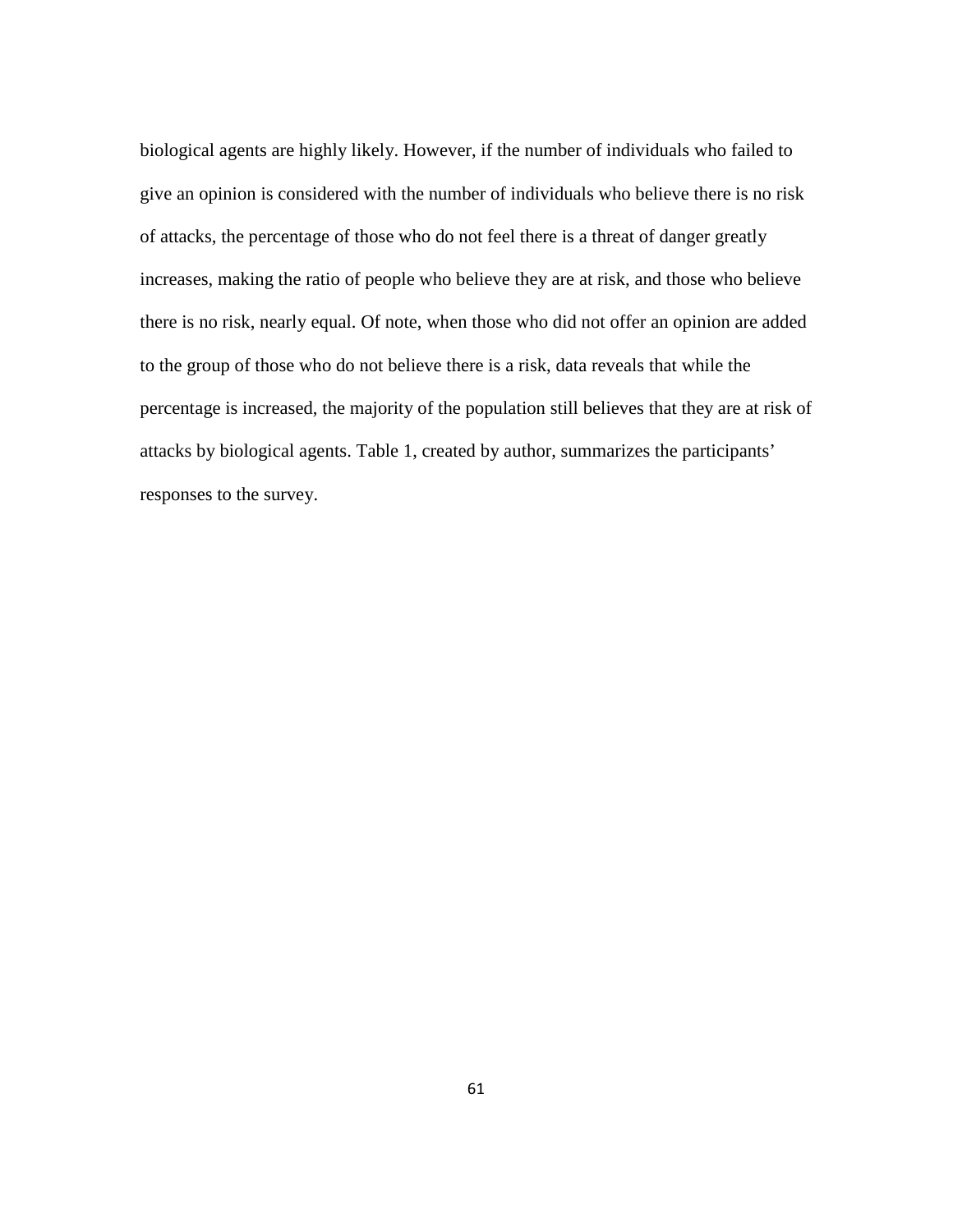biological agents are highly likely. However, if the number of individuals who failed to give an opinion is considered with the number of individuals who believe there is no risk of attacks, the percentage of those who do not feel there is a threat of danger greatly increases, making the ratio of people who believe they are at risk, and those who believe there is no risk, nearly equal. Of note, when those who did not offer an opinion are added to the group of those who do not believe there is a risk, data reveals that while the percentage is increased, the majority of the population still believes that they are at risk of attacks by biological agents. Table 1, created by author, summarizes the participants' responses to the survey.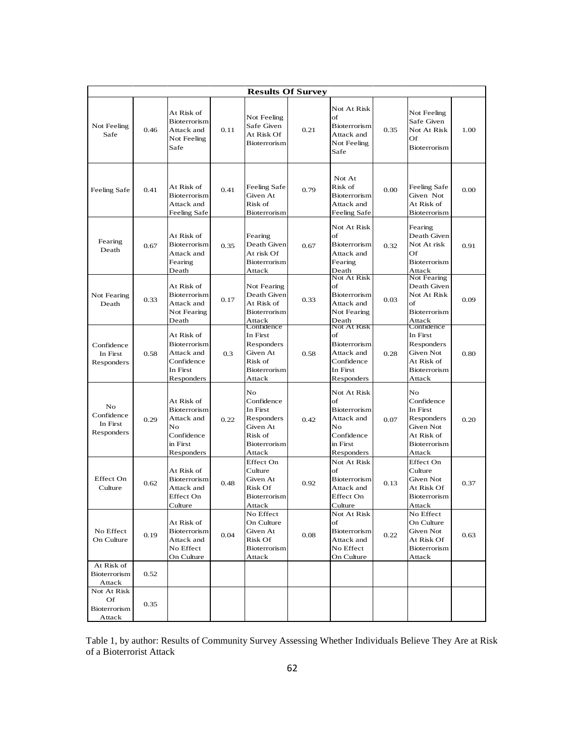| Results Of Survey | | | | | | | | | |
|---|---|---|---|---|---|---|---|---|---|
| Not Feeling Safe | 0.46 | At Risk of Bioterrorism Attack and Not Feeling Safe | 0.11 | Not Feeling Safe Given At Risk Of Bioterrorism | 0.21 | Not At Risk of Bioterrorism Attack and Not Feeling Safe | 0.35 | Not Feeling Safe Given Not At Risk Of Bioterrorism | 1.00 |
| Feeling Safe | 0.41 | At Risk of Bioterrorism Attack and Feeling Safe | 0.41 | Feeling Safe Given At Risk of Bioterrorism | 0.79 | Not At Risk of Bioterrorism Attack and Feeling Safe | 0.00 | Feeling Safe Given Not At Risk of Bioterrorism | 0.00 |
| Fearing Death | 0.67 | At Risk of Bioterrorism Attack and Fearing Death | 0.35 | Fearing Death Given At risk Of Bioterrorism Attack | 0.67 | Not At Risk of Bioterrorism Attack and Fearing Death | 0.32 | Fearing Death Given Not At risk Of Bioterrorism Attack | 0.91 |
| Not Fearing Death | 0.33 | At Risk of Bioterrorism Attack and Not Fearing Death | 0.17 | Not Fearing Death Given At Risk of Bioterrorism Attack | 0.33 | Not At Risk of Bioterrorism Attack and Not Fearing Death | 0.03 | Not Fearing Death Given Not At Risk of Bioterrorism Attack | 0.09 |
| Confidence In First Responders | 0.58 | At Risk of Bioterrorism Attack and Confidence In First Responders | 0.3 | Confidence In First Responders Given At Risk of Bioterrorism Attack | 0.58 | Not At Risk of Bioterrorism Attack and Confidence In First Responders | 0.28 | Confidence In First Responders Given Not At Risk of Bioterrorism Attack | 0.80 |
| No Confidence In First Responders | 0.29 | At Risk of Bioterrorism Attack and No Confidence in First Responders | 0.22 | No Confidence In First Responders Given At Risk of Bioterrorism Attack | 0.42 | Not At Risk of Bioterrorism Attack and No Confidence in First Responders | 0.07 | No Confidence In First Responders Given Not At Risk of Bioterrorism Attack | 0.20 |
| Effect On Culture | 0.62 | At Risk of Bioterrorism Attack and Effect On Culture | 0.48 | Effect On Culture Given At Risk Of Bioterrorism Attack | 0.92 | Not At Risk of Bioterrorism Attack and Effect On Culture | 0.13 | Effect On Culture Given Not At Risk Of Bioterrorism Attack | 0.37 |
| No Effect On Culture | 0.19 | At Risk of Bioterrorism Attack and No Effect On Culture | 0.04 | No Effect On Culture Given At Risk Of Bioterrorism Attack | 0.08 | Not At Risk of Bioterrorism Attack and No Effect On Culture | 0.22 | No Effect On Culture Given Not At Risk Of Bioterrorism Attack | 0.63 |
| At Risk of Bioterrorism Attack | 0.52 | | | | | | | | |
| Not At Risk Of Bioterrorism Attack | 0.35 | | | | | | | | |

Table 1, by author: Results of Community Survey Assessing Whether Individuals Believe They Are at Risk of a Bioterrorist Attack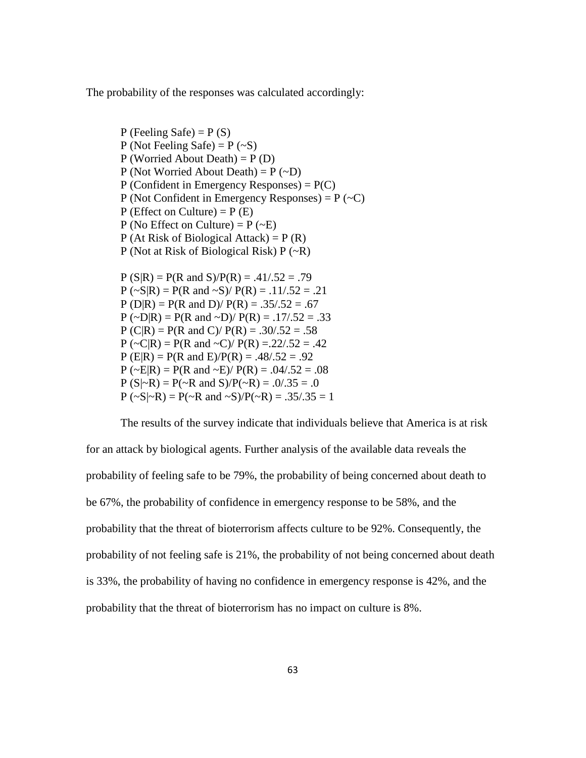The probability of the responses was calculated accordingly:

P (Feeling Safe) = P (S)
P (Not Feeling Safe) = P (~S)
P (Worried About Death) = P (D)
P (Not Worried About Death) = P (~D)
P (Confident in Emergency Responses) = P(C)
P (Not Confident in Emergency Responses) = P (~C)
P (Effect on Culture) = P (E)
P (No Effect on Culture) = P (~E)
P (At Risk of Biological Attack) = P (R)
P (Not at Risk of Biological Risk) P (~R)

P (S|R) = P(R and S)/P(R) = .41/.52 = .79
P (~S|R) = P(R and ~S)/ P(R) = .11/.52 = .21
P (D|R) = P(R and D)/ P(R) = .35/.52 = .67
P (~D|R) = P(R and ~D)/ P(R) = .17/.52 = .33
P (C|R) = P(R and C)/ P(R) = .30/.52 = .58
P (~C|R) = P(R and ~C)/ P(R) =.22/.52 = .42
P (E|R) = P(R and E)/P(R) = .48/.52 = .92
P (~E|R) = P(R and ~E)/ P(R) = .04/.52 = .08
P (S|~R) = P(~R and S)/P(~R) = .0/.35 = .0
P (~S|~R) = P(~R and ~S)/P(~R) = .35/.35 = 1

The results of the survey indicate that individuals believe that America is at risk for an attack by biological agents. Further analysis of the available data reveals the probability of feeling safe to be 79%, the probability of being concerned about death to be 67%, the probability of confidence in emergency response to be 58%, and the probability that the threat of bioterrorism affects culture to be 92%. Consequently, the probability of not feeling safe is 21%, the probability of not being concerned about death is 33%, the probability of having no confidence in emergency response is 42%, and the probability that the threat of bioterrorism has no impact on culture is 8%.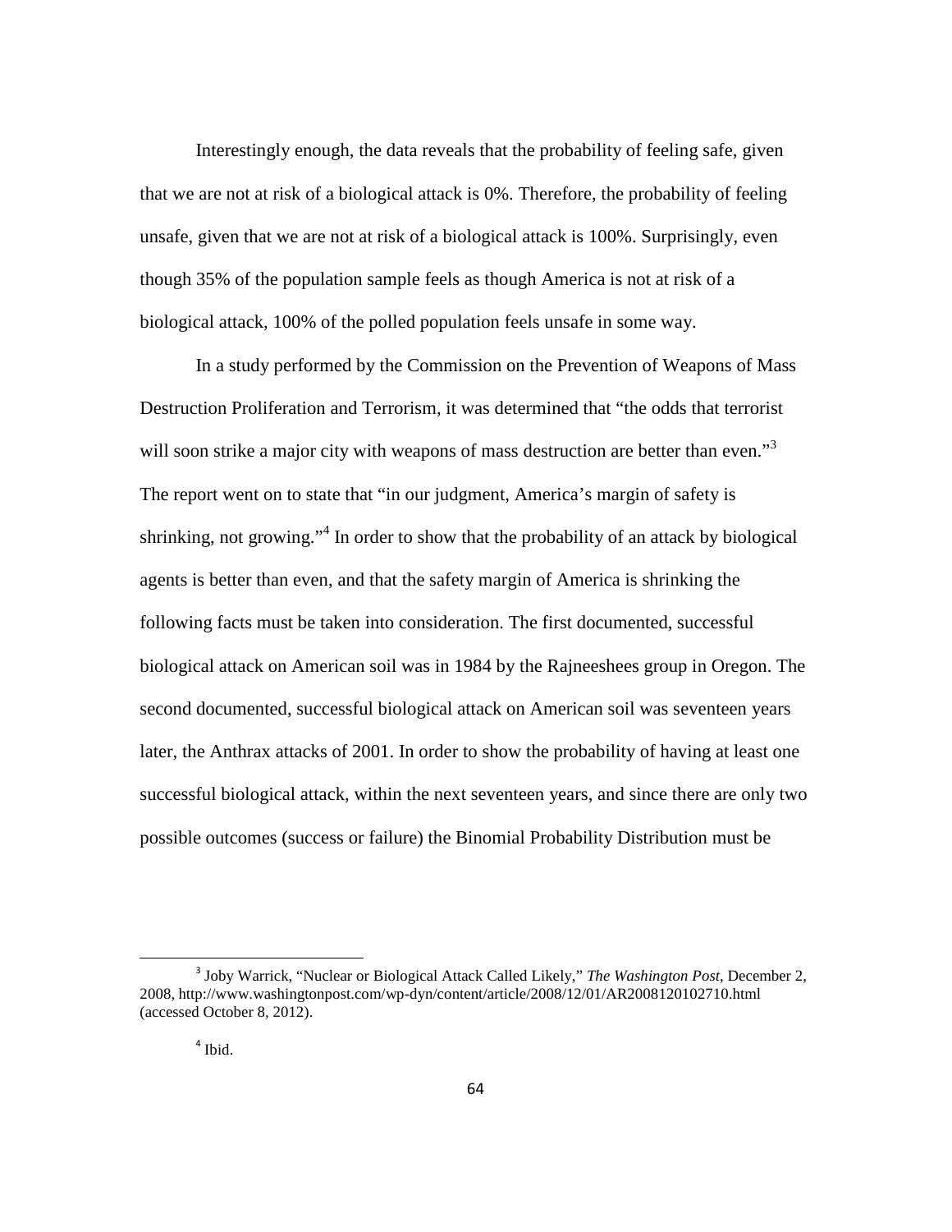Interestingly enough, the data reveals that the probability of feeling safe, given that we are not at risk of a biological attack is 0%. Therefore, the probability of feeling unsafe, given that we are not at risk of a biological attack is 100%. Surprisingly, even though 35% of the population sample feels as though America is not at risk of a biological attack, 100% of the polled population feels unsafe in some way.

In a study performed by the Commission on the Prevention of Weapons of Mass Destruction Proliferation and Terrorism, it was determined that "the odds that terrorist will soon strike a major city with weapons of mass destruction are better than even."[3] The report went on to state that "in our judgment, America's margin of safety is shrinking, not growing."[4] In order to show that the probability of an attack by biological agents is better than even, and that the safety margin of America is shrinking the following facts must be taken into consideration. The first documented, successful biological attack on American soil was in 1984 by the Rajneeshees group in Oregon. The second documented, successful biological attack on American soil was seventeen years later, the Anthrax attacks of 2001. In order to show the probability of having at least one successful biological attack, within the next seventeen years, and since there are only two possible outcomes (success or failure) the Binomial Probability Distribution must be

---

[3] Joby Warrick, "Nuclear or Biological Attack Called Likely," *The Washington Post*, December 2, 2008, http://www.washingtonpost.com/wp-dyn/content/article/2008/12/01/AR2008120102710.html (accessed October 8, 2012).

[4] Ibid.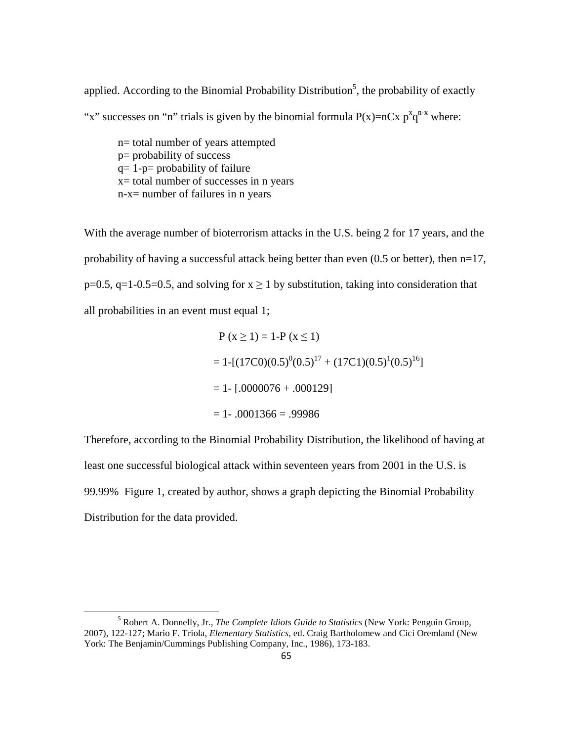applied. According to the Binomial Probability Distribution[5], the probability of exactly "x" successes on "n" trials is given by the binomial formula $P(x)=nCx\ p^x q^{n-x}$ where:

n= total number of years attempted
p= probability of success
q= 1-p= probability of failure
x= total number of successes in n years
n-x= number of failures in n years

With the average number of bioterrorism attacks in the U.S. being 2 for 17 years, and the probability of having a successful attack being better than even (0.5 or better), then n=17, p=0.5, q=1-0.5=0.5, and solving for $x \geq 1$ by substitution, taking into consideration that all probabilities in an event must equal 1;

$$P\ (x \geq 1) = 1\text{-}P\ (x \leq 1)$$

$$= 1\text{-}[(17C0)(0.5)^0(0.5)^{17} + (17C1)(0.5)^1(0.5)^{16}]$$

$$= 1\text{-}\ [.0000076 + .000129]$$

$$= 1\text{-}\ .0001366 = .99986$$

Therefore, according to the Binomial Probability Distribution, the likelihood of having at least one successful biological attack within seventeen years from 2001 in the U.S. is 99.99% Figure 1, created by author, shows a graph depicting the Binomial Probability Distribution for the data provided.

---

[5] Robert A. Donnelly, Jr., *The Complete Idiots Guide to Statistics* (New York: Penguin Group, 2007), 122-127; Mario F. Triola, *Elementary Statistics*, ed. Craig Bartholomew and Cici Oremland (New York: The Benjamin/Cummings Publishing Company, Inc., 1986), 173-183.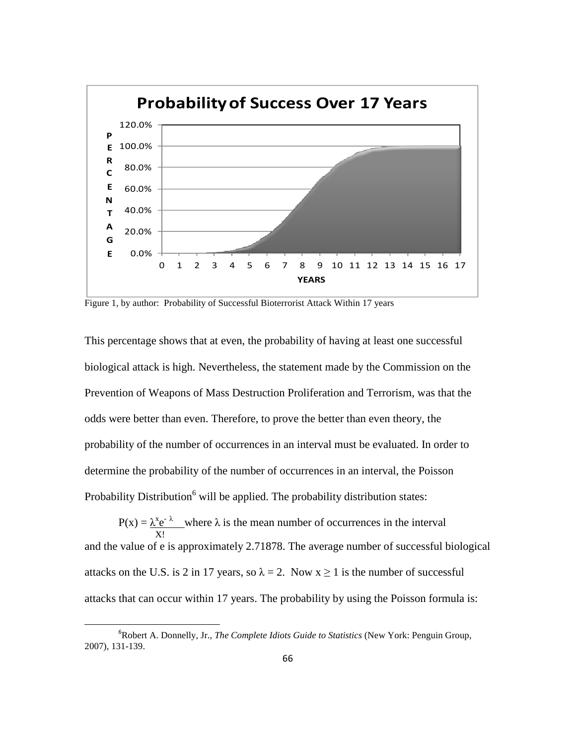Figure 1, by author: Probability of Successful Bioterrorist Attack Within 17 years

This percentage shows that at even, the probability of having at least one successful biological attack is high. Nevertheless, the statement made by the Commission on the Prevention of Weapons of Mass Destruction Proliferation and Terrorism, was that the odds were better than even. Therefore, to prove the better than even theory, the probability of the number of occurrences in an interval must be evaluated. In order to determine the probability of the number of occurrences in an interval, the Poisson Probability Distribution[6] will be applied. The probability distribution states:

$P(x) = \frac{\lambda^x e^{-\lambda}}{X!}$ where $\lambda$ is the mean number of occurrences in the interval and the value of e is approximately 2.71878. The average number of successful biological attacks on the U.S. is 2 in 17 years, so $\lambda = 2$. Now $x \geq 1$ is the number of successful attacks that can occur within 17 years. The probability by using the Poisson formula is:

---

[6] Robert A. Donnelly, Jr., *The Complete Idiots Guide to Statistics* (New York: Penguin Group, 2007), 131-139.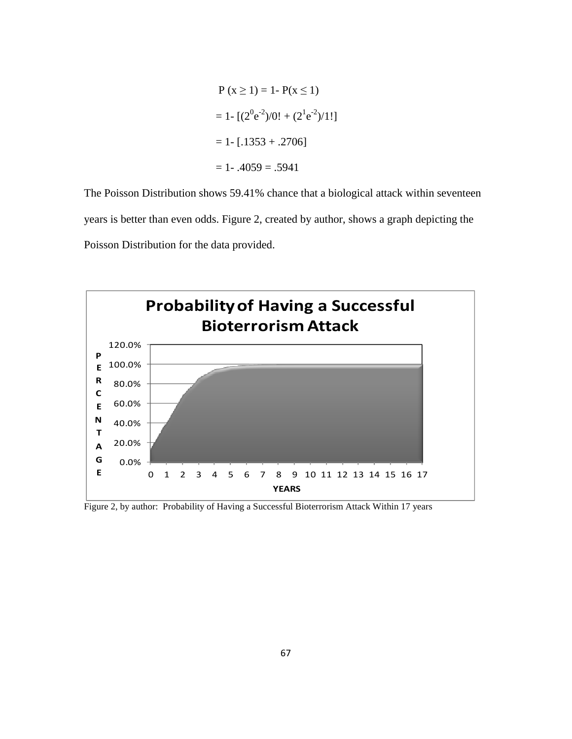$$P(x \geq 1) = 1 - P(x \leq 1)$$

$$= 1 - [(2^0 e^{-2})/0! + (2^1 e^{-2})/1!]$$

$$= 1 - [.1353 + .2706]$$

$$= 1 - .4059 = .5941$$

The Poisson Distribution shows 59.41% chance that a biological attack within seventeen years is better than even odds. Figure 2, created by author, shows a graph depicting the Poisson Distribution for the data provided.

Figure 2, by author: Probability of Having a Successful Bioterrorism Attack Within 17 years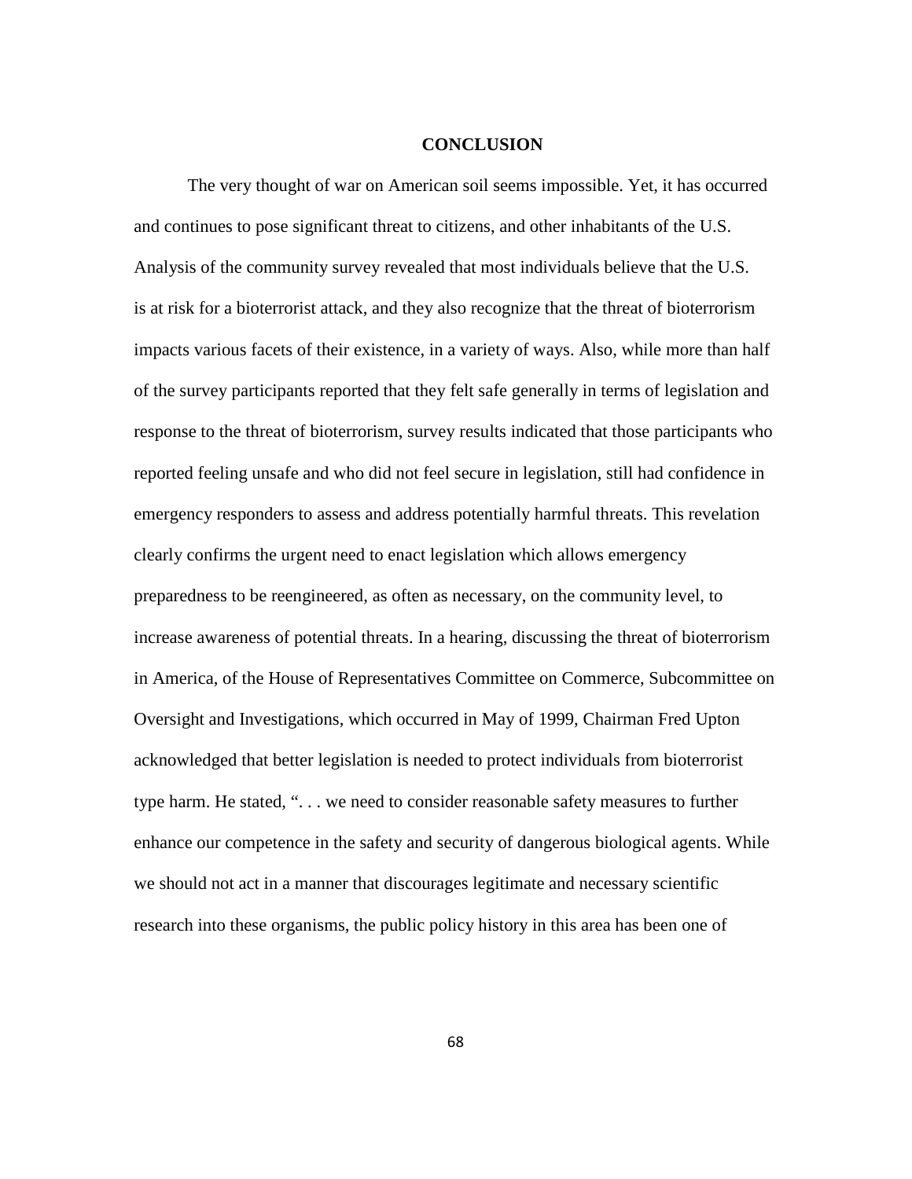# CONCLUSION

The very thought of war on American soil seems impossible. Yet, it has occurred and continues to pose significant threat to citizens, and other inhabitants of the U.S. Analysis of the community survey revealed that most individuals believe that the U.S. is at risk for a bioterrorist attack, and they also recognize that the threat of bioterrorism impacts various facets of their existence, in a variety of ways. Also, while more than half of the survey participants reported that they felt safe generally in terms of legislation and response to the threat of bioterrorism, survey results indicated that those participants who reported feeling unsafe and who did not feel secure in legislation, still had confidence in emergency responders to assess and address potentially harmful threats. This revelation clearly confirms the urgent need to enact legislation which allows emergency preparedness to be reengineered, as often as necessary, on the community level, to increase awareness of potential threats. In a hearing, discussing the threat of bioterrorism in America, of the House of Representatives Committee on Commerce, Subcommittee on Oversight and Investigations, which occurred in May of 1999, Chairman Fred Upton acknowledged that better legislation is needed to protect individuals from bioterrorist type harm. He stated, ". . . we need to consider reasonable safety measures to further enhance our competence in the safety and security of dangerous biological agents. While we should not act in a manner that discourages legitimate and necessary scientific research into these organisms, the public policy history in this area has been one of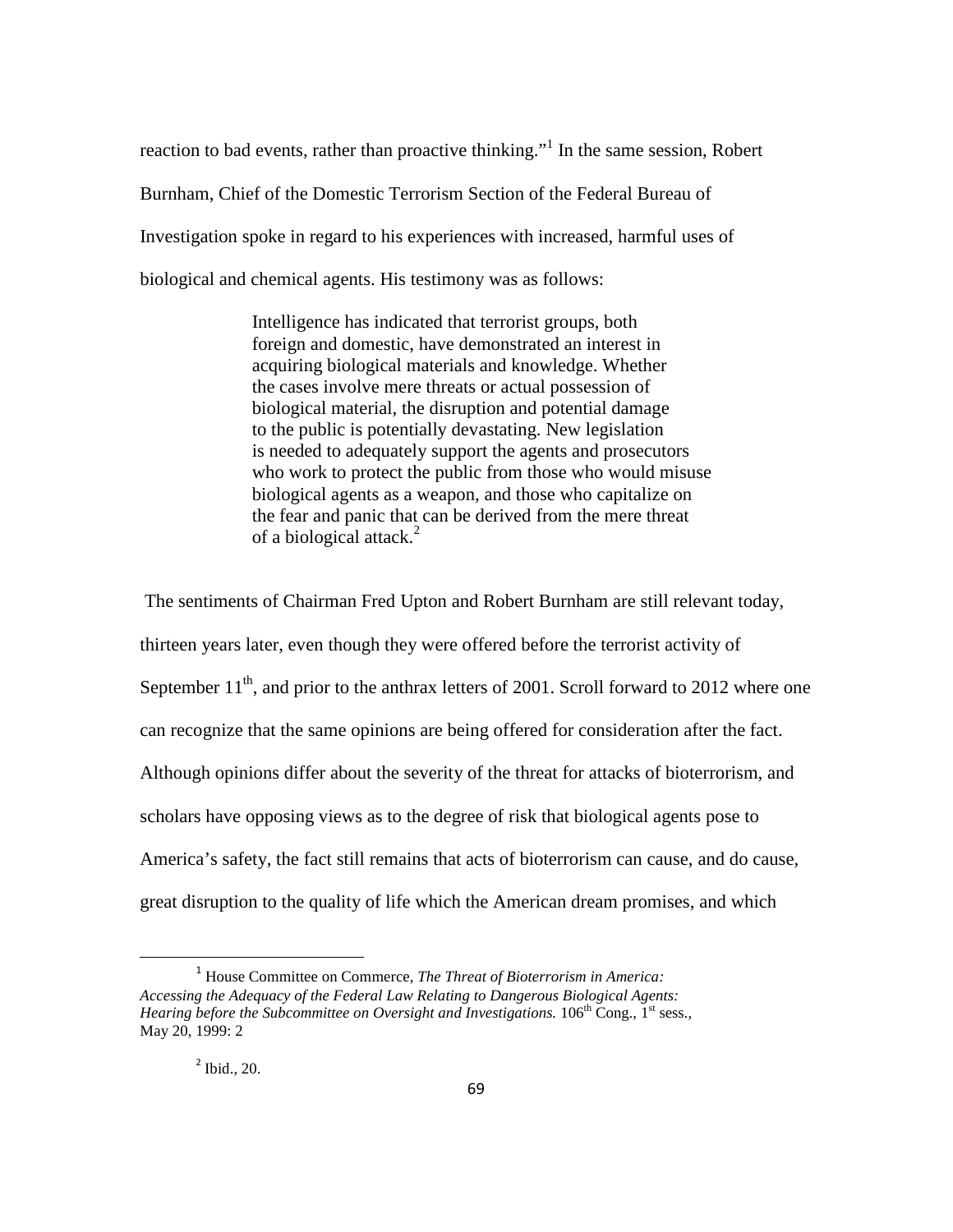reaction to bad events, rather than proactive thinking."[1] In the same session, Robert Burnham, Chief of the Domestic Terrorism Section of the Federal Bureau of Investigation spoke in regard to his experiences with increased, harmful uses of biological and chemical agents. His testimony was as follows:

> Intelligence has indicated that terrorist groups, both foreign and domestic, have demonstrated an interest in acquiring biological materials and knowledge. Whether the cases involve mere threats or actual possession of biological material, the disruption and potential damage to the public is potentially devastating. New legislation is needed to adequately support the agents and prosecutors who work to protect the public from those who would misuse biological agents as a weapon, and those who capitalize on the fear and panic that can be derived from the mere threat of a biological attack.[2]

The sentiments of Chairman Fred Upton and Robert Burnham are still relevant today, thirteen years later, even though they were offered before the terrorist activity of September 11th, and prior to the anthrax letters of 2001. Scroll forward to 2012 where one can recognize that the same opinions are being offered for consideration after the fact. Although opinions differ about the severity of the threat for attacks of bioterrorism, and scholars have opposing views as to the degree of risk that biological agents pose to America's safety, the fact still remains that acts of bioterrorism can cause, and do cause, great disruption to the quality of life which the American dream promises, and which

---

[1] House Committee on Commerce, *The Threat of Bioterrorism in America: Accessing the Adequacy of the Federal Law Relating to Dangerous Biological Agents: Hearing before the Subcommittee on Oversight and Investigations.* 106th Cong., 1st sess., May 20, 1999: 2

[2] Ibid., 20.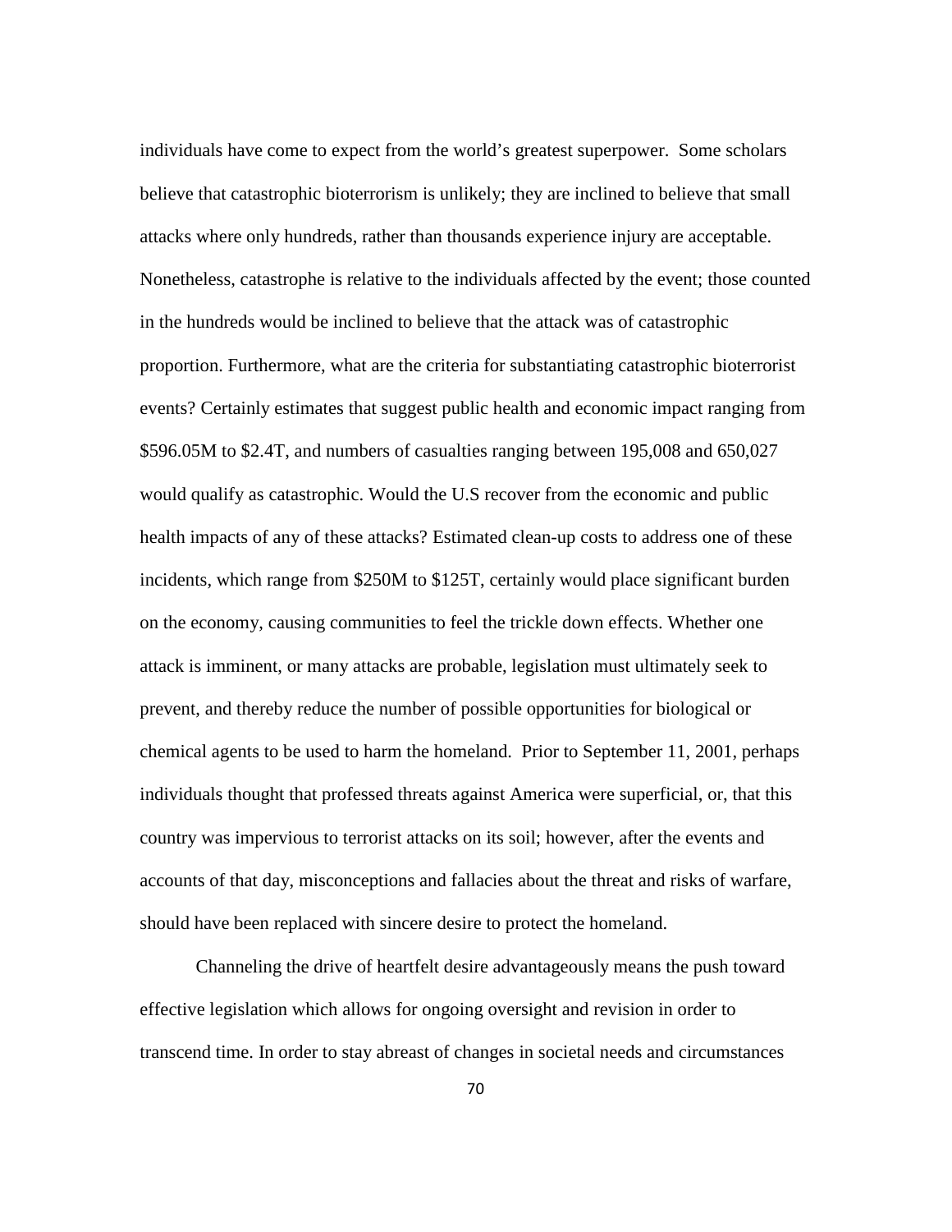individuals have come to expect from the world's greatest superpower. Some scholars believe that catastrophic bioterrorism is unlikely; they are inclined to believe that small attacks where only hundreds, rather than thousands experience injury are acceptable. Nonetheless, catastrophe is relative to the individuals affected by the event; those counted in the hundreds would be inclined to believe that the attack was of catastrophic proportion. Furthermore, what are the criteria for substantiating catastrophic bioterrorist events? Certainly estimates that suggest public health and economic impact ranging from $596.05M to $2.4T, and numbers of casualties ranging between 195,008 and 650,027 would qualify as catastrophic. Would the U.S recover from the economic and public health impacts of any of these attacks? Estimated clean-up costs to address one of these incidents, which range from $250M to $125T, certainly would place significant burden on the economy, causing communities to feel the trickle down effects. Whether one attack is imminent, or many attacks are probable, legislation must ultimately seek to prevent, and thereby reduce the number of possible opportunities for biological or chemical agents to be used to harm the homeland. Prior to September 11, 2001, perhaps individuals thought that professed threats against America were superficial, or, that this country was impervious to terrorist attacks on its soil; however, after the events and accounts of that day, misconceptions and fallacies about the threat and risks of warfare, should have been replaced with sincere desire to protect the homeland.

Channeling the drive of heartfelt desire advantageously means the push toward effective legislation which allows for ongoing oversight and revision in order to transcend time. In order to stay abreast of changes in societal needs and circumstances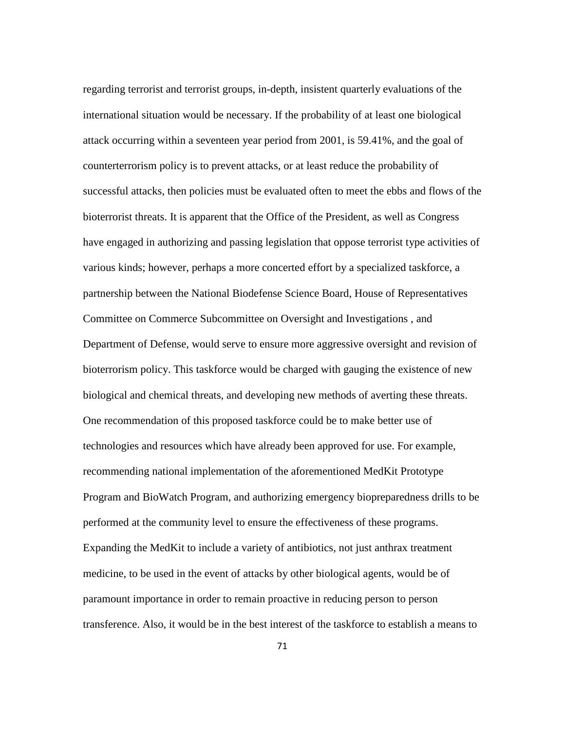regarding terrorist and terrorist groups, in-depth, insistent quarterly evaluations of the international situation would be necessary. If the probability of at least one biological attack occurring within a seventeen year period from 2001, is 59.41%, and the goal of counterterrorism policy is to prevent attacks, or at least reduce the probability of successful attacks, then policies must be evaluated often to meet the ebbs and flows of the bioterrorist threats. It is apparent that the Office of the President, as well as Congress have engaged in authorizing and passing legislation that oppose terrorist type activities of various kinds; however, perhaps a more concerted effort by a specialized taskforce, a partnership between the National Biodefense Science Board, House of Representatives Committee on Commerce Subcommittee on Oversight and Investigations , and Department of Defense, would serve to ensure more aggressive oversight and revision of bioterrorism policy. This taskforce would be charged with gauging the existence of new biological and chemical threats, and developing new methods of averting these threats. One recommendation of this proposed taskforce could be to make better use of technologies and resources which have already been approved for use. For example, recommending national implementation of the aforementioned MedKit Prototype Program and BioWatch Program, and authorizing emergency biopreparedness drills to be performed at the community level to ensure the effectiveness of these programs. Expanding the MedKit to include a variety of antibiotics, not just anthrax treatment medicine, to be used in the event of attacks by other biological agents, would be of paramount importance in order to remain proactive in reducing person to person transference. Also, it would be in the best interest of the taskforce to establish a means to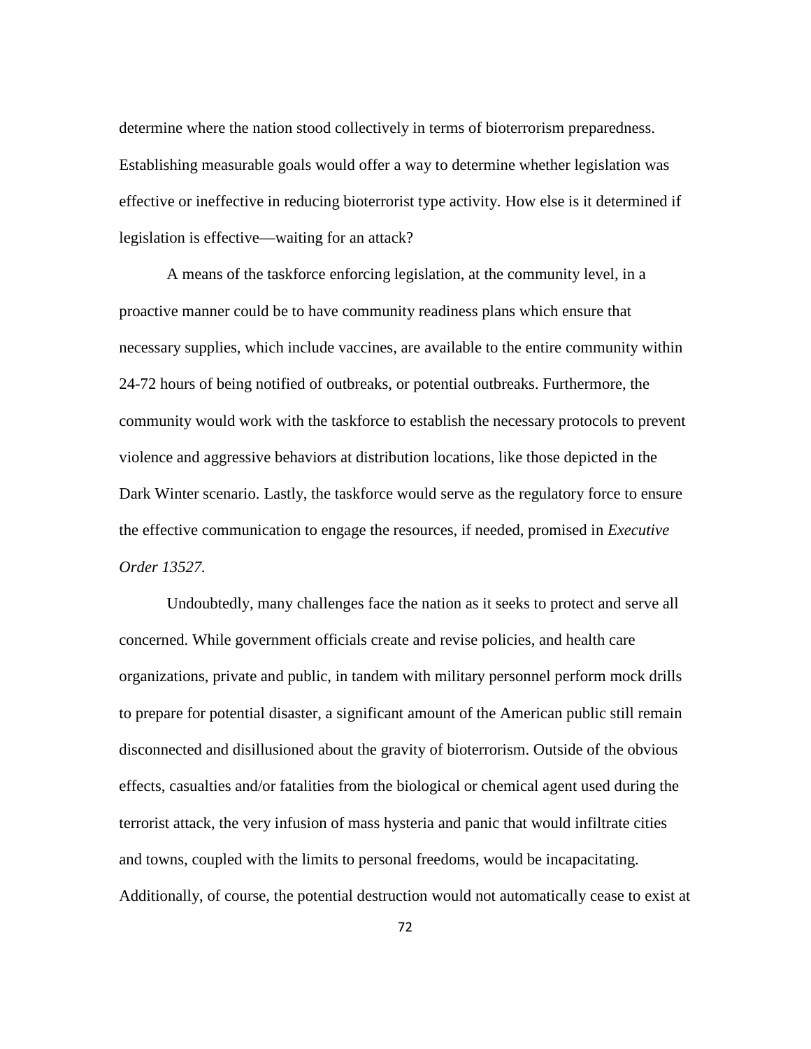determine where the nation stood collectively in terms of bioterrorism preparedness. Establishing measurable goals would offer a way to determine whether legislation was effective or ineffective in reducing bioterrorist type activity. How else is it determined if legislation is effective—waiting for an attack?

A means of the taskforce enforcing legislation, at the community level, in a proactive manner could be to have community readiness plans which ensure that necessary supplies, which include vaccines, are available to the entire community within 24-72 hours of being notified of outbreaks, or potential outbreaks. Furthermore, the community would work with the taskforce to establish the necessary protocols to prevent violence and aggressive behaviors at distribution locations, like those depicted in the Dark Winter scenario. Lastly, the taskforce would serve as the regulatory force to ensure the effective communication to engage the resources, if needed, promised in *Executive Order 13527.*

Undoubtedly, many challenges face the nation as it seeks to protect and serve all concerned. While government officials create and revise policies, and health care organizations, private and public, in tandem with military personnel perform mock drills to prepare for potential disaster, a significant amount of the American public still remain disconnected and disillusioned about the gravity of bioterrorism. Outside of the obvious effects, casualties and/or fatalities from the biological or chemical agent used during the terrorist attack, the very infusion of mass hysteria and panic that would infiltrate cities and towns, coupled with the limits to personal freedoms, would be incapacitating. Additionally, of course, the potential destruction would not automatically cease to exist at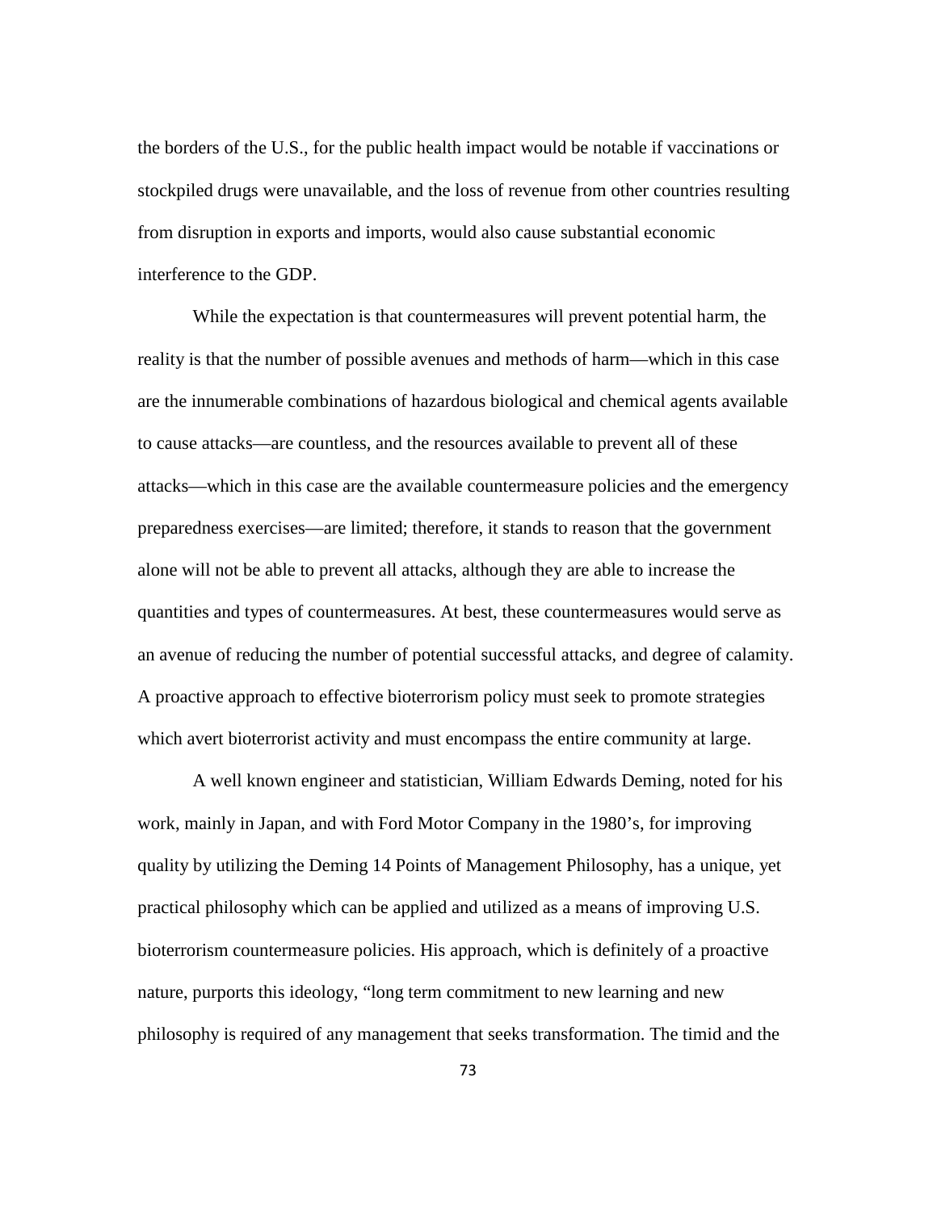the borders of the U.S., for the public health impact would be notable if vaccinations or stockpiled drugs were unavailable, and the loss of revenue from other countries resulting from disruption in exports and imports, would also cause substantial economic interference to the GDP.

While the expectation is that countermeasures will prevent potential harm, the reality is that the number of possible avenues and methods of harm—which in this case are the innumerable combinations of hazardous biological and chemical agents available to cause attacks—are countless, and the resources available to prevent all of these attacks—which in this case are the available countermeasure policies and the emergency preparedness exercises—are limited; therefore, it stands to reason that the government alone will not be able to prevent all attacks, although they are able to increase the quantities and types of countermeasures. At best, these countermeasures would serve as an avenue of reducing the number of potential successful attacks, and degree of calamity. A proactive approach to effective bioterrorism policy must seek to promote strategies which avert bioterrorist activity and must encompass the entire community at large.

A well known engineer and statistician, William Edwards Deming, noted for his work, mainly in Japan, and with Ford Motor Company in the 1980's, for improving quality by utilizing the Deming 14 Points of Management Philosophy, has a unique, yet practical philosophy which can be applied and utilized as a means of improving U.S. bioterrorism countermeasure policies. His approach, which is definitely of a proactive nature, purports this ideology, "long term commitment to new learning and new philosophy is required of any management that seeks transformation. The timid and the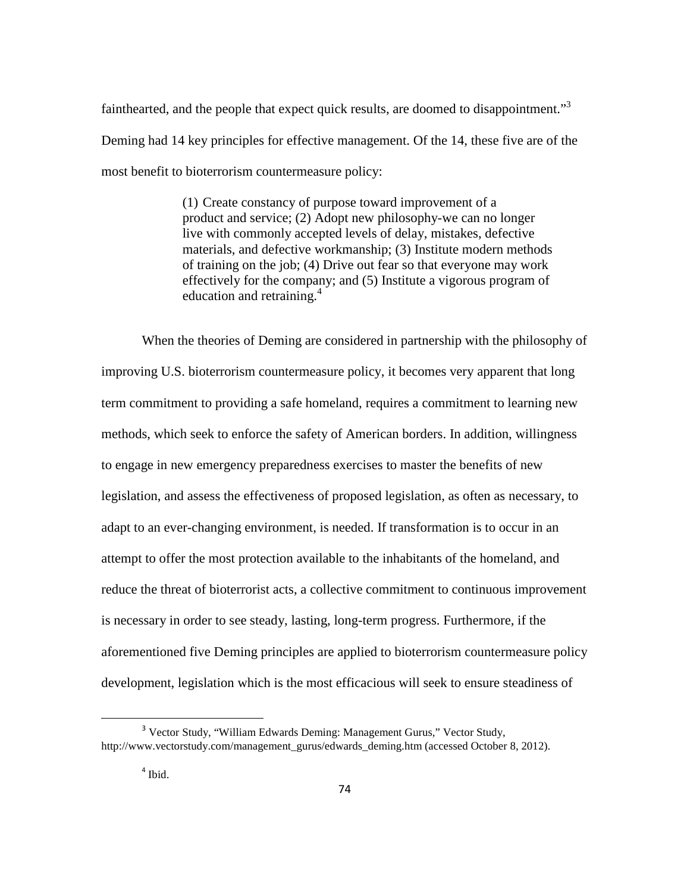fainthearted, and the people that expect quick results, are doomed to disappointment."[3] Deming had 14 key principles for effective management. Of the 14, these five are of the most benefit to bioterrorism countermeasure policy:

> (1) Create constancy of purpose toward improvement of a product and service; (2) Adopt new philosophy-we can no longer live with commonly accepted levels of delay, mistakes, defective materials, and defective workmanship; (3) Institute modern methods of training on the job; (4) Drive out fear so that everyone may work effectively for the company; and (5) Institute a vigorous program of education and retraining.[4]

When the theories of Deming are considered in partnership with the philosophy of improving U.S. bioterrorism countermeasure policy, it becomes very apparent that long term commitment to providing a safe homeland, requires a commitment to learning new methods, which seek to enforce the safety of American borders. In addition, willingness to engage in new emergency preparedness exercises to master the benefits of new legislation, and assess the effectiveness of proposed legislation, as often as necessary, to adapt to an ever-changing environment, is needed. If transformation is to occur in an attempt to offer the most protection available to the inhabitants of the homeland, and reduce the threat of bioterrorist acts, a collective commitment to continuous improvement is necessary in order to see steady, lasting, long-term progress. Furthermore, if the aforementioned five Deming principles are applied to bioterrorism countermeasure policy development, legislation which is the most efficacious will seek to ensure steadiness of

---

[3] Vector Study, "William Edwards Deming: Management Gurus," Vector Study, http://www.vectorstudy.com/management_gurus/edwards_deming.htm (accessed October 8, 2012).

[4] Ibid.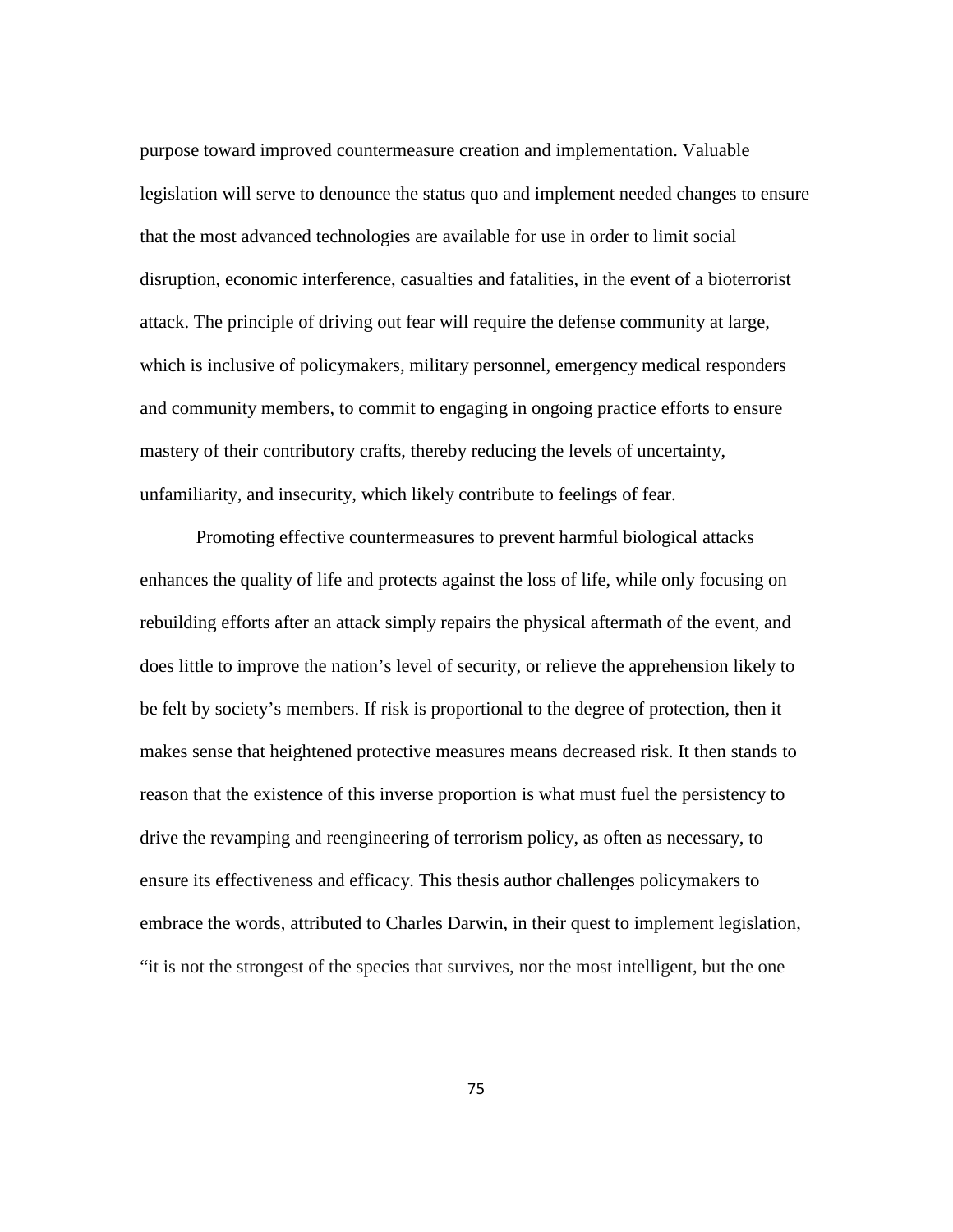purpose toward improved countermeasure creation and implementation. Valuable legislation will serve to denounce the status quo and implement needed changes to ensure that the most advanced technologies are available for use in order to limit social disruption, economic interference, casualties and fatalities, in the event of a bioterrorist attack. The principle of driving out fear will require the defense community at large, which is inclusive of policymakers, military personnel, emergency medical responders and community members, to commit to engaging in ongoing practice efforts to ensure mastery of their contributory crafts, thereby reducing the levels of uncertainty, unfamiliarity, and insecurity, which likely contribute to feelings of fear.

Promoting effective countermeasures to prevent harmful biological attacks enhances the quality of life and protects against the loss of life, while only focusing on rebuilding efforts after an attack simply repairs the physical aftermath of the event, and does little to improve the nation's level of security, or relieve the apprehension likely to be felt by society's members. If risk is proportional to the degree of protection, then it makes sense that heightened protective measures means decreased risk. It then stands to reason that the existence of this inverse proportion is what must fuel the persistency to drive the revamping and reengineering of terrorism policy, as often as necessary, to ensure its effectiveness and efficacy. This thesis author challenges policymakers to embrace the words, attributed to Charles Darwin, in their quest to implement legislation, "it is not the strongest of the species that survives, nor the most intelligent, but the one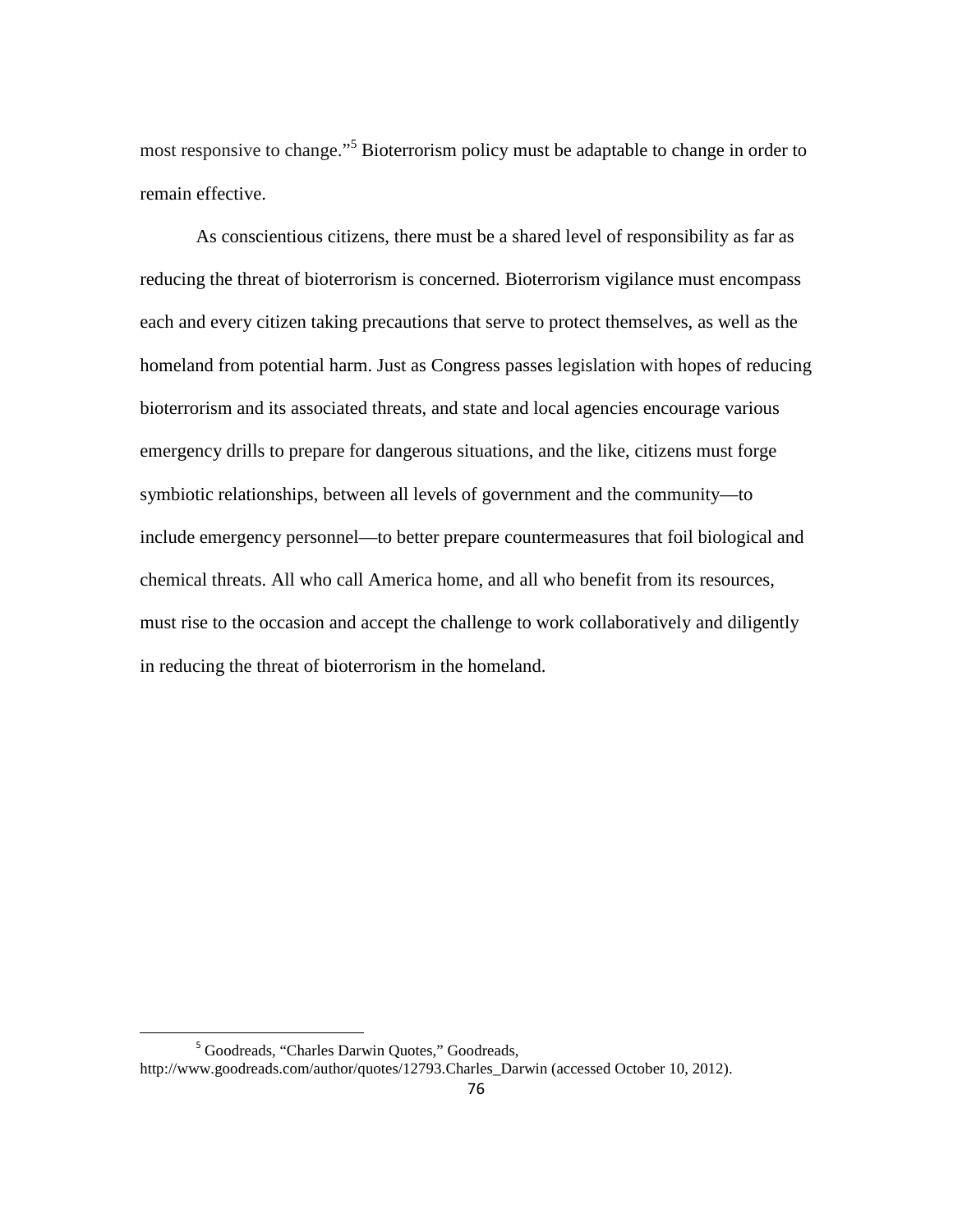most responsive to change."[5] Bioterrorism policy must be adaptable to change in order to remain effective.

As conscientious citizens, there must be a shared level of responsibility as far as reducing the threat of bioterrorism is concerned. Bioterrorism vigilance must encompass each and every citizen taking precautions that serve to protect themselves, as well as the homeland from potential harm. Just as Congress passes legislation with hopes of reducing bioterrorism and its associated threats, and state and local agencies encourage various emergency drills to prepare for dangerous situations, and the like, citizens must forge symbiotic relationships, between all levels of government and the community—to include emergency personnel—to better prepare countermeasures that foil biological and chemical threats. All who call America home, and all who benefit from its resources, must rise to the occasion and accept the challenge to work collaboratively and diligently in reducing the threat of bioterrorism in the homeland.

---

[5] Goodreads, "Charles Darwin Quotes," Goodreads, http://www.goodreads.com/author/quotes/12793.Charles_Darwin (accessed October 10, 2012).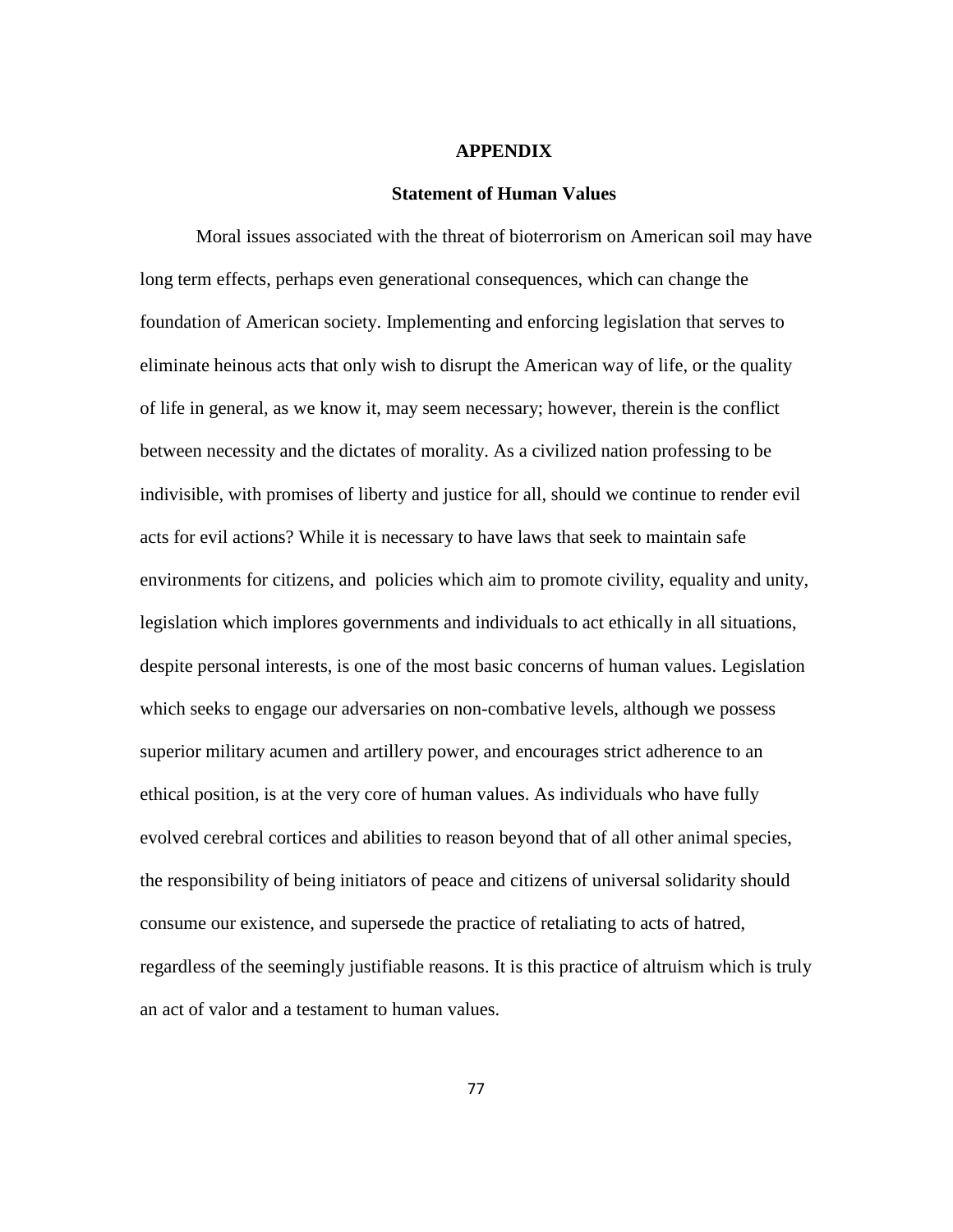# APPENDIX

## Statement of Human Values

Moral issues associated with the threat of bioterrorism on American soil may have long term effects, perhaps even generational consequences, which can change the foundation of American society. Implementing and enforcing legislation that serves to eliminate heinous acts that only wish to disrupt the American way of life, or the quality of life in general, as we know it, may seem necessary; however, therein is the conflict between necessity and the dictates of morality. As a civilized nation professing to be indivisible, with promises of liberty and justice for all, should we continue to render evil acts for evil actions? While it is necessary to have laws that seek to maintain safe environments for citizens, and policies which aim to promote civility, equality and unity, legislation which implores governments and individuals to act ethically in all situations, despite personal interests, is one of the most basic concerns of human values. Legislation which seeks to engage our adversaries on non-combative levels, although we possess superior military acumen and artillery power, and encourages strict adherence to an ethical position, is at the very core of human values. As individuals who have fully evolved cerebral cortices and abilities to reason beyond that of all other animal species, the responsibility of being initiators of peace and citizens of universal solidarity should consume our existence, and supersede the practice of retaliating to acts of hatred, regardless of the seemingly justifiable reasons. It is this practice of altruism which is truly an act of valor and a testament to human values.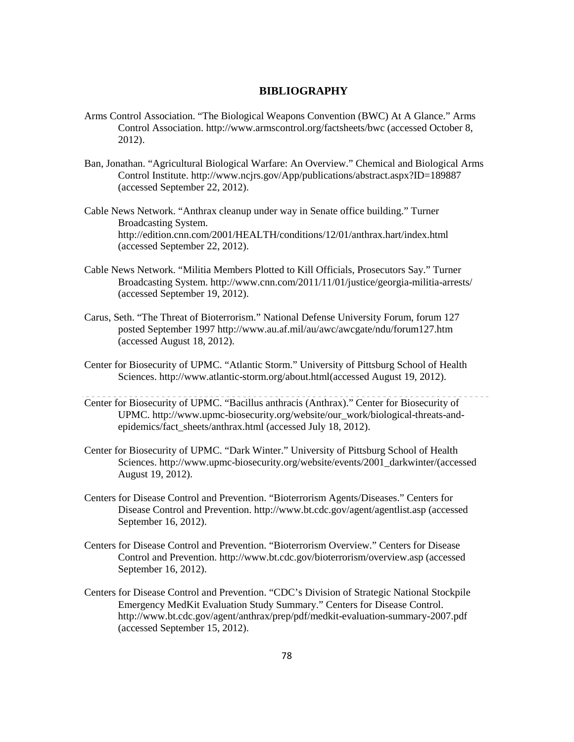## BIBLIOGRAPHY

Arms Control Association. “The Biological Weapons Convention (BWC) At A Glance.” Arms Control Association. http://www.armscontrol.org/factsheets/bwc (accessed October 8, 2012).

Ban, Jonathan. “Agricultural Biological Warfare: An Overview.” Chemical and Biological Arms Control Institute. http://www.ncjrs.gov/App/publications/abstract.aspx?ID=189887 (accessed September 22, 2012).

Cable News Network. “Anthrax cleanup under way in Senate office building.” Turner Broadcasting System. http://edition.cnn.com/2001/HEALTH/conditions/12/01/anthrax.hart/index.html (accessed September 22, 2012).

Cable News Network. “Militia Members Plotted to Kill Officials, Prosecutors Say.” Turner Broadcasting System. http://www.cnn.com/2011/11/01/justice/georgia-militia-arrests/ (accessed September 19, 2012).

Carus, Seth. “The Threat of Bioterrorism.” National Defense University Forum, forum 127 posted September 1997 http://www.au.af.mil/au/awc/awcgate/ndu/forum127.htm (accessed August 18, 2012).

Center for Biosecurity of UPMC. “Atlantic Storm.” University of Pittsburg School of Health Sciences. http://www.atlantic-storm.org/about.html(accessed August 19, 2012).

Center for Biosecurity of UPMC. “Bacillus anthracis (Anthrax).” Center for Biosecurity of UPMC. http://www.upmc-biosecurity.org/website/our_work/biological-threats-and-epidemics/fact_sheets/anthrax.html (accessed July 18, 2012).

Center for Biosecurity of UPMC. “Dark Winter.” University of Pittsburg School of Health Sciences. http://www.upmc-biosecurity.org/website/events/2001_darkwinter/(accessed August 19, 2012).

Centers for Disease Control and Prevention. “Bioterrorism Agents/Diseases.” Centers for Disease Control and Prevention. http://www.bt.cdc.gov/agent/agentlist.asp (accessed September 16, 2012).

Centers for Disease Control and Prevention. “Bioterrorism Overview.” Centers for Disease Control and Prevention. http://www.bt.cdc.gov/bioterrorism/overview.asp (accessed September 16, 2012).

Centers for Disease Control and Prevention. “CDC’s Division of Strategic National Stockpile Emergency MedKit Evaluation Study Summary.” Centers for Disease Control. http://www.bt.cdc.gov/agent/anthrax/prep/pdf/medkit-evaluation-summary-2007.pdf (accessed September 15, 2012).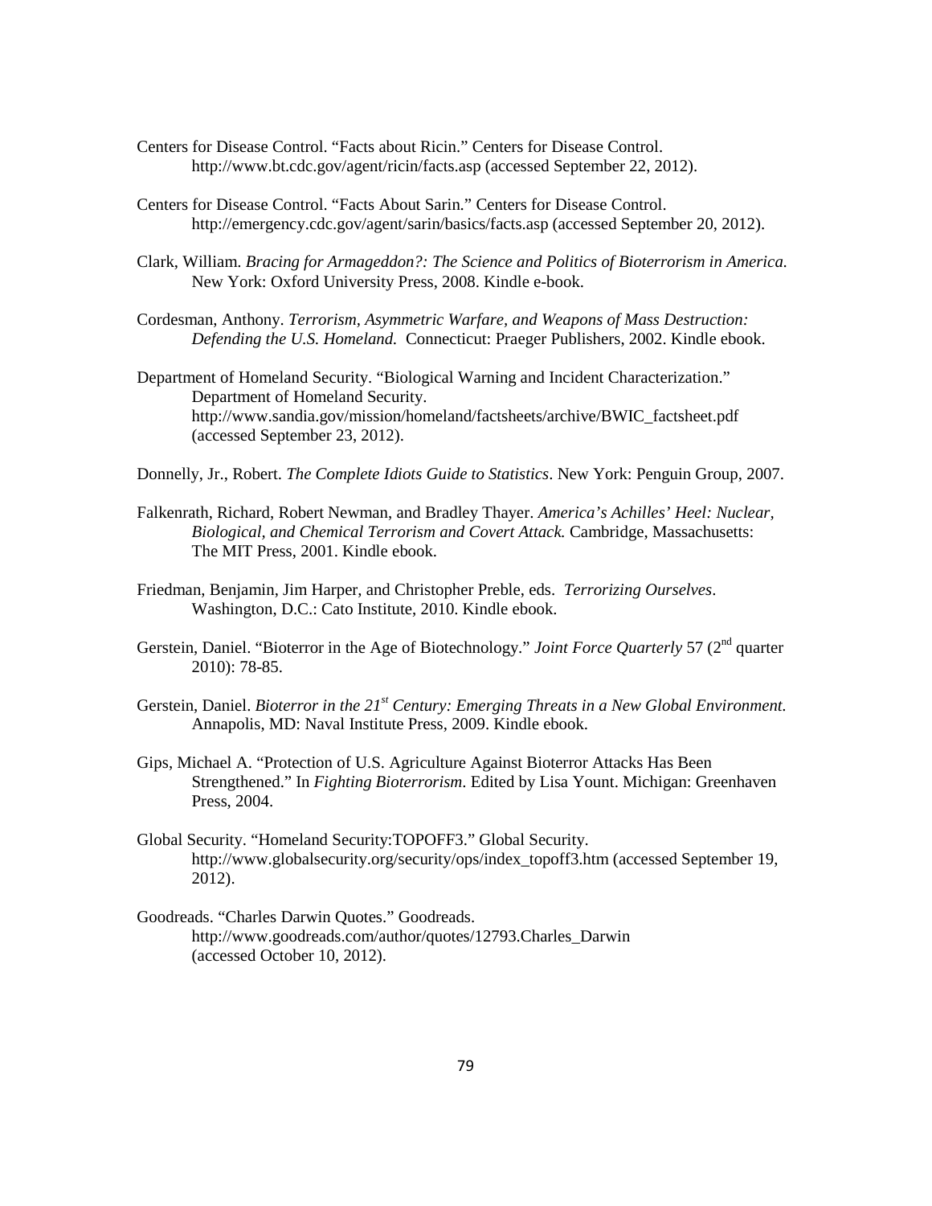Centers for Disease Control. "Facts about Ricin." Centers for Disease Control. http://www.bt.cdc.gov/agent/ricin/facts.asp (accessed September 22, 2012).

Centers for Disease Control. "Facts About Sarin." Centers for Disease Control. http://emergency.cdc.gov/agent/sarin/basics/facts.asp (accessed September 20, 2012).

Clark, William. *Bracing for Armageddon?: The Science and Politics of Bioterrorism in America.* New York: Oxford University Press, 2008. Kindle e-book.

Cordesman, Anthony. *Terrorism, Asymmetric Warfare, and Weapons of Mass Destruction: Defending the U.S. Homeland.* Connecticut: Praeger Publishers, 2002. Kindle ebook.

Department of Homeland Security. "Biological Warning and Incident Characterization." Department of Homeland Security. http://www.sandia.gov/mission/homeland/factsheets/archive/BWIC_factsheet.pdf (accessed September 23, 2012).

Donnelly, Jr., Robert. *The Complete Idiots Guide to Statistics*. New York: Penguin Group, 2007.

Falkenrath, Richard, Robert Newman, and Bradley Thayer. *America's Achilles' Heel: Nuclear, Biological, and Chemical Terrorism and Covert Attack.* Cambridge, Massachusetts: The MIT Press, 2001. Kindle ebook.

Friedman, Benjamin, Jim Harper, and Christopher Preble, eds. *Terrorizing Ourselves*. Washington, D.C.: Cato Institute, 2010. Kindle ebook.

Gerstein, Daniel. "Bioterror in the Age of Biotechnology." *Joint Force Quarterly* 57 (2nd quarter 2010): 78-85.

Gerstein, Daniel. *Bioterror in the 21st Century: Emerging Threats in a New Global Environment.* Annapolis, MD: Naval Institute Press, 2009. Kindle ebook.

Gips, Michael A. "Protection of U.S. Agriculture Against Bioterror Attacks Has Been Strengthened." In *Fighting Bioterrorism*. Edited by Lisa Yount. Michigan: Greenhaven Press, 2004.

Global Security. "Homeland Security:TOPOFF3." Global Security. http://www.globalsecurity.org/security/ops/index_topoff3.htm (accessed September 19, 2012).

Goodreads. "Charles Darwin Quotes." Goodreads. http://www.goodreads.com/author/quotes/12793.Charles_Darwin (accessed October 10, 2012).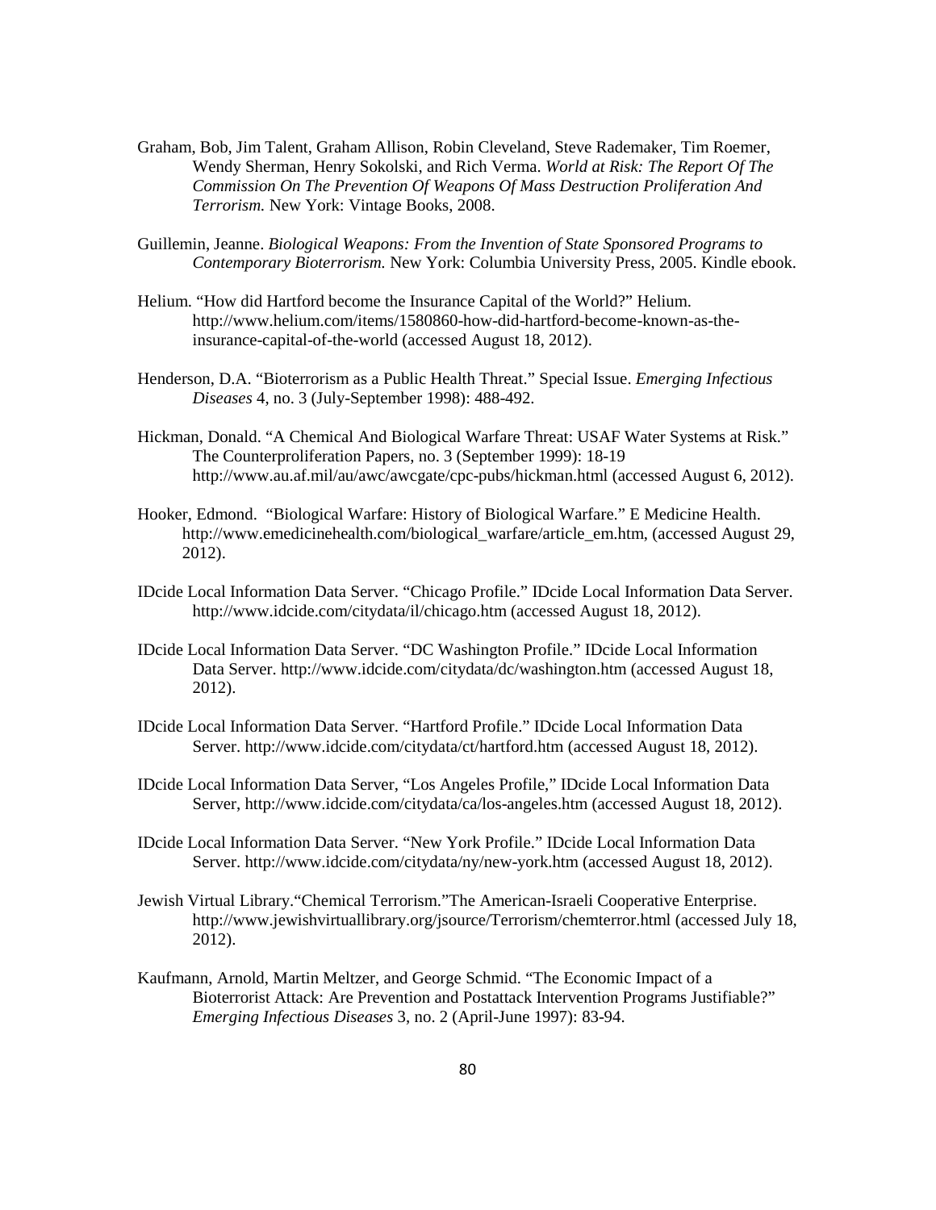Graham, Bob, Jim Talent, Graham Allison, Robin Cleveland, Steve Rademaker, Tim Roemer, Wendy Sherman, Henry Sokolski, and Rich Verma. *World at Risk: The Report Of The Commission On The Prevention Of Weapons Of Mass Destruction Proliferation And Terrorism.* New York: Vintage Books, 2008.

Guillemin, Jeanne. *Biological Weapons: From the Invention of State Sponsored Programs to Contemporary Bioterrorism.* New York: Columbia University Press, 2005. Kindle ebook.

Helium. "How did Hartford become the Insurance Capital of the World?" Helium. http://www.helium.com/items/1580860-how-did-hartford-become-known-as-the-insurance-capital-of-the-world (accessed August 18, 2012).

Henderson, D.A. "Bioterrorism as a Public Health Threat." Special Issue. *Emerging Infectious Diseases* 4, no. 3 (July-September 1998): 488-492.

Hickman, Donald. "A Chemical And Biological Warfare Threat: USAF Water Systems at Risk." The Counterproliferation Papers, no. 3 (September 1999): 18-19 http://www.au.af.mil/au/awc/awcgate/cpc-pubs/hickman.html (accessed August 6, 2012).

Hooker, Edmond. "Biological Warfare: History of Biological Warfare." E Medicine Health. http://www.emedicinehealth.com/biological_warfare/article_em.htm, (accessed August 29, 2012).

IDcide Local Information Data Server. "Chicago Profile." IDcide Local Information Data Server. http://www.idcide.com/citydata/il/chicago.htm (accessed August 18, 2012).

IDcide Local Information Data Server. "DC Washington Profile." IDcide Local Information Data Server. http://www.idcide.com/citydata/dc/washington.htm (accessed August 18, 2012).

IDcide Local Information Data Server. "Hartford Profile." IDcide Local Information Data Server. http://www.idcide.com/citydata/ct/hartford.htm (accessed August 18, 2012).

IDcide Local Information Data Server, "Los Angeles Profile," IDcide Local Information Data Server, http://www.idcide.com/citydata/ca/los-angeles.htm (accessed August 18, 2012).

IDcide Local Information Data Server. "New York Profile." IDcide Local Information Data Server. http://www.idcide.com/citydata/ny/new-york.htm (accessed August 18, 2012).

Jewish Virtual Library."Chemical Terrorism."The American-Israeli Cooperative Enterprise. http://www.jewishvirtuallibrary.org/jsource/Terrorism/chemterror.html (accessed July 18, 2012).

Kaufmann, Arnold, Martin Meltzer, and George Schmid. "The Economic Impact of a Bioterrorist Attack: Are Prevention and Postattack Intervention Programs Justifiable?" *Emerging Infectious Diseases* 3, no. 2 (April-June 1997): 83-94.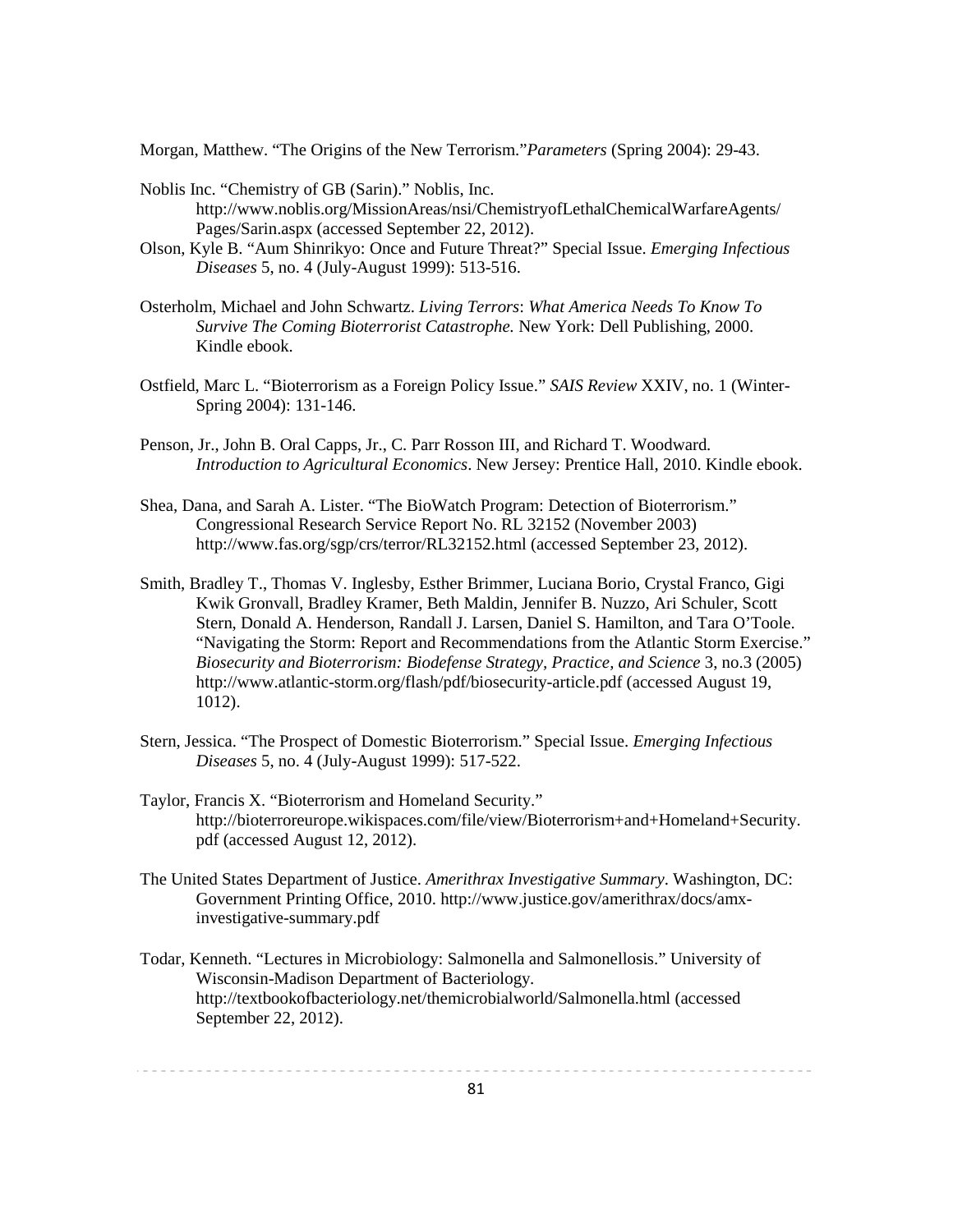Morgan, Matthew. "The Origins of the New Terrorism."*Parameters* (Spring 2004): 29-43.

Noblis Inc. "Chemistry of GB (Sarin)." Noblis, Inc. http://www.noblis.org/MissionAreas/nsi/ChemistryofLethalChemicalWarfareAgents/Pages/Sarin.aspx (accessed September 22, 2012).

Olson, Kyle B. "Aum Shinrikyo: Once and Future Threat?" Special Issue. *Emerging Infectious Diseases* 5, no. 4 (July-August 1999): 513-516.

Osterholm, Michael and John Schwartz. *Living Terrors*: *What America Needs To Know To Survive The Coming Bioterrorist Catastrophe.* New York: Dell Publishing, 2000. Kindle ebook.

Ostfield, Marc L. "Bioterrorism as a Foreign Policy Issue." *SAIS Review* XXIV, no. 1 (Winter-Spring 2004): 131-146.

Penson, Jr., John B. Oral Capps, Jr., C. Parr Rosson III, and Richard T. Woodward. *Introduction to Agricultural Economics*. New Jersey: Prentice Hall, 2010. Kindle ebook.

Shea, Dana, and Sarah A. Lister. "The BioWatch Program: Detection of Bioterrorism." Congressional Research Service Report No. RL 32152 (November 2003) http://www.fas.org/sgp/crs/terror/RL32152.html (accessed September 23, 2012).

Smith, Bradley T., Thomas V. Inglesby, Esther Brimmer, Luciana Borio, Crystal Franco, Gigi Kwik Gronvall, Bradley Kramer, Beth Maldin, Jennifer B. Nuzzo, Ari Schuler, Scott Stern, Donald A. Henderson, Randall J. Larsen, Daniel S. Hamilton, and Tara O'Toole. "Navigating the Storm: Report and Recommendations from the Atlantic Storm Exercise." *Biosecurity and Bioterrorism: Biodefense Strategy, Practice, and Science* 3, no.3 (2005) http://www.atlantic-storm.org/flash/pdf/biosecurity-article.pdf (accessed August 19, 1012).

Stern, Jessica. "The Prospect of Domestic Bioterrorism." Special Issue. *Emerging Infectious Diseases* 5, no. 4 (July-August 1999): 517-522.

Taylor, Francis X. "Bioterrorism and Homeland Security." http://bioterroreurope.wikispaces.com/file/view/Bioterrorism+and+Homeland+Security.pdf (accessed August 12, 2012).

The United States Department of Justice. *Amerithrax Investigative Summary*. Washington, DC: Government Printing Office, 2010. http://www.justice.gov/amerithrax/docs/amx-investigative-summary.pdf

Todar, Kenneth. "Lectures in Microbiology: Salmonella and Salmonellosis." University of Wisconsin-Madison Department of Bacteriology. http://textbookofbacteriology.net/themicrobialworld/Salmonella.html (accessed September 22, 2012).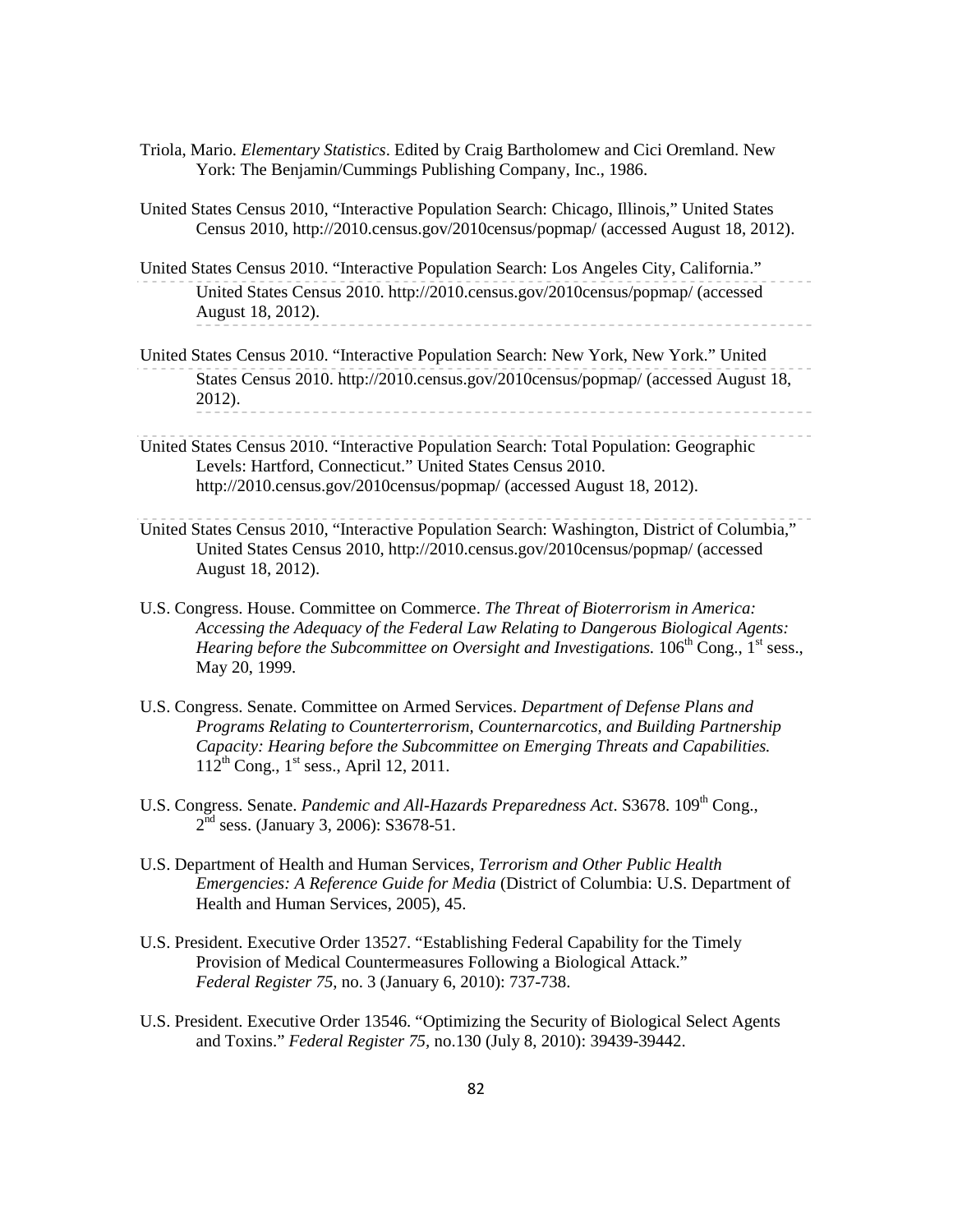Triola, Mario. *Elementary Statistics*. Edited by Craig Bartholomew and Cici Oremland. New York: The Benjamin/Cummings Publishing Company, Inc., 1986.

United States Census 2010, "Interactive Population Search: Chicago, Illinois," United States Census 2010, http://2010.census.gov/2010census/popmap/ (accessed August 18, 2012).

United States Census 2010. "Interactive Population Search: Los Angeles City, California." United States Census 2010. http://2010.census.gov/2010census/popmap/ (accessed August 18, 2012).

United States Census 2010. "Interactive Population Search: New York, New York." United States Census 2010. http://2010.census.gov/2010census/popmap/ (accessed August 18, 2012).

United States Census 2010. "Interactive Population Search: Total Population: Geographic Levels: Hartford, Connecticut." United States Census 2010. http://2010.census.gov/2010census/popmap/ (accessed August 18, 2012).

United States Census 2010, "Interactive Population Search: Washington, District of Columbia," United States Census 2010, http://2010.census.gov/2010census/popmap/ (accessed August 18, 2012).

U.S. Congress. House. Committee on Commerce. *The Threat of Bioterrorism in America: Accessing the Adequacy of the Federal Law Relating to Dangerous Biological Agents: Hearing before the Subcommittee on Oversight and Investigations.* 106th Cong., 1st sess., May 20, 1999.

U.S. Congress. Senate. Committee on Armed Services. *Department of Defense Plans and Programs Relating to Counterterrorism, Counternarcotics, and Building Partnership Capacity: Hearing before the Subcommittee on Emerging Threats and Capabilities.* 112th Cong., 1st sess., April 12, 2011.

U.S. Congress. Senate. *Pandemic and All-Hazards Preparedness Act*. S3678. 109th Cong., 2nd sess. (January 3, 2006): S3678-51.

U.S. Department of Health and Human Services, *Terrorism and Other Public Health Emergencies: A Reference Guide for Media* (District of Columbia: U.S. Department of Health and Human Services, 2005), 45.

U.S. President. Executive Order 13527. "Establishing Federal Capability for the Timely Provision of Medical Countermeasures Following a Biological Attack." *Federal Register 75*, no. 3 (January 6, 2010): 737-738.

U.S. President. Executive Order 13546. "Optimizing the Security of Biological Select Agents and Toxins." *Federal Register 75*, no.130 (July 8, 2010): 39439-39442.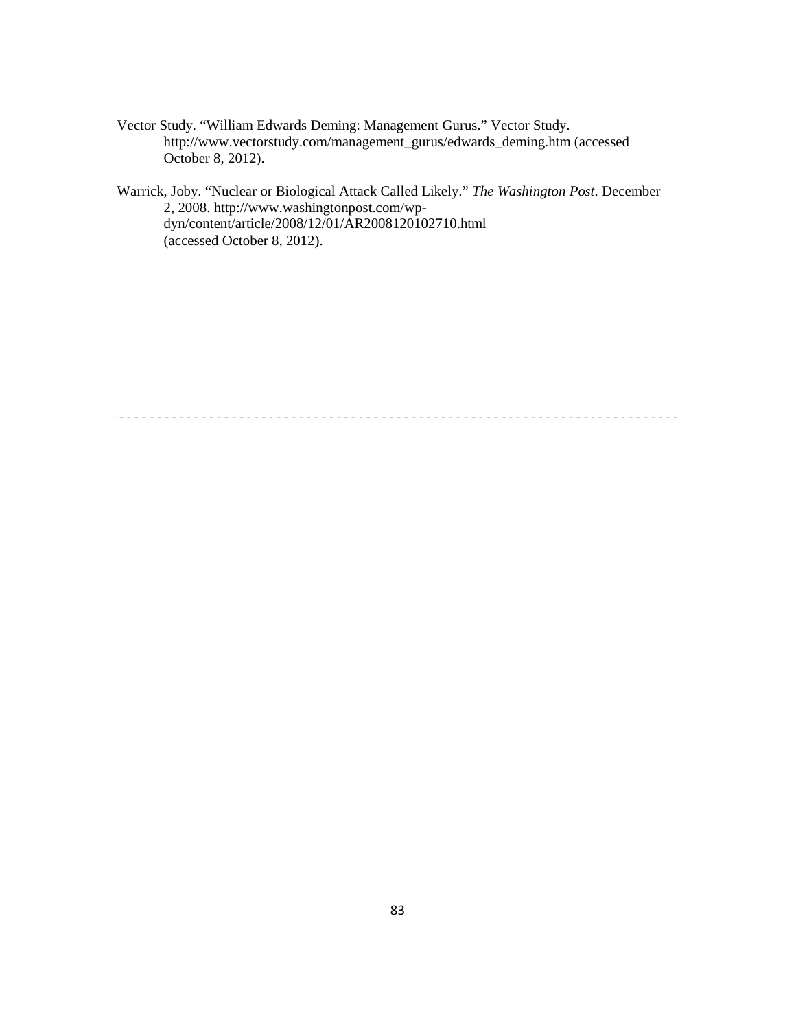Vector Study. "William Edwards Deming: Management Gurus." Vector Study. http://www.vectorstudy.com/management_gurus/edwards_deming.htm (accessed October 8, 2012).

Warrick, Joby. "Nuclear or Biological Attack Called Likely." *The Washington Post*. December 2, 2008. http://www.washingtonpost.com/wp-dyn/content/article/2008/12/01/AR2008120102710.html (accessed October 8, 2012).